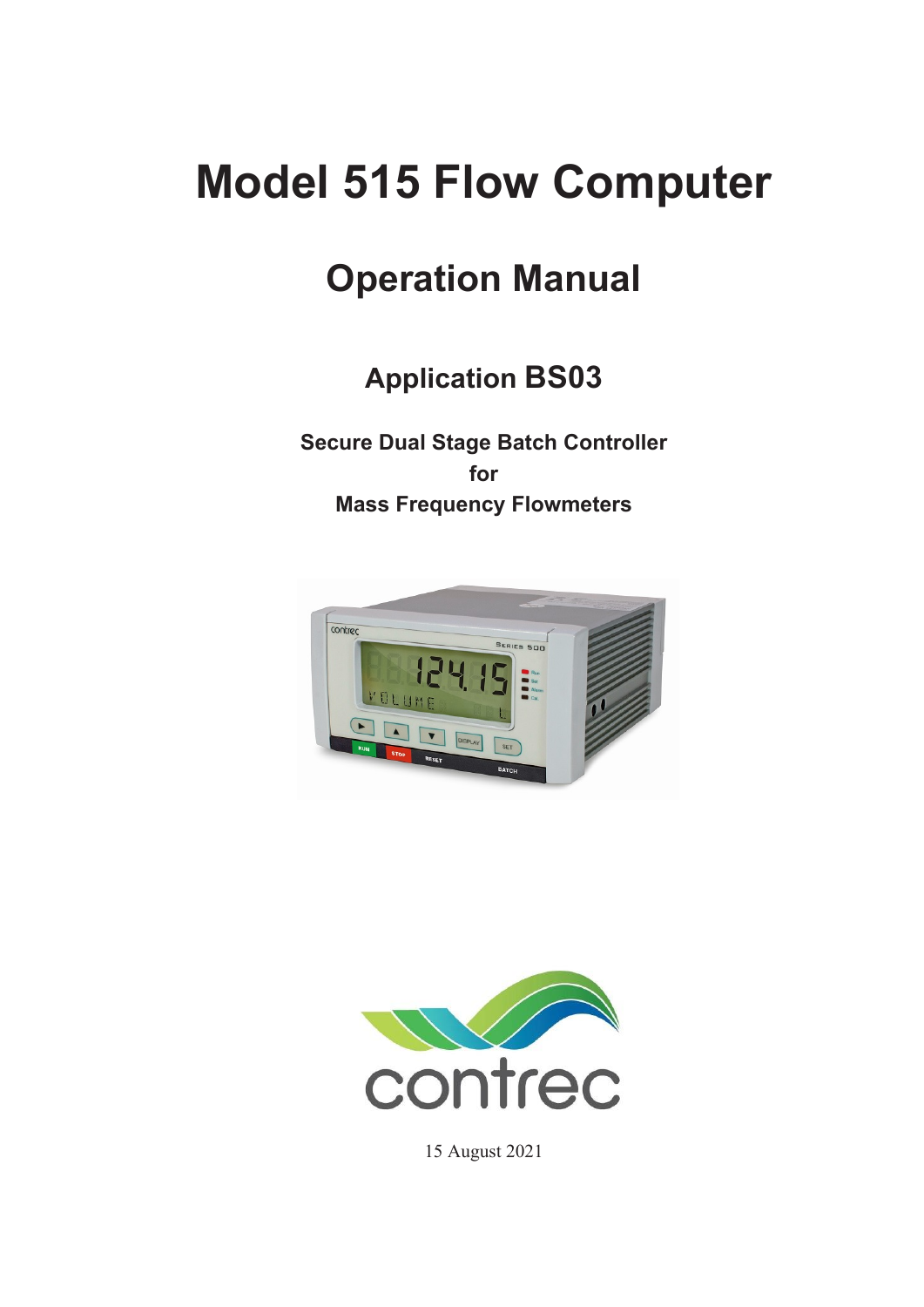# Model 515 Flow Computer

## Operation Manual

### Application BS03

**Secure Dual Stage Batch Controller**
**for**
**Mass Frequency Flowmeters**

15 August 2021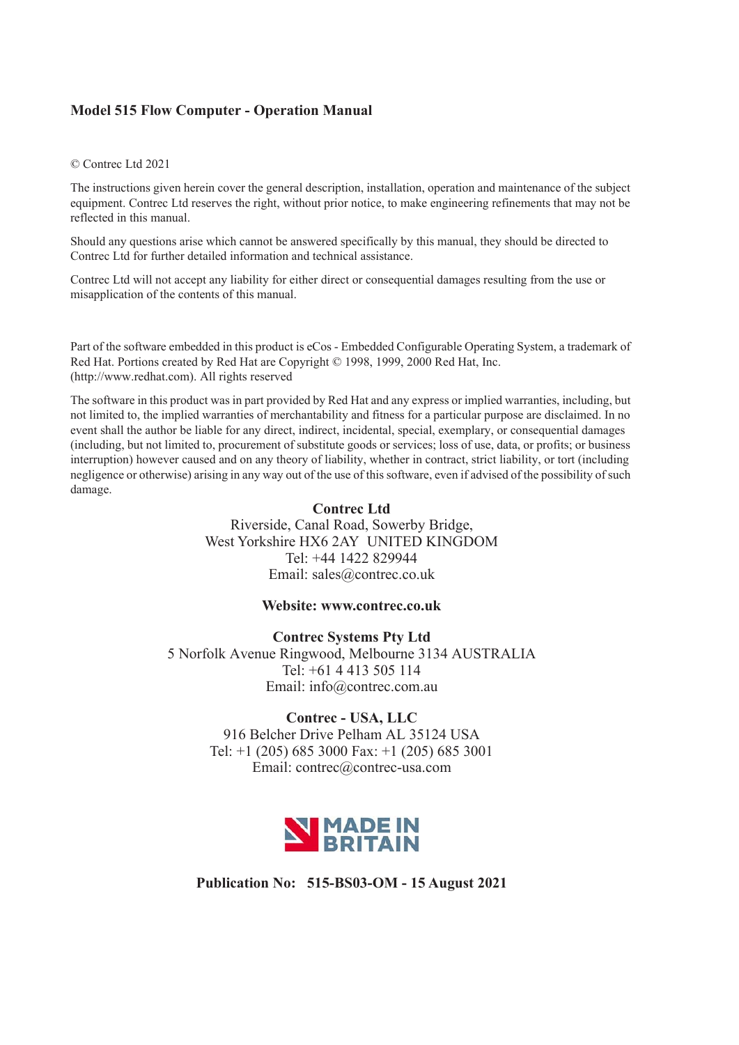**Model 515 Flow Computer - Operation Manual**

© Contrec Ltd 2021

The instructions given herein cover the general description, installation, operation and maintenance of the subject equipment. Contrec Ltd reserves the right, without prior notice, to make engineering refinements that may not be reflected in this manual.

Should any questions arise which cannot be answered specifically by this manual, they should be directed to Contrec Ltd for further detailed information and technical assistance.

Contrec Ltd will not accept any liability for either direct or consequential damages resulting from the use or misapplication of the contents of this manual.

Part of the software embedded in this product is eCos - Embedded Configurable Operating System, a trademark of Red Hat. Portions created by Red Hat are Copyright © 1998, 1999, 2000 Red Hat, Inc. (http://www.redhat.com). All rights reserved

The software in this product was in part provided by Red Hat and any express or implied warranties, including, but not limited to, the implied warranties of merchantability and fitness for a particular purpose are disclaimed. In no event shall the author be liable for any direct, indirect, incidental, special, exemplary, or consequential damages (including, but not limited to, procurement of substitute goods or services; loss of use, data, or profits; or business interruption) however caused and on any theory of liability, whether in contract, strict liability, or tort (including negligence or otherwise) arising in any way out of the use of this software, even if advised of the possibility of such damage.

**Contrec Ltd**
Riverside, Canal Road, Sowerby Bridge,
West Yorkshire HX6 2AY UNITED KINGDOM
Tel: +44 1422 829944
Email: sales@contrec.co.uk

**Website: www.contrec.co.uk**

**Contrec Systems Pty Ltd**
5 Norfolk Avenue Ringwood, Melbourne 3134 AUSTRALIA
Tel: +61 4 413 505 114
Email: info@contrec.com.au

**Contrec - USA, LLC**
916 Belcher Drive Pelham AL 35124 USA
Tel: +1 (205) 685 3000 Fax: +1 (205) 685 3001
Email: contrec@contrec-usa.com

MADE IN BRITAIN

**Publication No: 515-BS03-OM - 15 August 2021**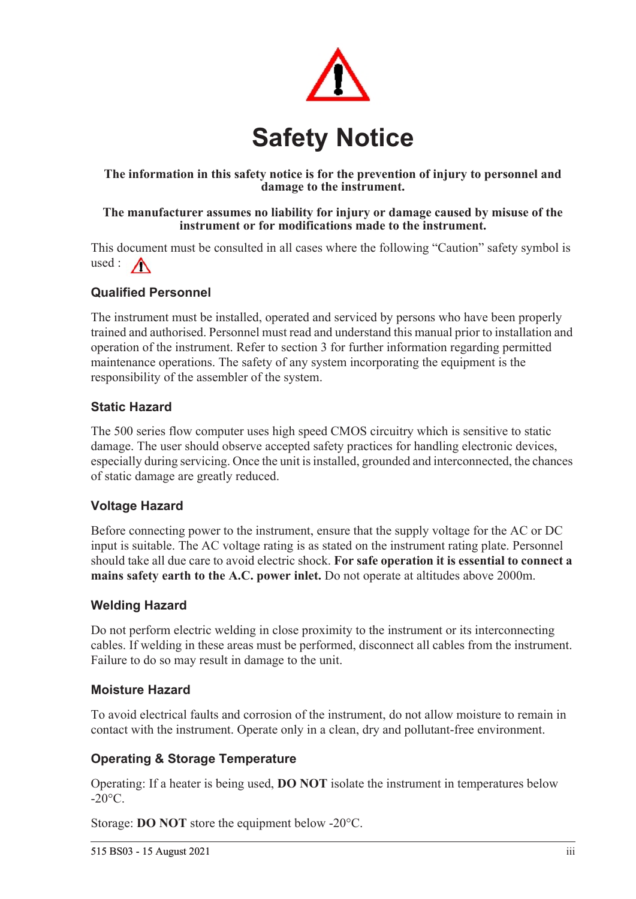# Safety Notice

**The information in this safety notice is for the prevention of injury to personnel and damage to the instrument.**

**The manufacturer assumes no liability for injury or damage caused by misuse of the instrument or for modifications made to the instrument.**

This document must be consulted in all cases where the following "Caution" safety symbol is used :

### Qualified Personnel

The instrument must be installed, operated and serviced by persons who have been properly trained and authorised. Personnel must read and understand this manual prior to installation and operation of the instrument. Refer to section 3 for further information regarding permitted maintenance operations. The safety of any system incorporating the equipment is the responsibility of the assembler of the system.

### Static Hazard

The 500 series flow computer uses high speed CMOS circuitry which is sensitive to static damage. The user should observe accepted safety practices for handling electronic devices, especially during servicing. Once the unit is installed, grounded and interconnected, the chances of static damage are greatly reduced.

### Voltage Hazard

Before connecting power to the instrument, ensure that the supply voltage for the AC or DC input is suitable. The AC voltage rating is as stated on the instrument rating plate. Personnel should take all due care to avoid electric shock. **For safe operation it is essential to connect a mains safety earth to the A.C. power inlet.** Do not operate at altitudes above 2000m.

### Welding Hazard

Do not perform electric welding in close proximity to the instrument or its interconnecting cables. If welding in these areas must be performed, disconnect all cables from the instrument. Failure to do so may result in damage to the unit.

### Moisture Hazard

To avoid electrical faults and corrosion of the instrument, do not allow moisture to remain in contact with the instrument. Operate only in a clean, dry and pollutant-free environment.

### Operating & Storage Temperature

Operating: If a heater is being used, **DO NOT** isolate the instrument in temperatures below -20°C.

Storage: **DO NOT** store the equipment below -20°C.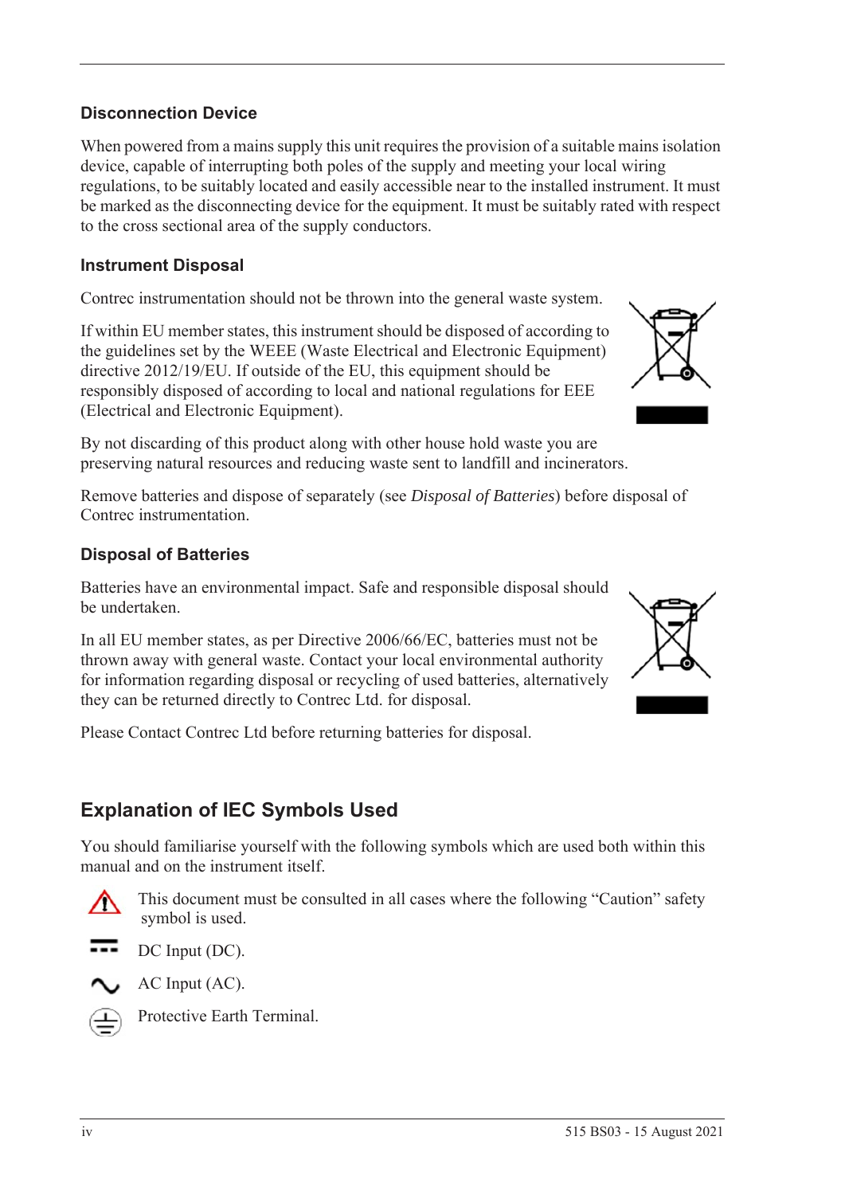### Disconnection Device

When powered from a mains supply this unit requires the provision of a suitable mains isolation device, capable of interrupting both poles of the supply and meeting your local wiring regulations, to be suitably located and easily accessible near to the installed instrument. It must be marked as the disconnecting device for the equipment. It must be suitably rated with respect to the cross sectional area of the supply conductors.

### Instrument Disposal

Contrec instrumentation should not be thrown into the general waste system.

If within EU member states, this instrument should be disposed of according to the guidelines set by the WEEE (Waste Electrical and Electronic Equipment) directive 2012/19/EU. If outside of the EU, this equipment should be responsibly disposed of according to local and national regulations for EEE (Electrical and Electronic Equipment).

By not discarding of this product along with other house hold waste you are preserving natural resources and reducing waste sent to landfill and incinerators.

Remove batteries and dispose of separately (see *Disposal of Batteries*) before disposal of Contrec instrumentation.

### Disposal of Batteries

Batteries have an environmental impact. Safe and responsible disposal should be undertaken.

In all EU member states, as per Directive 2006/66/EC, batteries must not be thrown away with general waste. Contact your local environmental authority for information regarding disposal or recycling of used batteries, alternatively they can be returned directly to Contrec Ltd. for disposal.

Please Contact Contrec Ltd before returning batteries for disposal.

## Explanation of IEC Symbols Used

You should familiarise yourself with the following symbols which are used both within this manual and on the instrument itself.

This document must be consulted in all cases where the following "Caution" safety symbol is used.

DC Input (DC).

AC Input (AC).

Protective Earth Terminal.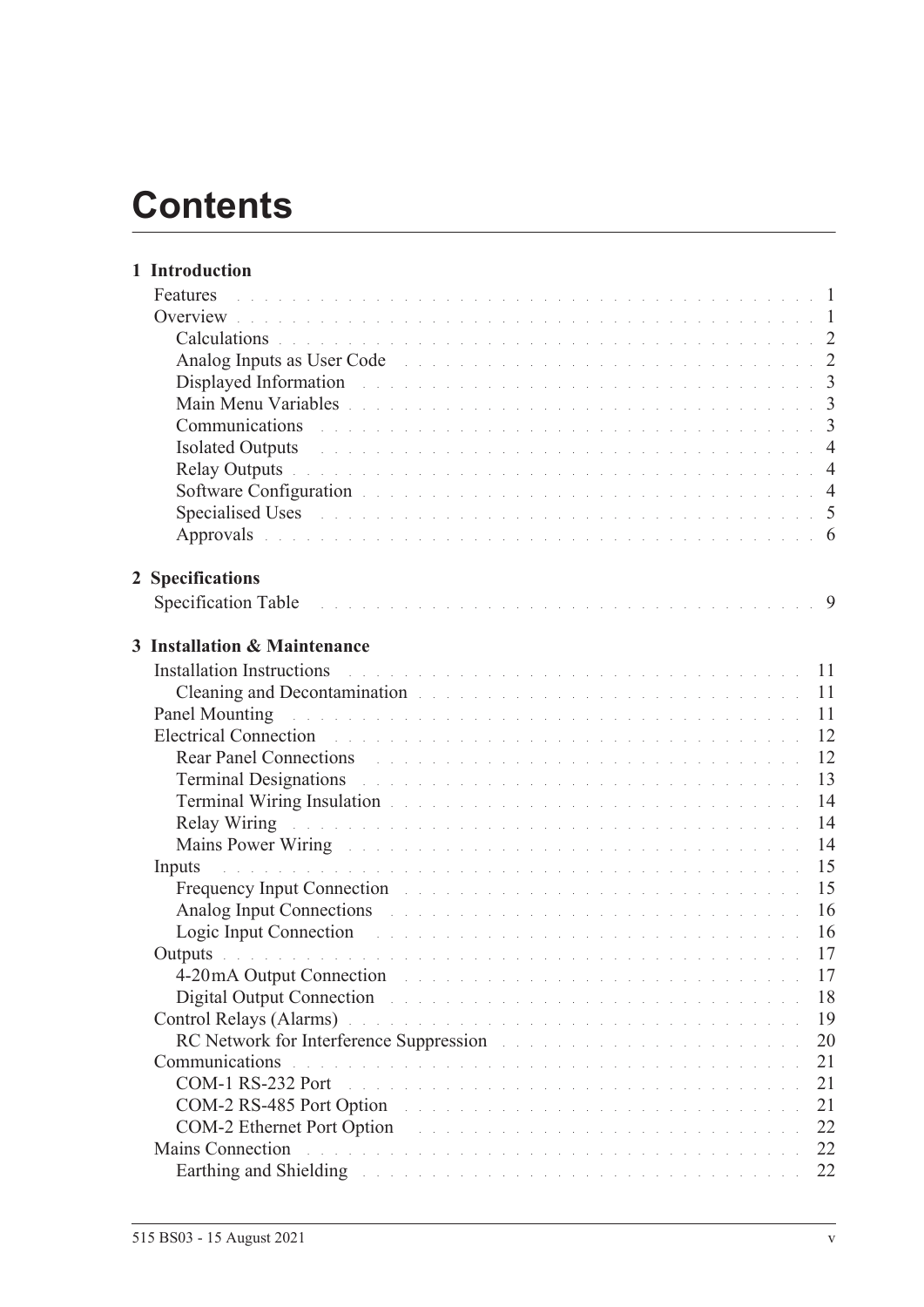# Contents

**1 Introduction**

- Features 1
- Overview 1
  - Calculations 2
  - Analog Inputs as User Code 2
  - Displayed Information 3
  - Main Menu Variables 3
  - Communications 3
  - Isolated Outputs 4
  - Relay Outputs 4
  - Software Configuration 4
  - Specialised Uses 5
  - Approvals 6

**2 Specifications**

- Specification Table 9

**3 Installation & Maintenance**

- Installation Instructions 11
  - Cleaning and Decontamination 11
- Panel Mounting 11
- Electrical Connection 12
  - Rear Panel Connections 12
  - Terminal Designations 13
  - Terminal Wiring Insulation 14
  - Relay Wiring 14
  - Mains Power Wiring 14
- Inputs 15
  - Frequency Input Connection 15
  - Analog Input Connections 16
  - Logic Input Connection 16
- Outputs 17
  - 4-20mA Output Connection 17
  - Digital Output Connection 18
- Control Relays (Alarms) 19
  - RC Network for Interference Suppression 20
- Communications 21
  - COM-1 RS-232 Port 21
  - COM-2 RS-485 Port Option 21
  - COM-2 Ethernet Port Option 22
- Mains Connection 22
  - Earthing and Shielding 22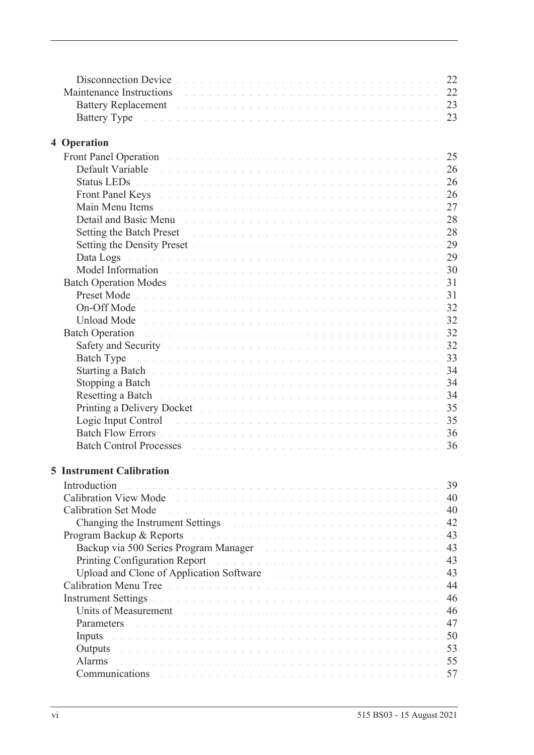- Disconnection Device . . . 22
- Maintenance Instructions . . . 22
  - Battery Replacement . . . 23
  - Battery Type . . . 23

## 4 Operation

- Front Panel Operation . . . 25
  - Default Variable . . . 26
  - Status LEDs . . . 26
  - Front Panel Keys . . . 26
  - Main Menu Items . . . 27
  - Detail and Basic Menu . . . 28
  - Setting the Batch Preset . . . 28
  - Setting the Density Preset . . . 29
  - Data Logs . . . 29
  - Model Information . . . 30
- Batch Operation Modes . . . 31
  - Preset Mode . . . 31
  - On-Off Mode . . . 32
  - Unload Mode . . . 32
- Batch Operation . . . 32
  - Safety and Security . . . 32
  - Batch Type . . . 33
  - Starting a Batch . . . 34
  - Stopping a Batch . . . 34
  - Resetting a Batch . . . 34
  - Printing a Delivery Docket . . . 35
  - Logic Input Control . . . 35
  - Batch Flow Errors . . . 36
  - Batch Control Processes . . . 36

## 5 Instrument Calibration

- Introduction . . . 39
- Calibration View Mode . . . 40
- Calibration Set Mode . . . 40
  - Changing the Instrument Settings . . . 42
- Program Backup & Reports . . . 43
  - Backup via 500 Series Program Manager . . . 43
  - Printing Configuration Report . . . 43
  - Upload and Clone of Application Software . . . 43
- Calibration Menu Tree . . . 44
- Instrument Settings . . . 46
  - Units of Measurement . . . 46
  - Parameters . . . 47
  - Inputs . . . 50
  - Outputs . . . 53
  - Alarms . . . 55
  - Communications . . . 57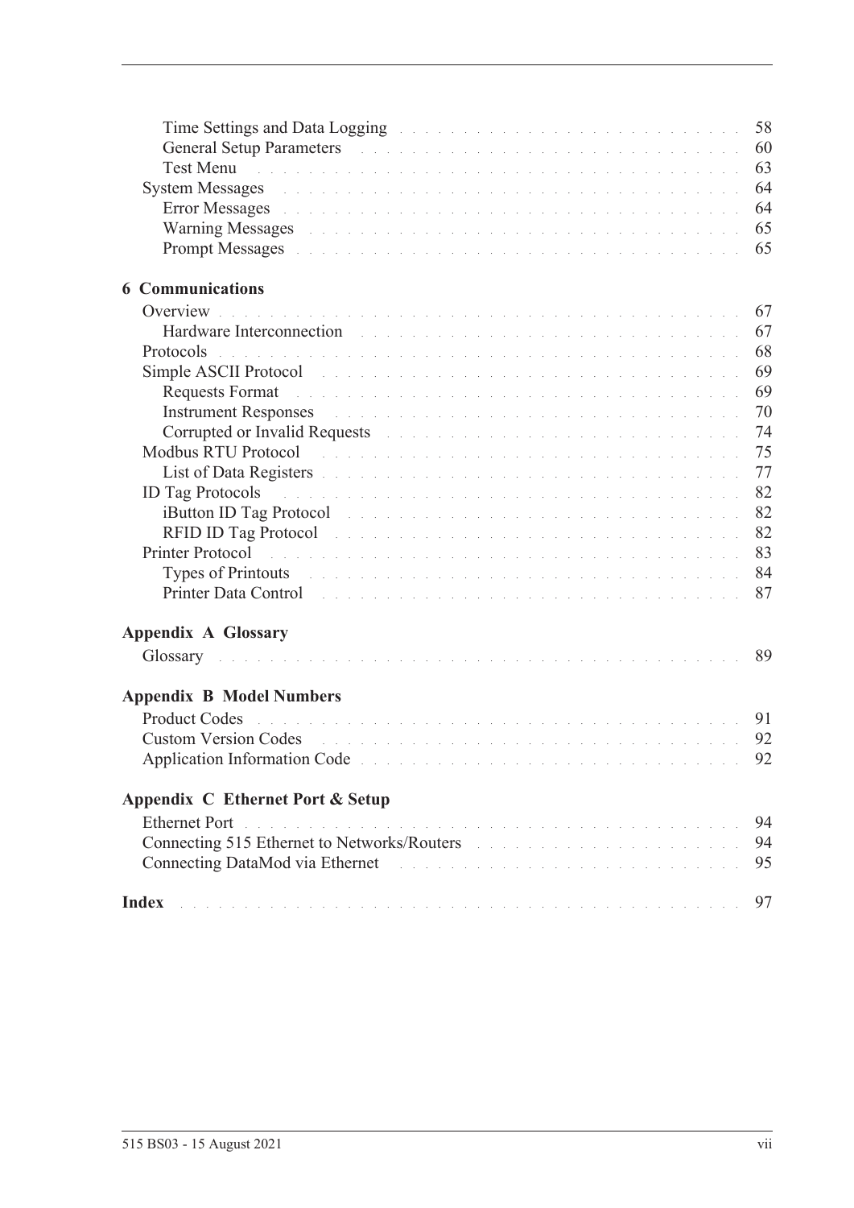Time Settings and Data Logging . . . . . 58
General Setup Parameters . . . . . 60
Test Menu . . . . . 63

System Messages . . . . . 64
Error Messages . . . . . 64
Warning Messages . . . . . 65
Prompt Messages . . . . . 65

**6 Communications**

Overview . . . . . 67
Hardware Interconnection . . . . . 67

Protocols . . . . . 68

Simple ASCII Protocol . . . . . 69
Requests Format . . . . . 69
Instrument Responses . . . . . 70
Corrupted or Invalid Requests . . . . . 74

Modbus RTU Protocol . . . . . 75
List of Data Registers . . . . . 77

ID Tag Protocols . . . . . 82
iButton ID Tag Protocol . . . . . 82
RFID ID Tag Protocol . . . . . 82

Printer Protocol . . . . . 83
Types of Printouts . . . . . 84
Printer Data Control . . . . . 87

**Appendix A Glossary**

Glossary . . . . . 89

**Appendix B Model Numbers**

Product Codes . . . . . 91
Custom Version Codes . . . . . 92
Application Information Code . . . . . 92

**Appendix C Ethernet Port & Setup**

Ethernet Port . . . . . 94
Connecting 515 Ethernet to Networks/Routers . . . . . 94
Connecting DataMod via Ethernet . . . . . 95

**Index** . . . . . 97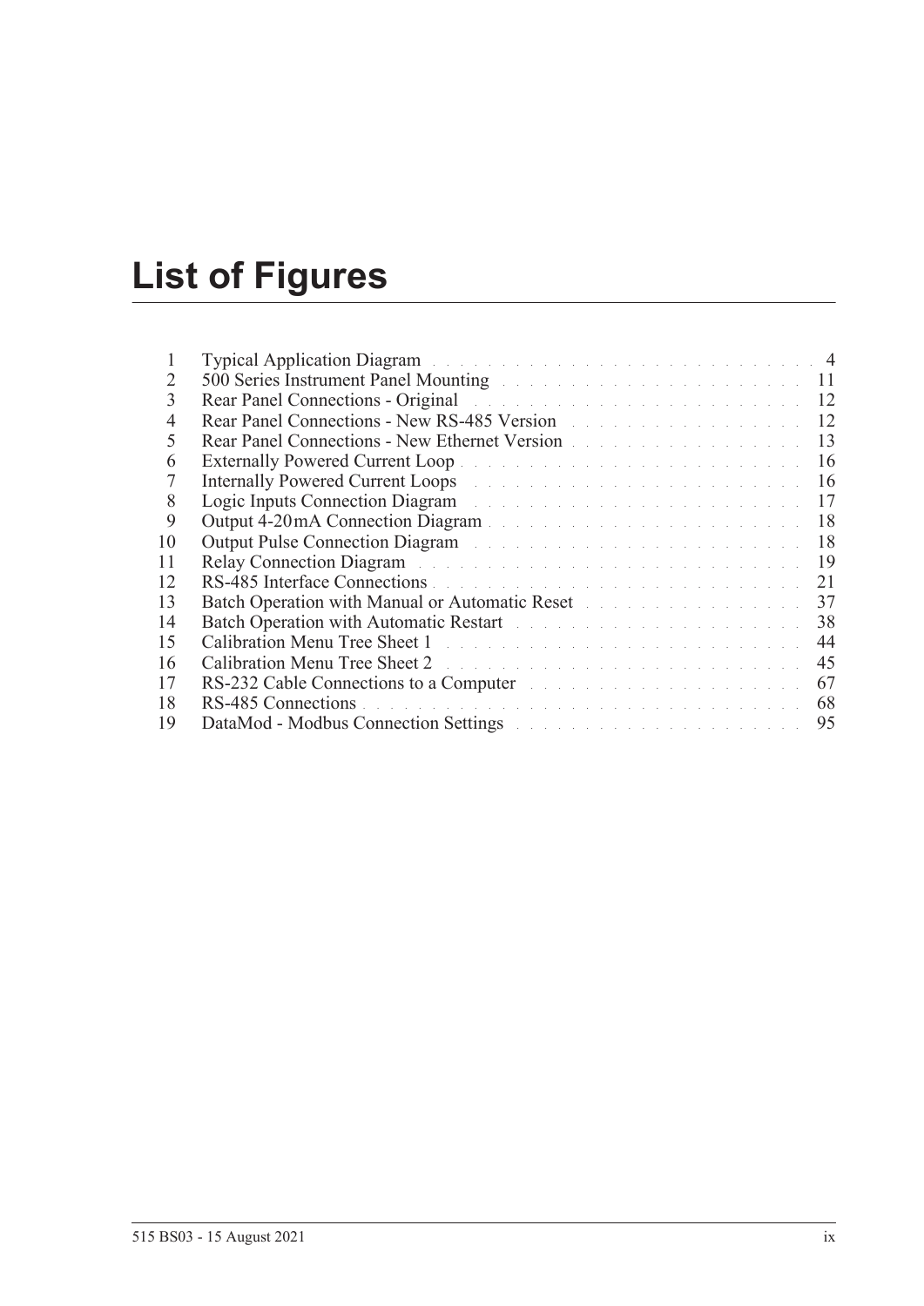# List of Figures

| | | |
|---|---|---|
| 1 | Typical Application Diagram | 4 |
| 2 | 500 Series Instrument Panel Mounting | 11 |
| 3 | Rear Panel Connections - Original | 12 |
| 4 | Rear Panel Connections - New RS-485 Version | 12 |
| 5 | Rear Panel Connections - New Ethernet Version | 13 |
| 6 | Externally Powered Current Loop | 16 |
| 7 | Internally Powered Current Loops | 16 |
| 8 | Logic Inputs Connection Diagram | 17 |
| 9 | Output 4-20 mA Connection Diagram | 18 |
| 10 | Output Pulse Connection Diagram | 18 |
| 11 | Relay Connection Diagram | 19 |
| 12 | RS-485 Interface Connections | 21 |
| 13 | Batch Operation with Manual or Automatic Reset | 37 |
| 14 | Batch Operation with Automatic Restart | 38 |
| 15 | Calibration Menu Tree Sheet 1 | 44 |
| 16 | Calibration Menu Tree Sheet 2 | 45 |
| 17 | RS-232 Cable Connections to a Computer | 67 |
| 18 | RS-485 Connections | 68 |
| 19 | DataMod - Modbus Connection Settings | 95 |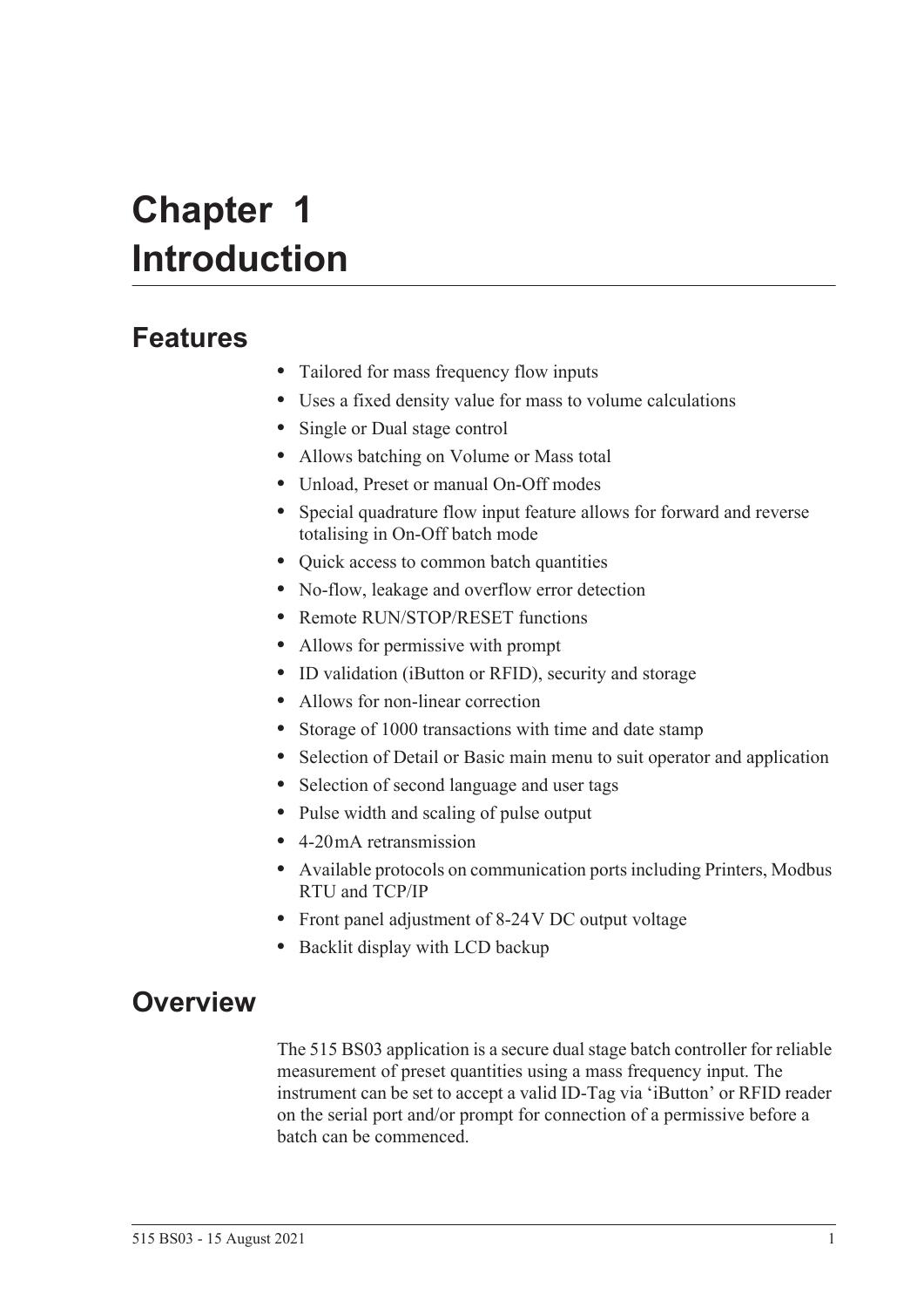# Chapter 1 Introduction

## Features

- Tailored for mass frequency flow inputs
- Uses a fixed density value for mass to volume calculations
- Single or Dual stage control
- Allows batching on Volume or Mass total
- Unload, Preset or manual On-Off modes
- Special quadrature flow input feature allows for forward and reverse totalising in On-Off batch mode
- Quick access to common batch quantities
- No-flow, leakage and overflow error detection
- Remote RUN/STOP/RESET functions
- Allows for permissive with prompt
- ID validation (iButton or RFID), security and storage
- Allows for non-linear correction
- Storage of 1000 transactions with time and date stamp
- Selection of Detail or Basic main menu to suit operator and application
- Selection of second language and user tags
- Pulse width and scaling of pulse output
- 4-20 mA retransmission
- Available protocols on communication ports including Printers, Modbus RTU and TCP/IP
- Front panel adjustment of 8-24 V DC output voltage
- Backlit display with LCD backup

## Overview

The 515 BS03 application is a secure dual stage batch controller for reliable measurement of preset quantities using a mass frequency input. The instrument can be set to accept a valid ID-Tag via 'iButton' or RFID reader on the serial port and/or prompt for connection of a permissive before a batch can be commenced.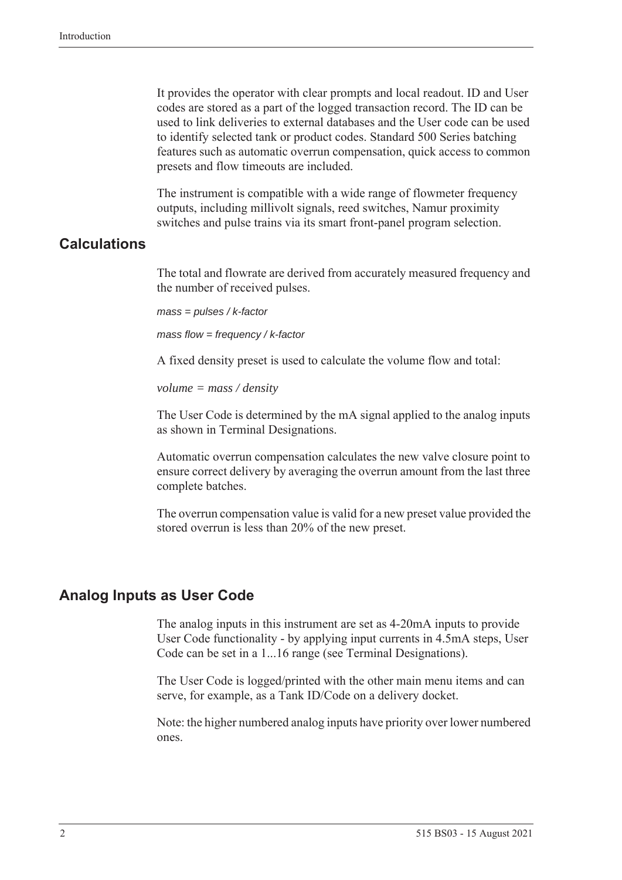It provides the operator with clear prompts and local readout. ID and User codes are stored as a part of the logged transaction record. The ID can be used to link deliveries to external databases and the User code can be used to identify selected tank or product codes. Standard 500 Series batching features such as automatic overrun compensation, quick access to common presets and flow timeouts are included.

The instrument is compatible with a wide range of flowmeter frequency outputs, including millivolt signals, reed switches, Namur proximity switches and pulse trains via its smart front-panel program selection.

## Calculations

The total and flowrate are derived from accurately measured frequency and the number of received pulses.

*mass = pulses / k-factor*

*mass flow = frequency / k-factor*

A fixed density preset is used to calculate the volume flow and total:

*volume = mass / density*

The User Code is determined by the mA signal applied to the analog inputs as shown in Terminal Designations.

Automatic overrun compensation calculates the new valve closure point to ensure correct delivery by averaging the overrun amount from the last three complete batches.

The overrun compensation value is valid for a new preset value provided the stored overrun is less than 20% of the new preset.

## Analog Inputs as User Code

The analog inputs in this instrument are set as 4-20mA inputs to provide User Code functionality - by applying input currents in 4.5mA steps, User Code can be set in a 1...16 range (see Terminal Designations).

The User Code is logged/printed with the other main menu items and can serve, for example, as a Tank ID/Code on a delivery docket.

Note: the higher numbered analog inputs have priority over lower numbered ones.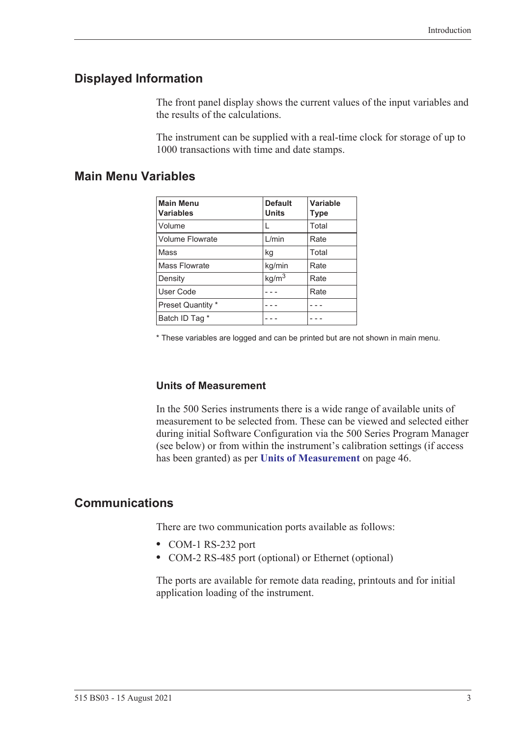## Displayed Information

The front panel display shows the current values of the input variables and the results of the calculations.

The instrument can be supplied with a real-time clock for storage of up to 1000 transactions with time and date stamps.

## Main Menu Variables

| Main Menu Variables | Default Units | Variable Type |
|---|---|---|
| Volume | L | Total |
| Volume Flowrate | L/min | Rate |
| Mass | kg | Total |
| Mass Flowrate | kg/min | Rate |
| Density | kg/m$^3$ | Rate |
| User Code | - - - | Rate |
| Preset Quantity * | - - - | - - - |
| Batch ID Tag * | - - - | - - - |

* These variables are logged and can be printed but are not shown in main menu.

### Units of Measurement

In the 500 Series instruments there is a wide range of available units of measurement to be selected from. These can be viewed and selected either during initial Software Configuration via the 500 Series Program Manager (see below) or from within the instrument's calibration settings (if access has been granted) as per **Units of Measurement** on page 46.

## Communications

There are two communication ports available as follows:

- COM-1 RS-232 port
- COM-2 RS-485 port (optional) or Ethernet (optional)

The ports are available for remote data reading, printouts and for initial application loading of the instrument.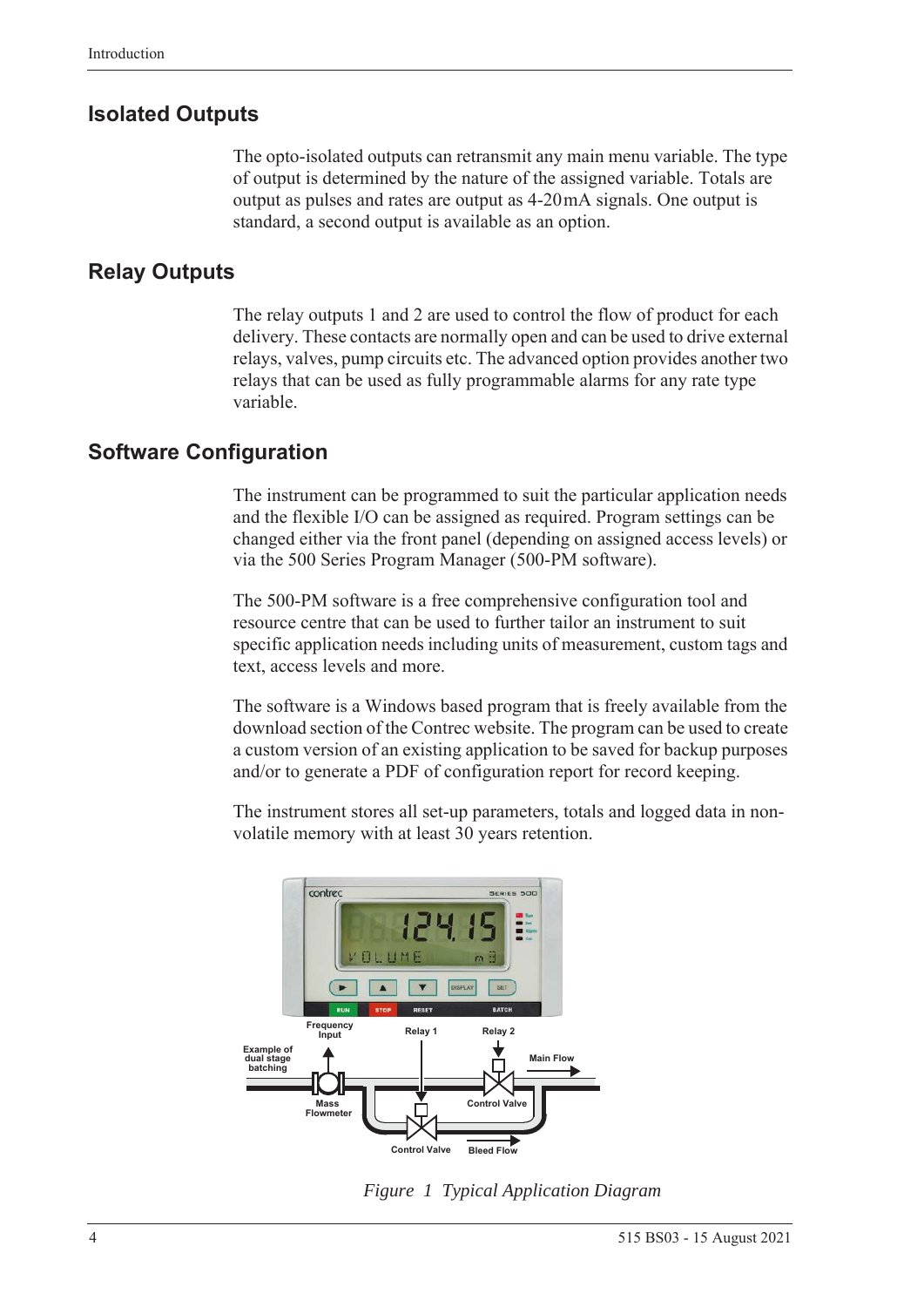## Isolated Outputs

The opto-isolated outputs can retransmit any main menu variable. The type of output is determined by the nature of the assigned variable. Totals are output as pulses and rates are output as 4-20mA signals. One output is standard, a second output is available as an option.

## Relay Outputs

The relay outputs 1 and 2 are used to control the flow of product for each delivery. These contacts are normally open and can be used to drive external relays, valves, pump circuits etc. The advanced option provides another two relays that can be used as fully programmable alarms for any rate type variable.

## Software Configuration

The instrument can be programmed to suit the particular application needs and the flexible I/O can be assigned as required. Program settings can be changed either via the front panel (depending on assigned access levels) or via the 500 Series Program Manager (500-PM software).

The 500-PM software is a free comprehensive configuration tool and resource centre that can be used to further tailor an instrument to suit specific application needs including units of measurement, custom tags and text, access levels and more.

The software is a Windows based program that is freely available from the download section of the Contrec website. The program can be used to create a custom version of an existing application to be saved for backup purposes and/or to generate a PDF of configuration report for record keeping.

The instrument stores all set-up parameters, totals and logged data in non-volatile memory with at least 30 years retention.

*Figure 1 Typical Application Diagram*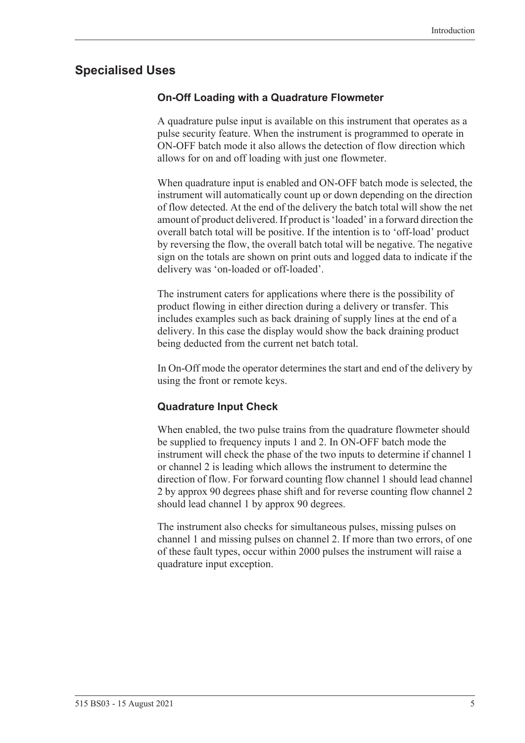## Specialised Uses

### On-Off Loading with a Quadrature Flowmeter

A quadrature pulse input is available on this instrument that operates as a pulse security feature. When the instrument is programmed to operate in ON-OFF batch mode it also allows the detection of flow direction which allows for on and off loading with just one flowmeter.

When quadrature input is enabled and ON-OFF batch mode is selected, the instrument will automatically count up or down depending on the direction of flow detected. At the end of the delivery the batch total will show the net amount of product delivered. If product is 'loaded' in a forward direction the overall batch total will be positive. If the intention is to 'off-load' product by reversing the flow, the overall batch total will be negative. The negative sign on the totals are shown on print outs and logged data to indicate if the delivery was 'on-loaded or off-loaded'.

The instrument caters for applications where there is the possibility of product flowing in either direction during a delivery or transfer. This includes examples such as back draining of supply lines at the end of a delivery. In this case the display would show the back draining product being deducted from the current net batch total.

In On-Off mode the operator determines the start and end of the delivery by using the front or remote keys.

### Quadrature Input Check

When enabled, the two pulse trains from the quadrature flowmeter should be supplied to frequency inputs 1 and 2. In ON-OFF batch mode the instrument will check the phase of the two inputs to determine if channel 1 or channel 2 is leading which allows the instrument to determine the direction of flow. For forward counting flow channel 1 should lead channel 2 by approx 90 degrees phase shift and for reverse counting flow channel 2 should lead channel 1 by approx 90 degrees.

The instrument also checks for simultaneous pulses, missing pulses on channel 1 and missing pulses on channel 2. If more than two errors, of one of these fault types, occur within 2000 pulses the instrument will raise a quadrature input exception.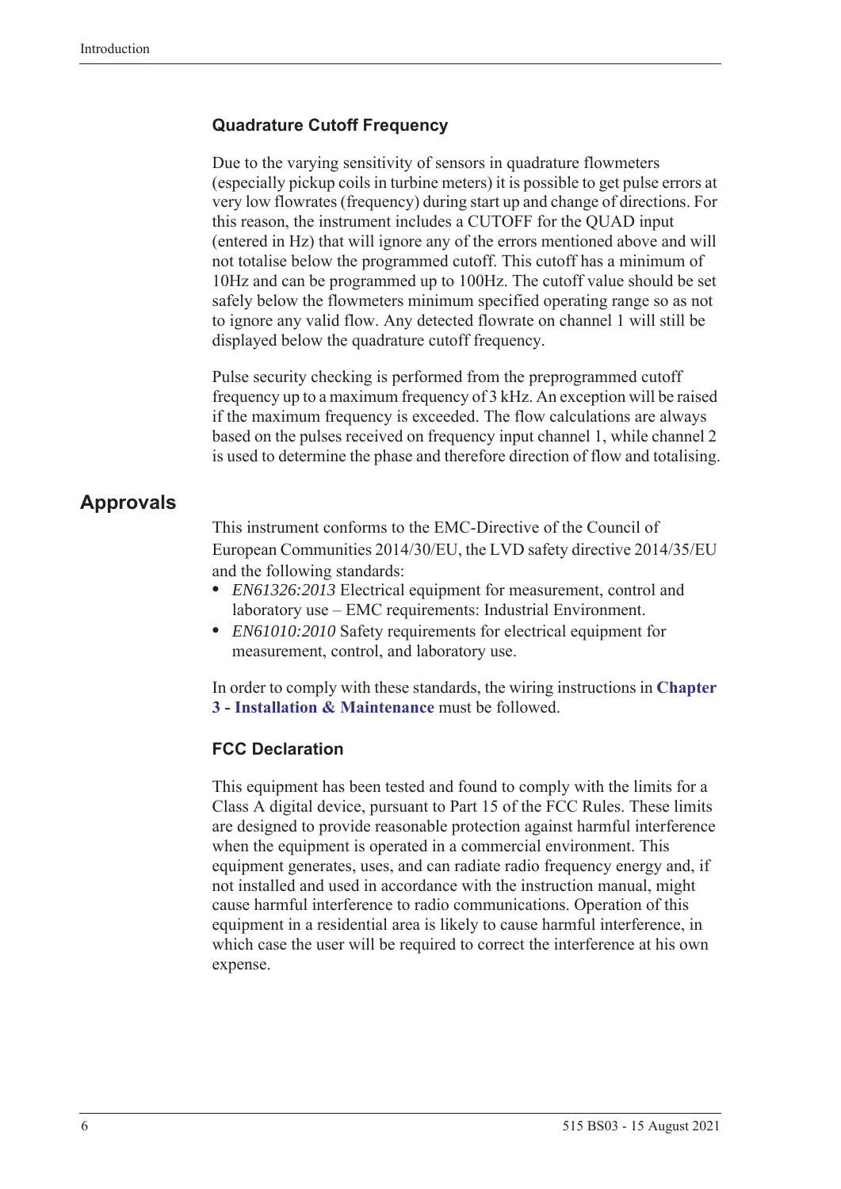### Quadrature Cutoff Frequency

Due to the varying sensitivity of sensors in quadrature flowmeters (especially pickup coils in turbine meters) it is possible to get pulse errors at very low flowrates (frequency) during start up and change of directions. For this reason, the instrument includes a CUTOFF for the QUAD input (entered in Hz) that will ignore any of the errors mentioned above and will not totalise below the programmed cutoff. This cutoff has a minimum of 10Hz and can be programmed up to 100Hz. The cutoff value should be set safely below the flowmeters minimum specified operating range so as not to ignore any valid flow. Any detected flowrate on channel 1 will still be displayed below the quadrature cutoff frequency.

Pulse security checking is performed from the preprogrammed cutoff frequency up to a maximum frequency of 3 kHz. An exception will be raised if the maximum frequency is exceeded. The flow calculations are always based on the pulses received on frequency input channel 1, while channel 2 is used to determine the phase and therefore direction of flow and totalising.

## Approvals

This instrument conforms to the EMC-Directive of the Council of European Communities 2014/30/EU, the LVD safety directive 2014/35/EU and the following standards:

- *EN61326:2013* Electrical equipment for measurement, control and laboratory use – EMC requirements: Industrial Environment.
- *EN61010:2010* Safety requirements for electrical equipment for measurement, control, and laboratory use.

In order to comply with these standards, the wiring instructions in **Chapter 3 - Installation & Maintenance** must be followed.

### FCC Declaration

This equipment has been tested and found to comply with the limits for a Class A digital device, pursuant to Part 15 of the FCC Rules. These limits are designed to provide reasonable protection against harmful interference when the equipment is operated in a commercial environment. This equipment generates, uses, and can radiate radio frequency energy and, if not installed and used in accordance with the instruction manual, might cause harmful interference to radio communications. Operation of this equipment in a residential area is likely to cause harmful interference, in which case the user will be required to correct the interference at his own expense.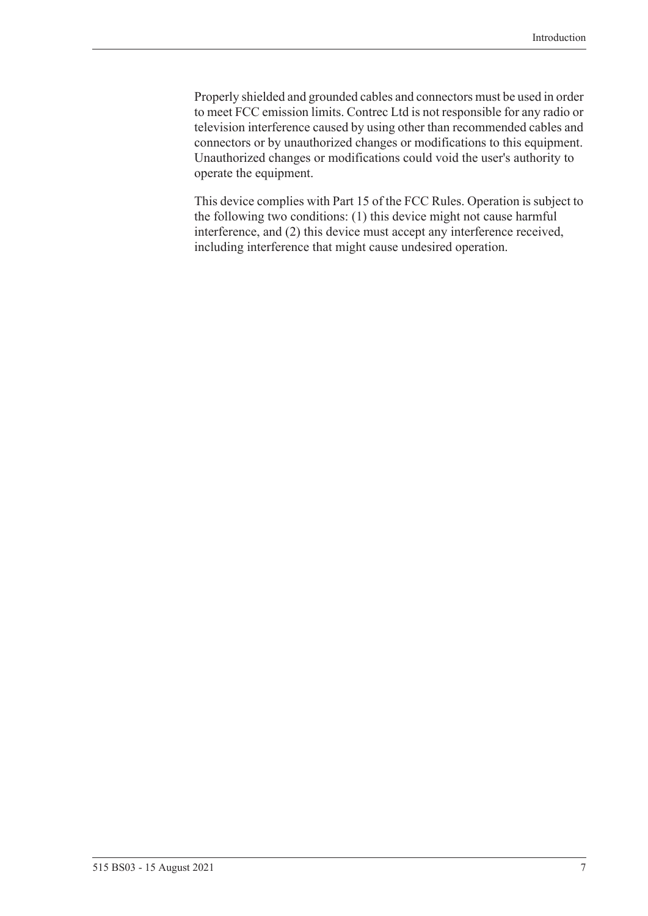Properly shielded and grounded cables and connectors must be used in order to meet FCC emission limits. Contrec Ltd is not responsible for any radio or television interference caused by using other than recommended cables and connectors or by unauthorized changes or modifications to this equipment. Unauthorized changes or modifications could void the user's authority to operate the equipment.

This device complies with Part 15 of the FCC Rules. Operation is subject to the following two conditions: (1) this device might not cause harmful interference, and (2) this device must accept any interference received, including interference that might cause undesired operation.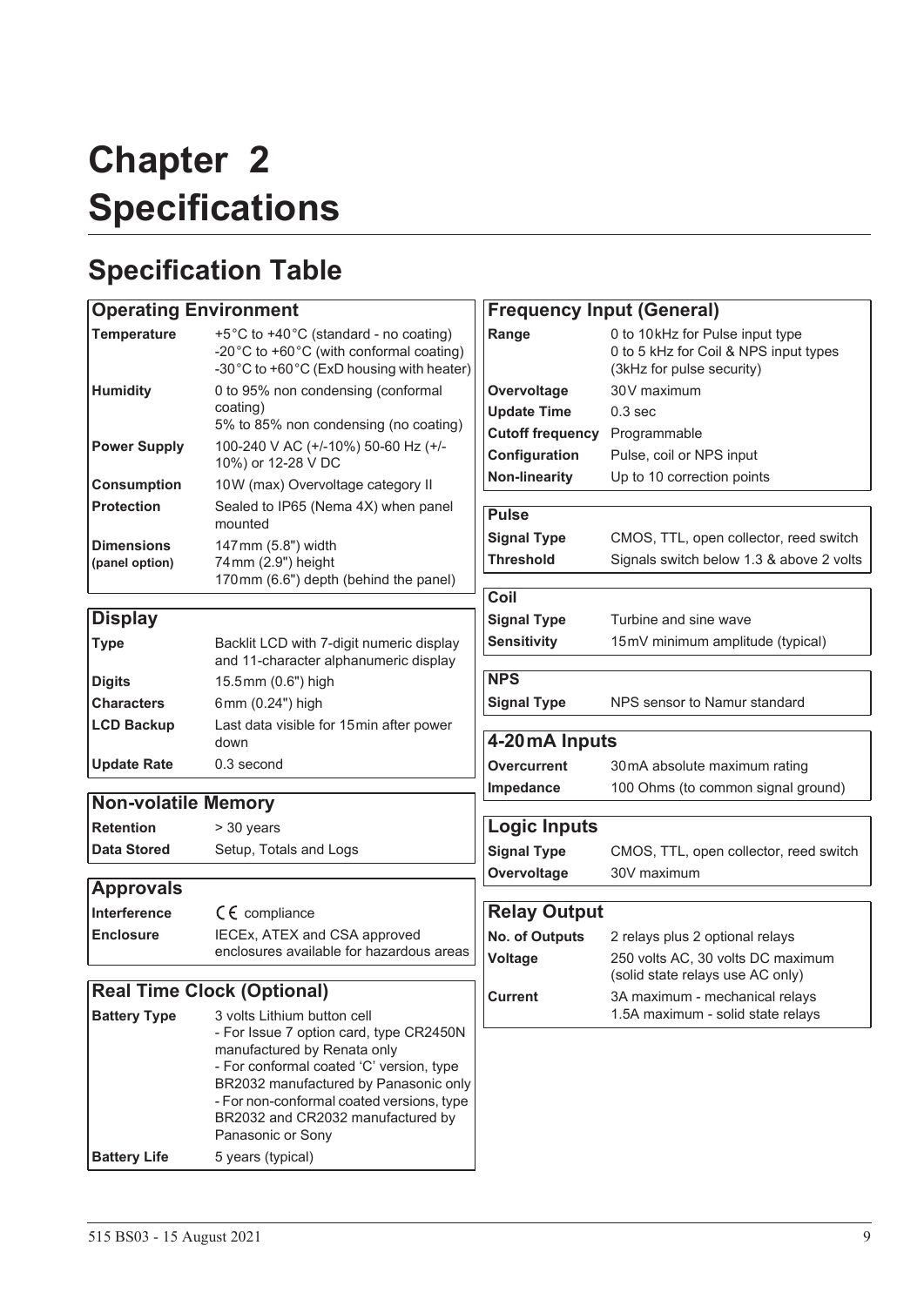# Chapter 2 Specifications

## Specification Table

| Operating Environment | |
|---|---|
| **Temperature** | +5°C to +40°C (standard - no coating)<br>-20°C to +60°C (with conformal coating)<br>-30°C to +60°C (ExD housing with heater) |
| **Humidity** | 0 to 95% non condensing (conformal coating)<br>5% to 85% non condensing (no coating) |
| **Power Supply** | 100-240 V AC (+/-10%) 50-60 Hz (+/-10%) or 12-28 V DC |
| **Consumption** | 10W (max) Overvoltage category II |
| **Protection** | Sealed to IP65 (Nema 4X) when panel mounted |
| **Dimensions (panel option)** | 147mm (5.8") width<br>74mm (2.9") height<br>170mm (6.6") depth (behind the panel) |

| Display | |
|---|---|
| **Type** | Backlit LCD with 7-digit numeric display and 11-character alphanumeric display |
| **Digits** | 15.5mm (0.6") high |
| **Characters** | 6mm (0.24") high |
| **LCD Backup** | Last data visible for 15min after power down |
| **Update Rate** | 0.3 second |

| Non-volatile Memory | |
|---|---|
| **Retention** | > 30 years |
| **Data Stored** | Setup, Totals and Logs |

| Approvals | |
|---|---|
| **Interference** | CE compliance |
| **Enclosure** | IECEx, ATEX and CSA approved enclosures available for hazardous areas |

| Real Time Clock (Optional) | |
|---|---|
| **Battery Type** | 3 volts Lithium button cell<br>- For Issue 7 option card, type CR2450N manufactured by Renata only<br>- For conformal coated 'C' version, type BR2032 manufactured by Panasonic only<br>- For non-conformal coated versions, type BR2032 and CR2032 manufactured by Panasonic or Sony |
| **Battery Life** | 5 years (typical) |

| Frequency Input (General) | |
|---|---|
| **Range** | 0 to 10kHz for Pulse input type<br>0 to 5 kHz for Coil & NPS input types<br>(3kHz for pulse security) |
| **Overvoltage** | 30V maximum |
| **Update Time** | 0.3 sec |
| **Cutoff frequency** | Programmable |
| **Configuration** | Pulse, coil or NPS input |
| **Non-linearity** | Up to 10 correction points |

| Pulse | |
|---|---|
| **Signal Type** | CMOS, TTL, open collector, reed switch |
| **Threshold** | Signals switch below 1.3 & above 2 volts |

| Coil | |
|---|---|
| **Signal Type** | Turbine and sine wave |
| **Sensitivity** | 15mV minimum amplitude (typical) |

| NPS | |
|---|---|
| **Signal Type** | NPS sensor to Namur standard |

| 4-20mA Inputs | |
|---|---|
| **Overcurrent** | 30mA absolute maximum rating |
| **Impedance** | 100 Ohms (to common signal ground) |

| Logic Inputs | |
|---|---|
| **Signal Type** | CMOS, TTL, open collector, reed switch |
| **Overvoltage** | 30V maximum |

| Relay Output | |
|---|---|
| **No. of Outputs** | 2 relays plus 2 optional relays |
| **Voltage** | 250 volts AC, 30 volts DC maximum (solid state relays use AC only) |
| **Current** | 3A maximum - mechanical relays<br>1.5A maximum - solid state relays |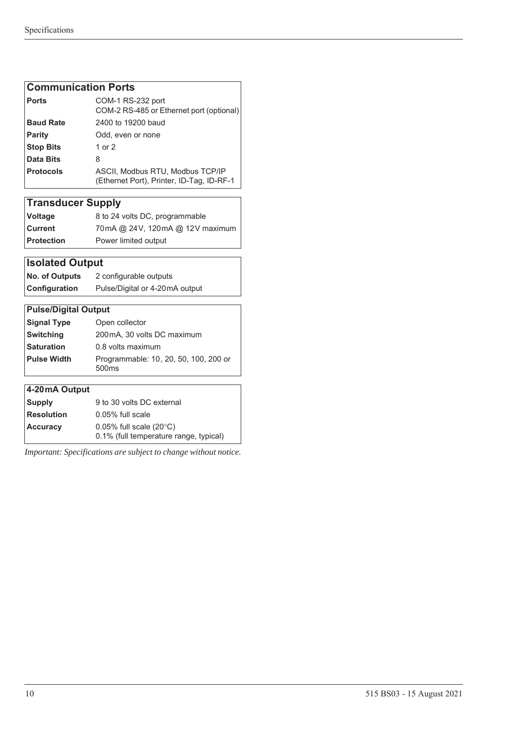| Communication Ports | |
|---|---|
| **Ports** | COM-1 RS-232 port<br>COM-2 RS-485 or Ethernet port (optional) |
| **Baud Rate** | 2400 to 19200 baud |
| **Parity** | Odd, even or none |
| **Stop Bits** | 1 or 2 |
| **Data Bits** | 8 |
| **Protocols** | ASCII, Modbus RTU, Modbus TCP/IP (Ethernet Port), Printer, ID-Tag, ID-RF-1 |

| Transducer Supply | |
|---|---|
| **Voltage** | 8 to 24 volts DC, programmable |
| **Current** | 70 mA @ 24 V, 120 mA @ 12 V maximum |
| **Protection** | Power limited output |

| Isolated Output | |
|---|---|
| **No. of Outputs** | 2 configurable outputs |
| **Configuration** | Pulse/Digital or 4-20 mA output |

| Pulse/Digital Output | |
|---|---|
| **Signal Type** | Open collector |
| **Switching** | 200 mA, 30 volts DC maximum |
| **Saturation** | 0.8 volts maximum |
| **Pulse Width** | Programmable: 10, 20, 50, 100, 200 or 500ms |

| 4-20 mA Output | |
|---|---|
| **Supply** | 9 to 30 volts DC external |
| **Resolution** | 0.05% full scale |
| **Accuracy** | 0.05% full scale (20°C)<br>0.1% (full temperature range, typical) |

*Important: Specifications are subject to change without notice.*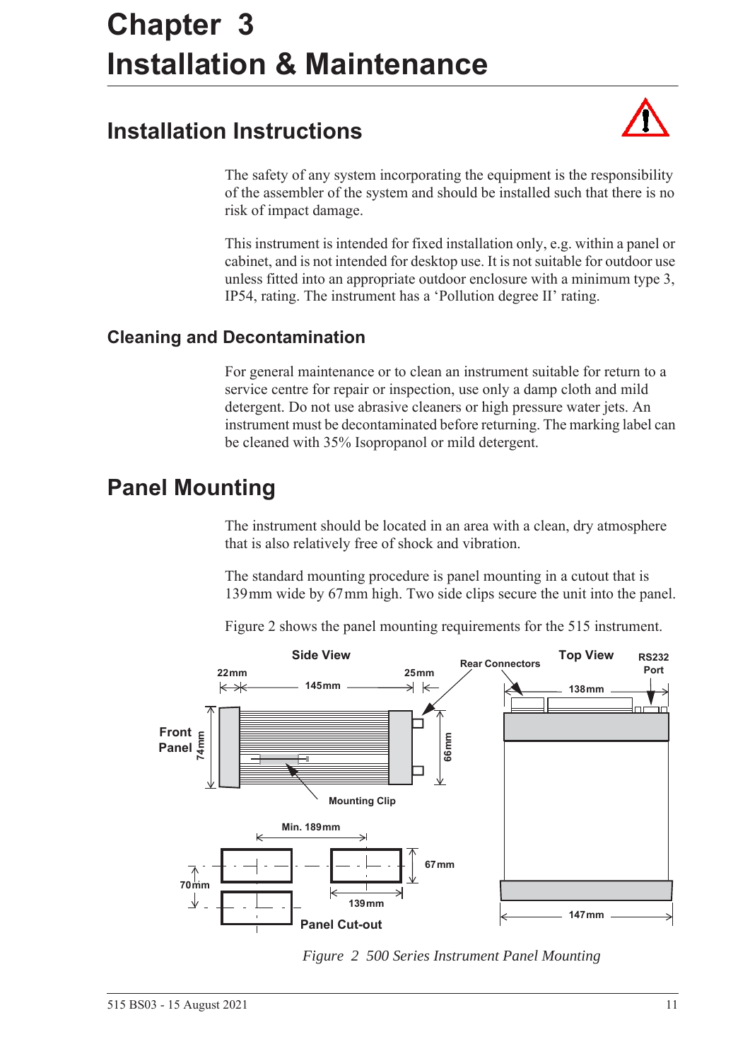# Chapter 3 Installation & Maintenance

## Installation Instructions

The safety of any system incorporating the equipment is the responsibility of the assembler of the system and should be installed such that there is no risk of impact damage.

This instrument is intended for fixed installation only, e.g. within a panel or cabinet, and is not intended for desktop use. It is not suitable for outdoor use unless fitted into an appropriate outdoor enclosure with a minimum type 3, IP54, rating. The instrument has a 'Pollution degree II' rating.

### Cleaning and Decontamination

For general maintenance or to clean an instrument suitable for return to a service centre for repair or inspection, use only a damp cloth and mild detergent. Do not use abrasive cleaners or high pressure water jets. An instrument must be decontaminated before returning. The marking label can be cleaned with 35% Isopropanol or mild detergent.

## Panel Mounting

The instrument should be located in an area with a clean, dry atmosphere that is also relatively free of shock and vibration.

The standard mounting procedure is panel mounting in a cutout that is 139 mm wide by 67 mm high. Two side clips secure the unit into the panel.

Figure 2 shows the panel mounting requirements for the 515 instrument.

*Figure 2 500 Series Instrument Panel Mounting*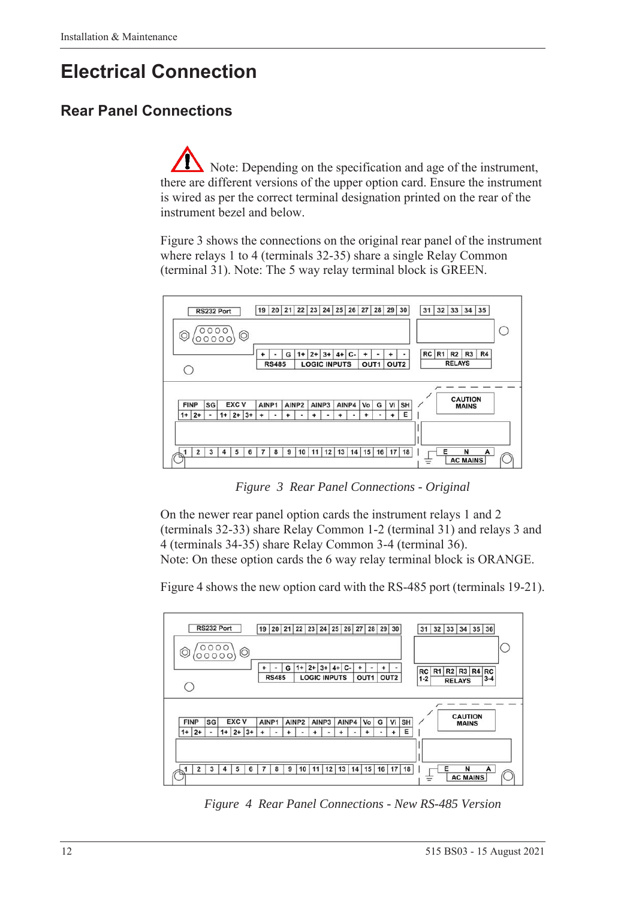# Electrical Connection

## Rear Panel Connections

Note: Depending on the specification and age of the instrument, there are different versions of the upper option card. Ensure the instrument is wired as per the correct terminal designation printed on the rear of the instrument bezel and below.

Figure 3 shows the connections on the original rear panel of the instrument where relays 1 to 4 (terminals 32-35) share a single Relay Common (terminal 31). Note: The 5 way relay terminal block is GREEN.

*Figure 3 Rear Panel Connections - Original*

On the newer rear panel option cards the instrument relays 1 and 2 (terminals 32-33) share Relay Common 1-2 (terminal 31) and relays 3 and 4 (terminals 34-35) share Relay Common 3-4 (terminal 36).
Note: On these option cards the 6 way relay terminal block is ORANGE.

Figure 4 shows the new option card with the RS-485 port (terminals 19-21).

*Figure 4 Rear Panel Connections - New RS-485 Version*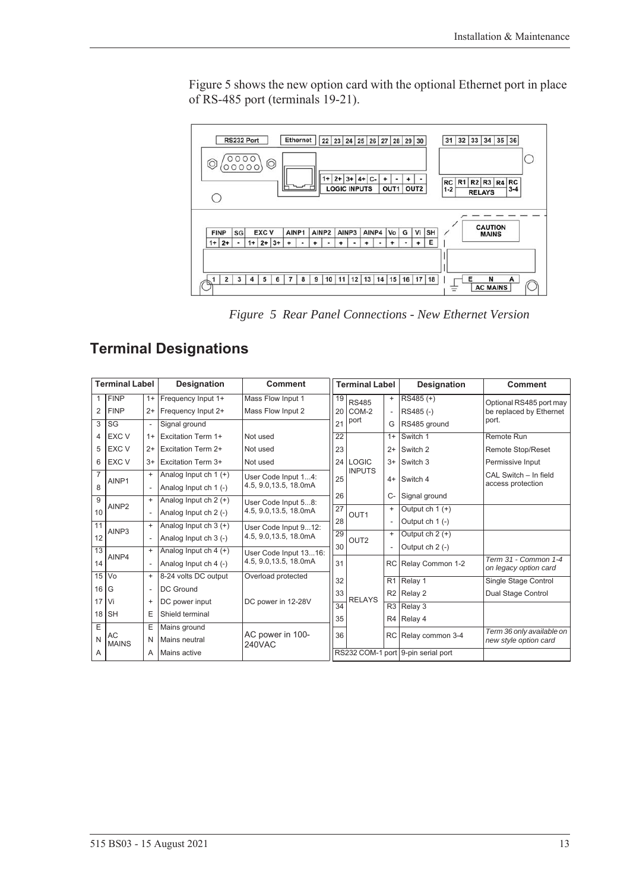Figure 5 shows the new option card with the optional Ethernet port in place of RS-485 port (terminals 19-21).

*Figure 5 Rear Panel Connections - New Ethernet Version*

## Terminal Designations

| Terminal Label | | | Designation | Comment |
|---|---|---|---|---|
| 1 | FINP | 1+ | Frequency Input 1+ | Mass Flow Input 1 |
| 2 | FINP | 2+ | Frequency Input 2+ | Mass Flow Input 2 |
| 3 | SG | - | Signal ground | |
| 4 | EXC V | 1+ | Excitation Term 1+ | Not used |
| 5 | EXC V | 2+ | Excitation Term 2+ | Not used |
| 6 | EXC V | 3+ | Excitation Term 3+ | Not used |
| 7 | AINP1 | + | Analog Input ch 1 (+) | User Code Input 1...4: 4.5, 9.0,13.5, 18.0mA |
| 8 | | - | Analog Input ch 1 (-) | |
| 9 | AINP2 | + | Analog Input ch 2 (+) | User Code Input 5...8: 4.5, 9.0,13.5, 18.0mA |
| 10 | | - | Analog Input ch 2 (-) | |
| 11 | AINP3 | + | Analog Input ch 3 (+) | User Code Input 9...12: 4.5, 9.0,13.5, 18.0mA |
| 12 | | - | Analog Input ch 3 (-) | |
| 13 | AINP4 | + | Analog Input ch 4 (+) | User Code Input 13...16: 4.5, 9.0,13.5, 18.0mA |
| 14 | | - | Analog Input ch 4 (-) | |
| 15 | Vo | + | 8-24 volts DC output | Overload protected |
| 16 | G | - | DC Ground | DC power in 12-28V |
| 17 | Vi | + | DC power input | |
| 18 | SH | E | Shield terminal | |
| E | AC MAINS | E | Mains ground | AC power in 100-240VAC |
| N | | N | Mains neutral | |
| A | | A | Mains active | |

| Terminal Label | | | Designation | Comment |
|---|---|---|---|---|
| 19 | RS485 COM-2 port | + | RS485 (+) | Optional RS485 port may be replaced by Ethernet port. |
| 20 | | - | RS485 (-) | |
| 21 | | G | RS485 ground | |
| 22 | LOGIC INPUTS | 1+ | Switch 1 | Remote Run |
| 23 | | 2+ | Switch 2 | Remote Stop/Reset |
| 24 | | 3+ | Switch 3 | Permissive Input |
| 25 | | 4+ | Switch 4 | CAL Switch – In field access protection |
| 26 | | C- | Signal ground | |
| 27 | OUT1 | + | Output ch 1 (+) | |
| 28 | | - | Output ch 1 (-) | |
| 29 | OUT2 | + | Output ch 2 (+) | |
| 30 | | - | Output ch 2 (-) | |
| 31 | RELAYS | RC | Relay Common 1-2 | *Term 31 - Common 1-4 on legacy option card* |
| 32 | | R1 | Relay 1 | Single Stage Control |
| 33 | | R2 | Relay 2 | Dual Stage Control |
| 34 | | R3 | Relay 3 | |
| 35 | | R4 | Relay 4 | |
| 36 | | RC | Relay common 3-4 | *Term 36 only available on new style option card* |
| RS232 COM-1 port | | | 9-pin serial port | |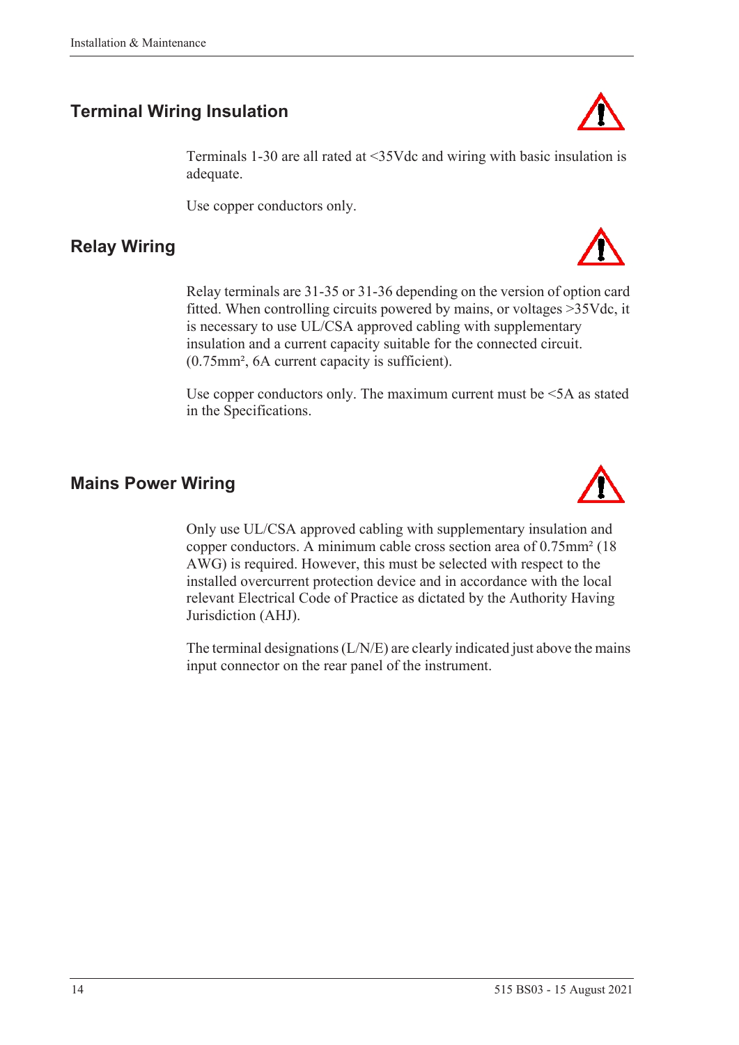## Terminal Wiring Insulation

Terminals 1-30 are all rated at <35Vdc and wiring with basic insulation is adequate.

Use copper conductors only.

## Relay Wiring

Relay terminals are 31-35 or 31-36 depending on the version of option card fitted. When controlling circuits powered by mains, or voltages >35Vdc, it is necessary to use UL/CSA approved cabling with supplementary insulation and a current capacity suitable for the connected circuit. ($0.75mm^2$, 6A current capacity is sufficient).

Use copper conductors only. The maximum current must be <5A as stated in the Specifications.

## Mains Power Wiring

Only use UL/CSA approved cabling with supplementary insulation and copper conductors. A minimum cable cross section area of $0.75mm^2$ (18 AWG) is required. However, this must be selected with respect to the installed overcurrent protection device and in accordance with the local relevant Electrical Code of Practice as dictated by the Authority Having Jurisdiction (AHJ).

The terminal designations (L/N/E) are clearly indicated just above the mains input connector on the rear panel of the instrument.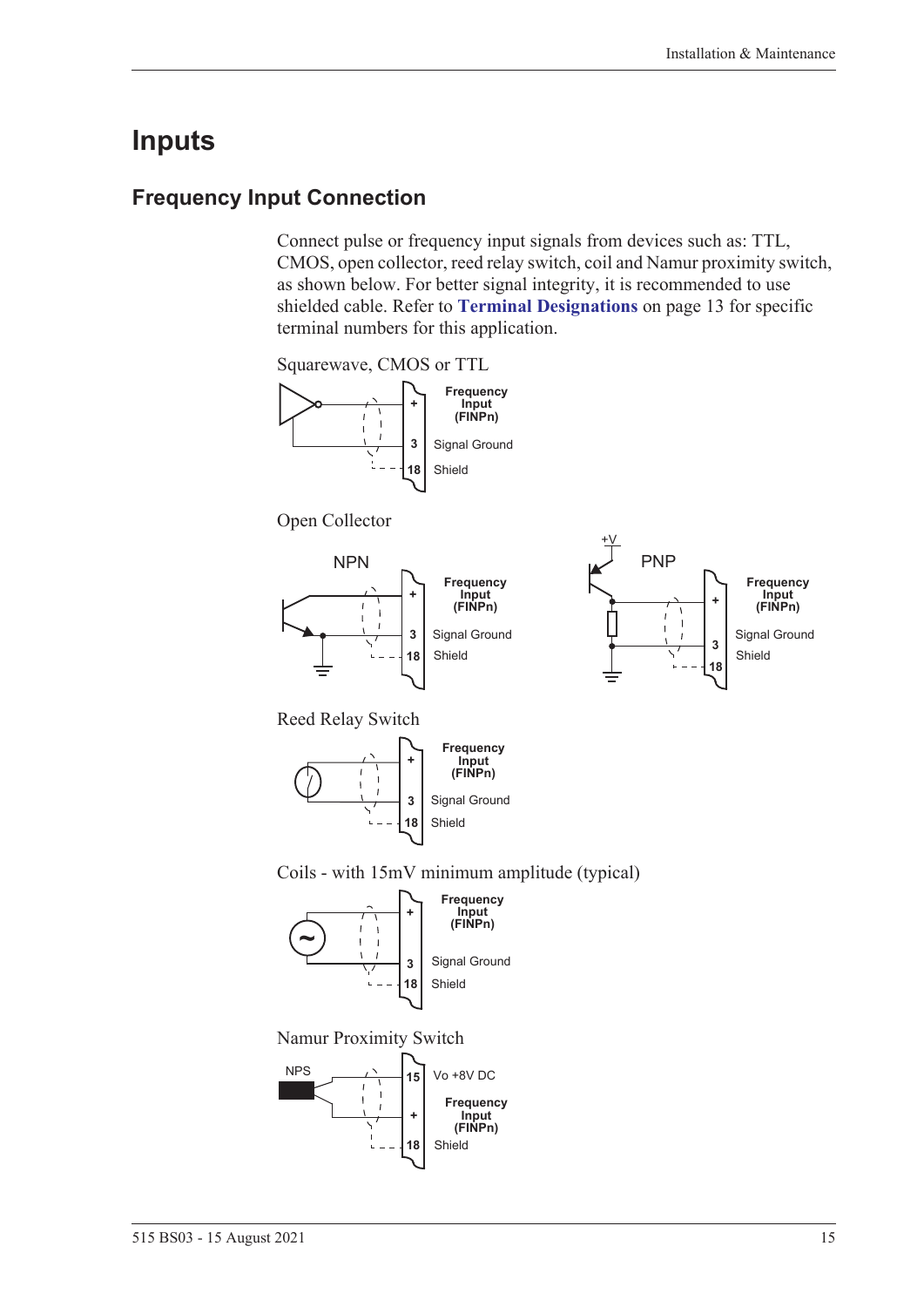# Inputs

## Frequency Input Connection

Connect pulse or frequency input signals from devices such as: TTL, CMOS, open collector, reed relay switch, coil and Namur proximity switch, as shown below. For better signal integrity, it is recommended to use shielded cable. Refer to **Terminal Designations** on page 13 for specific terminal numbers for this application.

Squarewave, CMOS or TTL

| Terminal | Function |
|---|---|
| + | Frequency Input (FINPn) |
| 3 | Signal Ground |
| 18 | Shield |

Open Collector

NPN

| Terminal | Function |
|---|---|
| + | Frequency Input (FINPn) |
| 3 | Signal Ground |
| 18 | Shield |

PNP (+V)

| Terminal | Function |
|---|---|
| + | Frequency Input (FINPn) |
| 3 | Signal Ground |
| 18 | Shield |

Reed Relay Switch

| Terminal | Function |
|---|---|
| + | Frequency Input (FINPn) |
| 3 | Signal Ground |
| 18 | Shield |

Coils - with 15mV minimum amplitude (typical)

| Terminal | Function |
|---|---|
| + | Frequency Input (FINPn) |
| 3 | Signal Ground |
| 18 | Shield |

Namur Proximity Switch

NPS

| Terminal | Function |
|---|---|
| 15 | Vo +8V DC |
| + | Frequency Input (FINPn) |
| 18 | Shield |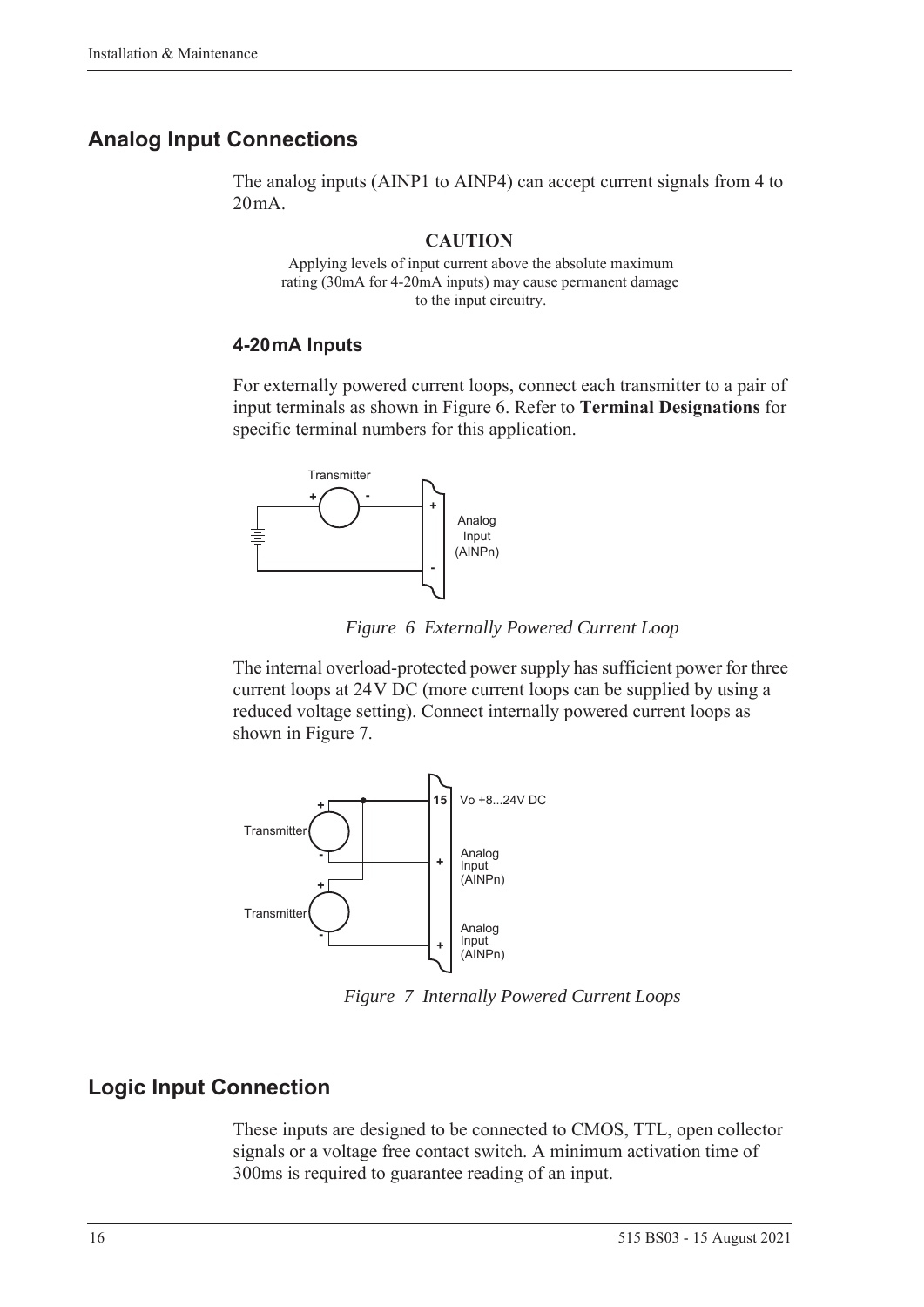## Analog Input Connections

The analog inputs (AINP1 to AINP4) can accept current signals from 4 to 20mA.

**CAUTION**

Applying levels of input current above the absolute maximum rating (30mA for 4-20mA inputs) may cause permanent damage to the input circuitry.

### 4-20mA Inputs

For externally powered current loops, connect each transmitter to a pair of input terminals as shown in Figure 6. Refer to **Terminal Designations** for specific terminal numbers for this application.

*Figure 6 Externally Powered Current Loop*

The internal overload-protected power supply has sufficient power for three current loops at 24V DC (more current loops can be supplied by using a reduced voltage setting). Connect internally powered current loops as shown in Figure 7.

*Figure 7 Internally Powered Current Loops*

## Logic Input Connection

These inputs are designed to be connected to CMOS, TTL, open collector signals or a voltage free contact switch. A minimum activation time of 300ms is required to guarantee reading of an input.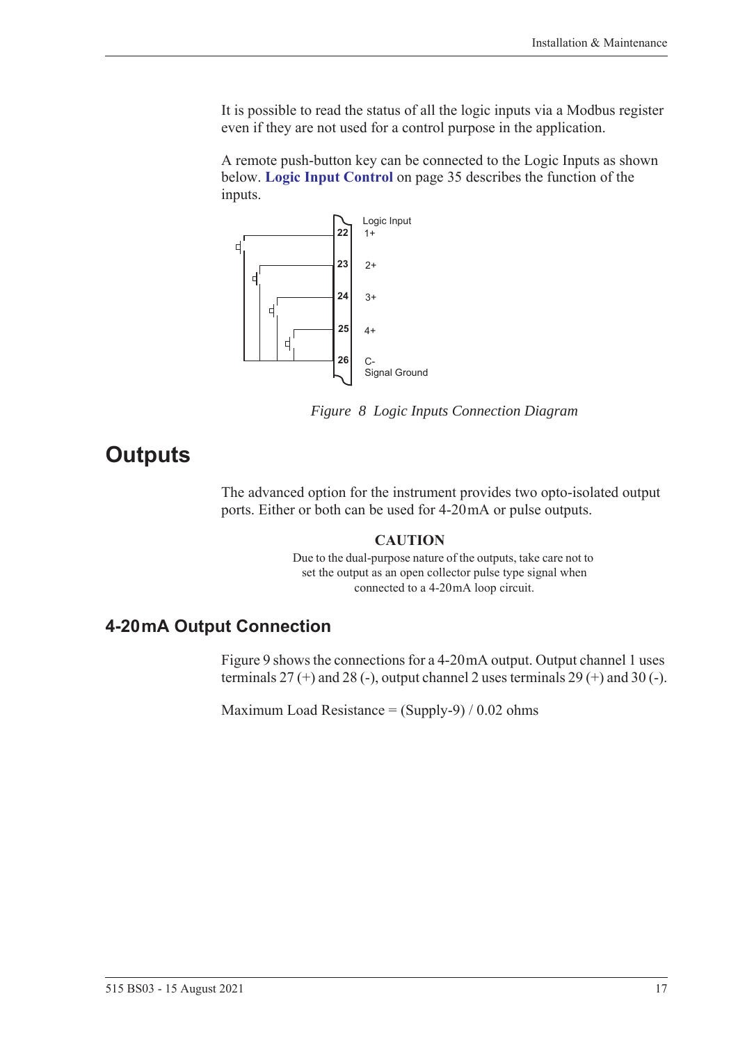It is possible to read the status of all the logic inputs via a Modbus register even if they are not used for a control purpose in the application.

A remote push-button key can be connected to the Logic Inputs as shown below. **Logic Input Control** on page 35 describes the function of the inputs.

*Figure 8 Logic Inputs Connection Diagram*

# Outputs

The advanced option for the instrument provides two opto-isolated output ports. Either or both can be used for 4-20 mA or pulse outputs.

**CAUTION**

Due to the dual-purpose nature of the outputs, take care not to set the output as an open collector pulse type signal when connected to a 4-20 mA loop circuit.

## 4-20 mA Output Connection

Figure 9 shows the connections for a 4-20 mA output. Output channel 1 uses terminals 27 (+) and 28 (-), output channel 2 uses terminals 29 (+) and 30 (-).

Maximum Load Resistance = (Supply-9) / 0.02 ohms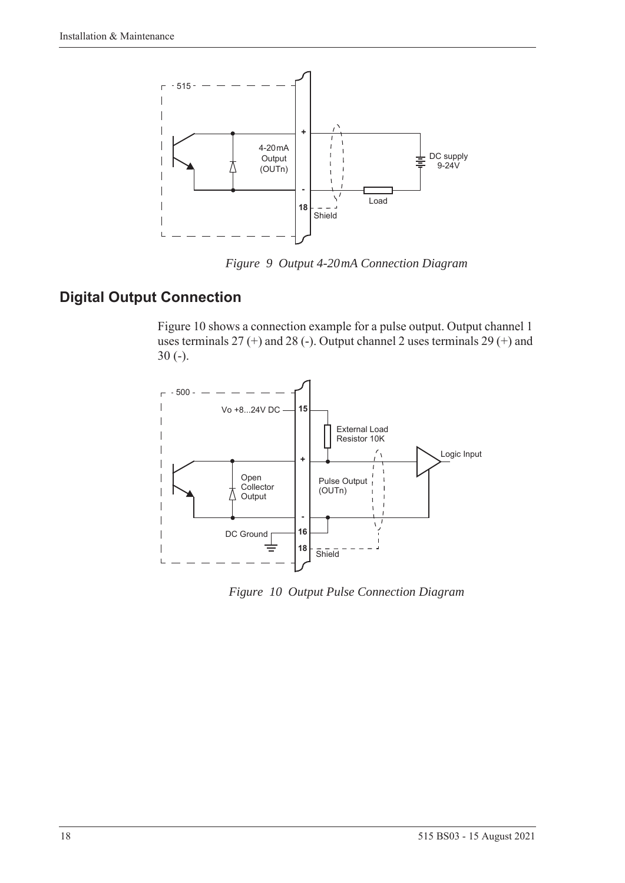*Figure 9 Output 4-20mA Connection Diagram*

## Digital Output Connection

Figure 10 shows a connection example for a pulse output. Output channel 1 uses terminals 27 (+) and 28 (-). Output channel 2 uses terminals 29 (+) and 30 (-).

*Figure 10 Output Pulse Connection Diagram*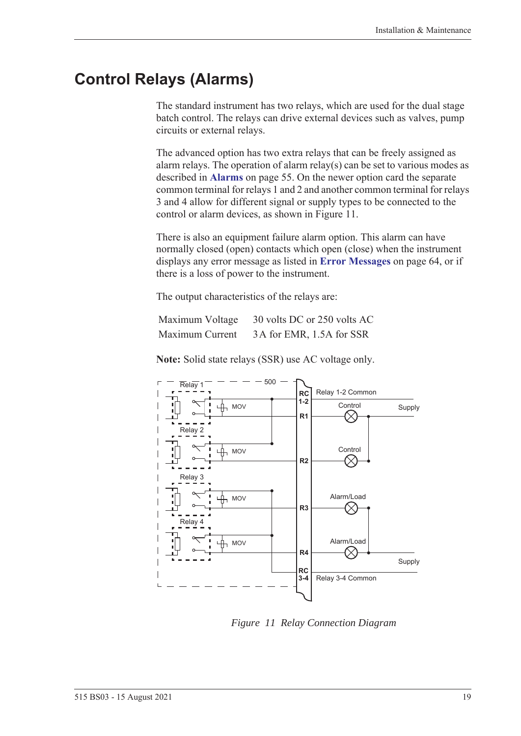# Control Relays (Alarms)

The standard instrument has two relays, which are used for the dual stage batch control. The relays can drive external devices such as valves, pump circuits or external relays.

The advanced option has two extra relays that can be freely assigned as alarm relays. The operation of alarm relay(s) can be set to various modes as described in **Alarms** on page 55. On the newer option card the separate common terminal for relays 1 and 2 and another common terminal for relays 3 and 4 allow for different signal or supply types to be connected to the control or alarm devices, as shown in Figure 11.

There is also an equipment failure alarm option. This alarm can have normally closed (open) contacts which open (close) when the instrument displays any error message as listed in **Error Messages** on page 64, or if there is a loss of power to the instrument.

The output characteristics of the relays are:

| | |
|---|---|
| Maximum Voltage | 30 volts DC or 250 volts AC |
| Maximum Current | 3A for EMR, 1.5A for SSR |

**Note:** Solid state relays (SSR) use AC voltage only.

*Figure 11 Relay Connection Diagram*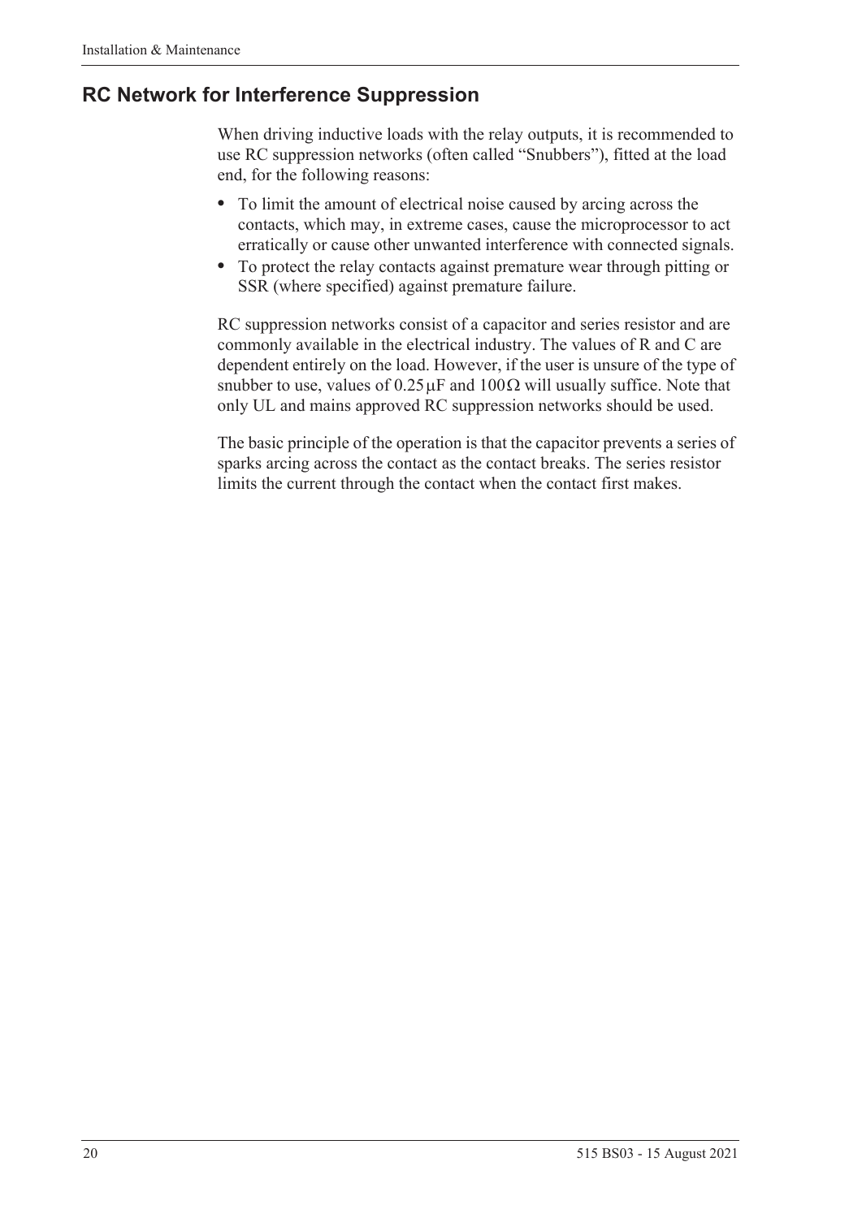## RC Network for Interference Suppression

When driving inductive loads with the relay outputs, it is recommended to use RC suppression networks (often called "Snubbers"), fitted at the load end, for the following reasons:

- To limit the amount of electrical noise caused by arcing across the contacts, which may, in extreme cases, cause the microprocessor to act erratically or cause other unwanted interference with connected signals.
- To protect the relay contacts against premature wear through pitting or SSR (where specified) against premature failure.

RC suppression networks consist of a capacitor and series resistor and are commonly available in the electrical industry. The values of R and C are dependent entirely on the load. However, if the user is unsure of the type of snubber to use, values of $0.25\,\mu F$ and $100\,\Omega$ will usually suffice. Note that only UL and mains approved RC suppression networks should be used.

The basic principle of the operation is that the capacitor prevents a series of sparks arcing across the contact as the contact breaks. The series resistor limits the current through the contact when the contact first makes.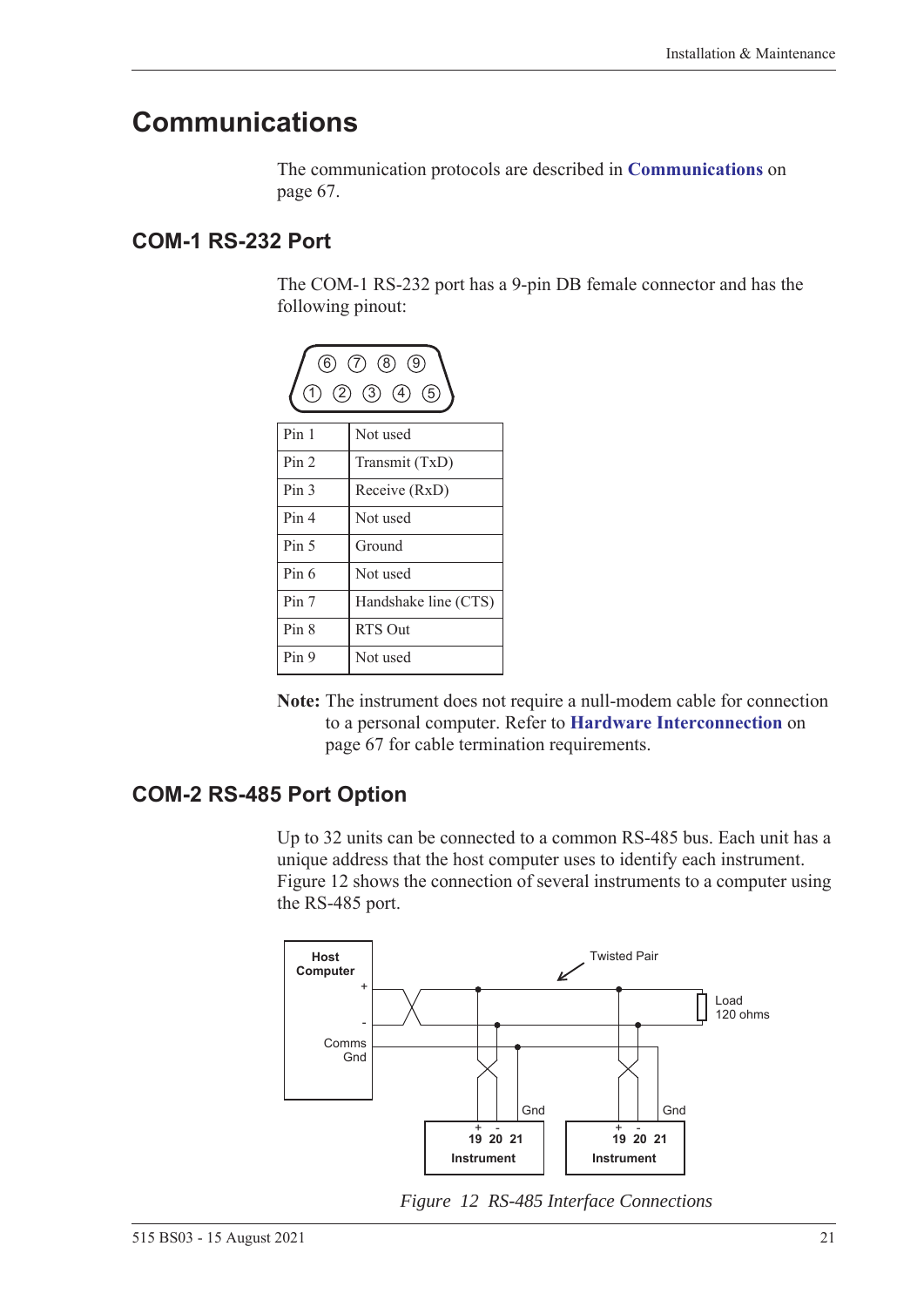# Communications

The communication protocols are described in **Communications** on page 67.

## COM-1 RS-232 Port

The COM-1 RS-232 port has a 9-pin DB female connector and has the following pinout:

| Pin | Function |
|---|---|
| Pin 1 | Not used |
| Pin 2 | Transmit (TxD) |
| Pin 3 | Receive (RxD) |
| Pin 4 | Not used |
| Pin 5 | Ground |
| Pin 6 | Not used |
| Pin 7 | Handshake line (CTS) |
| Pin 8 | RTS Out |
| Pin 9 | Not used |

**Note:** The instrument does not require a null-modem cable for connection to a personal computer. Refer to **Hardware Interconnection** on page 67 for cable termination requirements.

## COM-2 RS-485 Port Option

Up to 32 units can be connected to a common RS-485 bus. Each unit has a unique address that the host computer uses to identify each instrument. Figure 12 shows the connection of several instruments to a computer using the RS-485 port.

*Figure 12 RS-485 Interface Connections*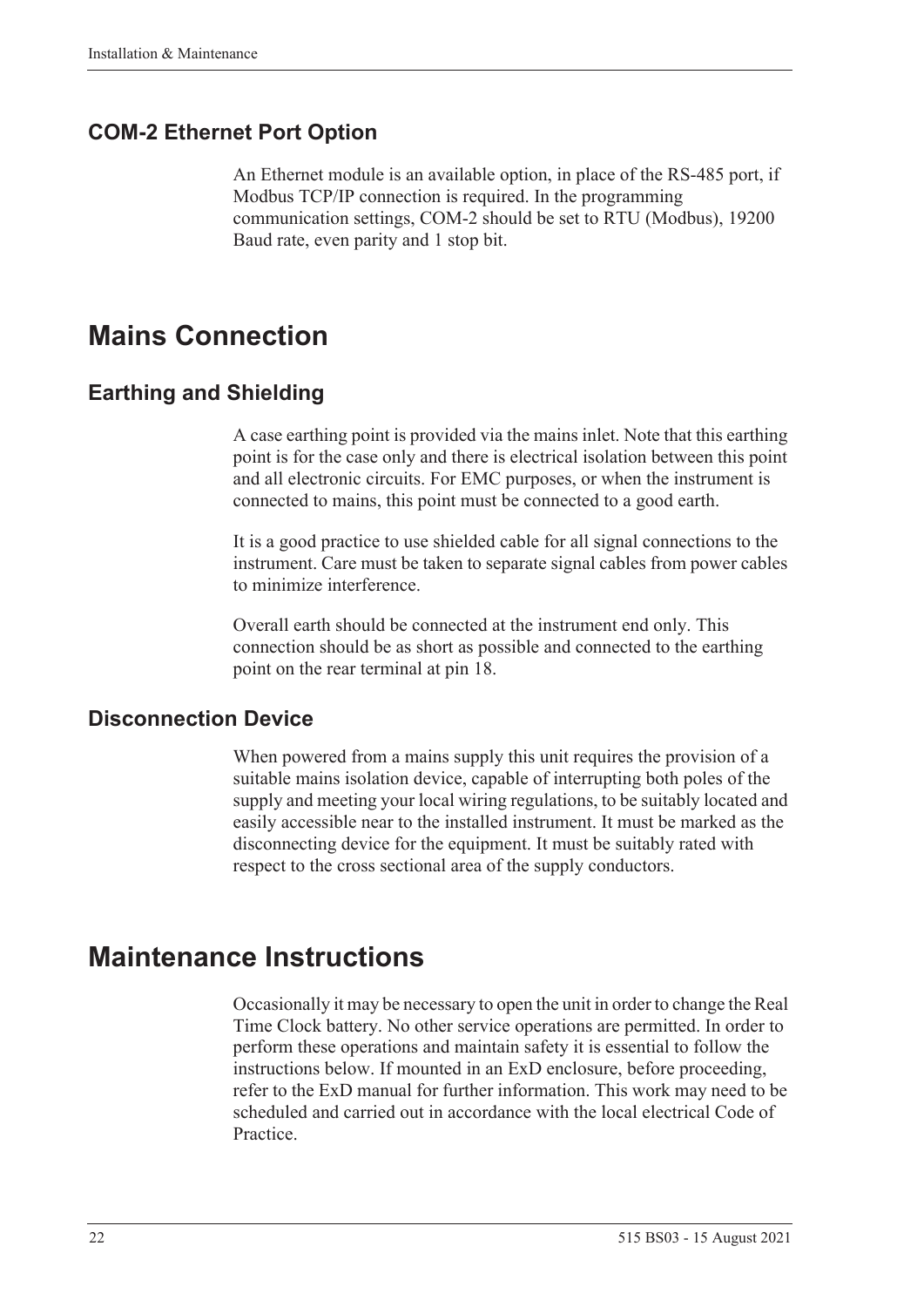### COM-2 Ethernet Port Option

An Ethernet module is an available option, in place of the RS-485 port, if Modbus TCP/IP connection is required. In the programming communication settings, COM-2 should be set to RTU (Modbus), 19200 Baud rate, even parity and 1 stop bit.

## Mains Connection

### Earthing and Shielding

A case earthing point is provided via the mains inlet. Note that this earthing point is for the case only and there is electrical isolation between this point and all electronic circuits. For EMC purposes, or when the instrument is connected to mains, this point must be connected to a good earth.

It is a good practice to use shielded cable for all signal connections to the instrument. Care must be taken to separate signal cables from power cables to minimize interference.

Overall earth should be connected at the instrument end only. This connection should be as short as possible and connected to the earthing point on the rear terminal at pin 18.

### Disconnection Device

When powered from a mains supply this unit requires the provision of a suitable mains isolation device, capable of interrupting both poles of the supply and meeting your local wiring regulations, to be suitably located and easily accessible near to the installed instrument. It must be marked as the disconnecting device for the equipment. It must be suitably rated with respect to the cross sectional area of the supply conductors.

## Maintenance Instructions

Occasionally it may be necessary to open the unit in order to change the Real Time Clock battery. No other service operations are permitted. In order to perform these operations and maintain safety it is essential to follow the instructions below. If mounted in an ExD enclosure, before proceeding, refer to the ExD manual for further information. This work may need to be scheduled and carried out in accordance with the local electrical Code of Practice.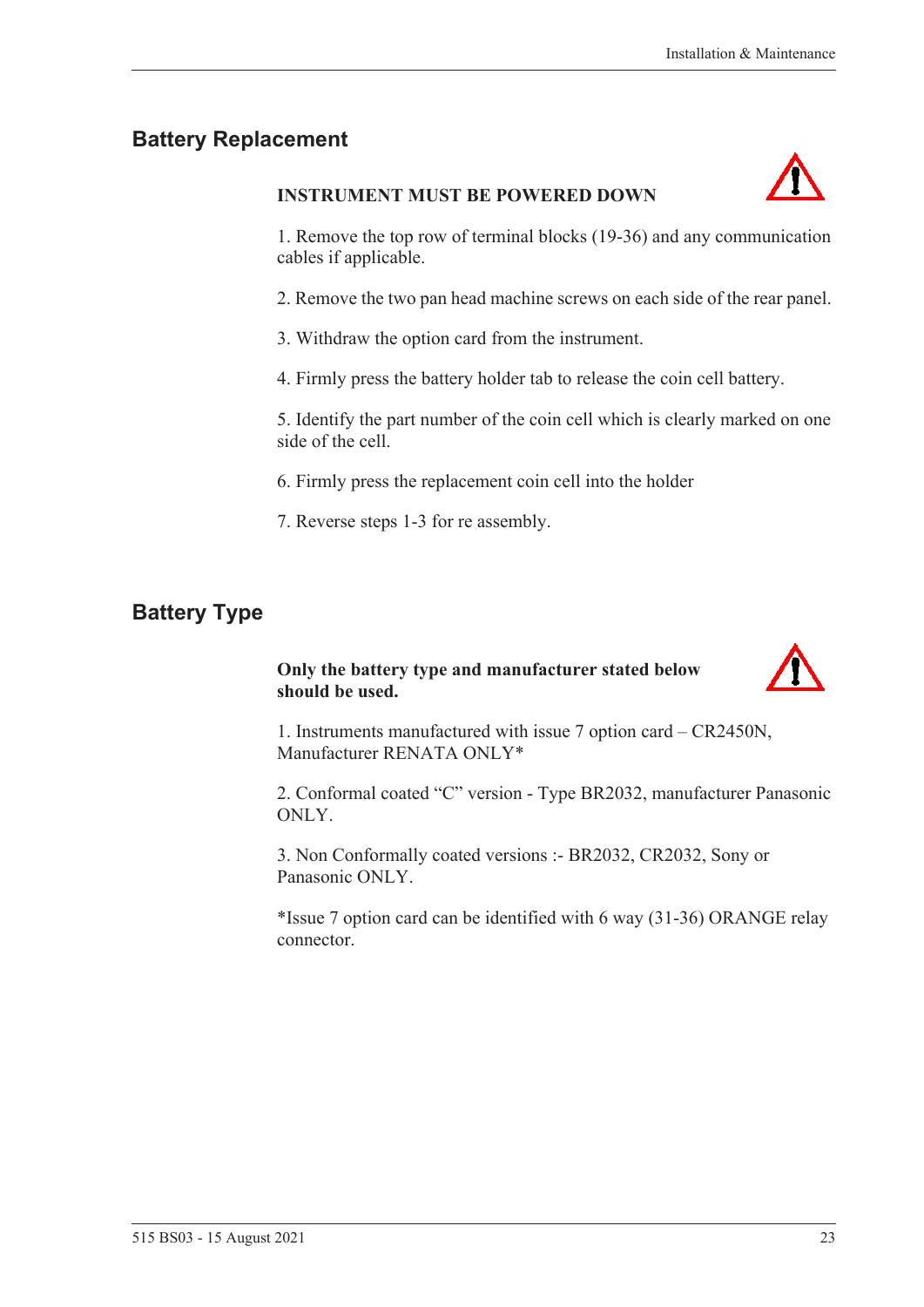## Battery Replacement

**INSTRUMENT MUST BE POWERED DOWN**

1. Remove the top row of terminal blocks (19-36) and any communication cables if applicable.

2. Remove the two pan head machine screws on each side of the rear panel.

3. Withdraw the option card from the instrument.

4. Firmly press the battery holder tab to release the coin cell battery.

5. Identify the part number of the coin cell which is clearly marked on one side of the cell.

6. Firmly press the replacement coin cell into the holder

7. Reverse steps 1-3 for re assembly.

## Battery Type

**Only the battery type and manufacturer stated below should be used.**

1. Instruments manufactured with issue 7 option card – CR2450N, Manufacturer RENATA ONLY*

2. Conformal coated "C" version - Type BR2032, manufacturer Panasonic ONLY.

3. Non Conformally coated versions :- BR2032, CR2032, Sony or Panasonic ONLY.

*Issue 7 option card can be identified with 6 way (31-36) ORANGE relay connector.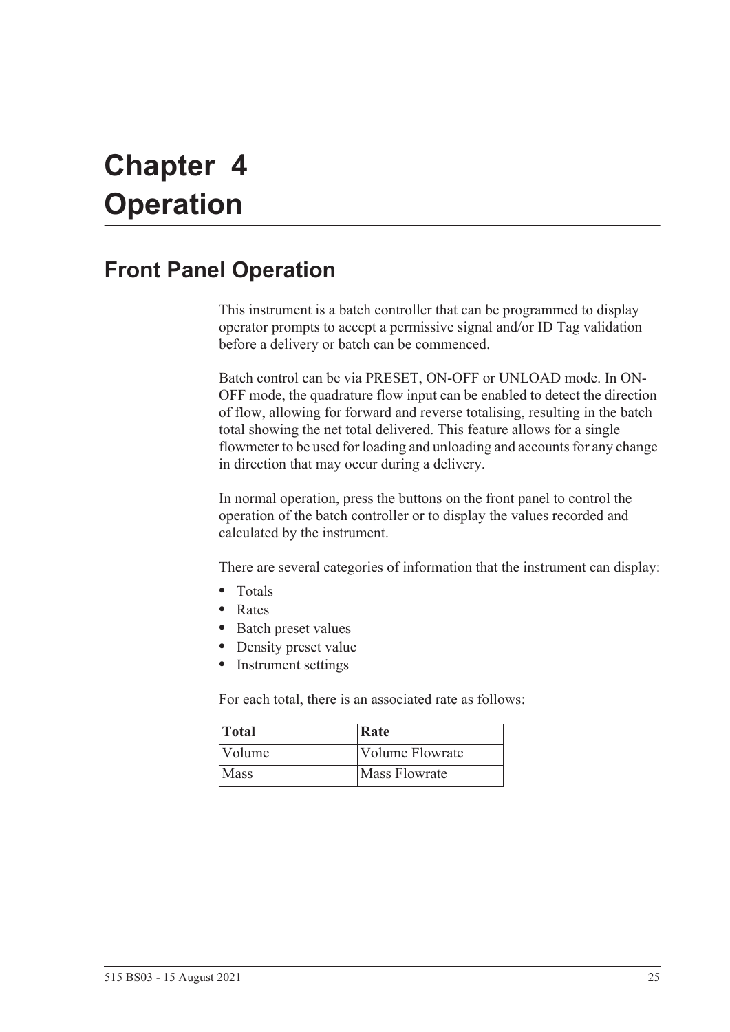# Chapter 4 Operation

## Front Panel Operation

This instrument is a batch controller that can be programmed to display operator prompts to accept a permissive signal and/or ID Tag validation before a delivery or batch can be commenced.

Batch control can be via PRESET, ON-OFF or UNLOAD mode. In ON-OFF mode, the quadrature flow input can be enabled to detect the direction of flow, allowing for forward and reverse totalising, resulting in the batch total showing the net total delivered. This feature allows for a single flowmeter to be used for loading and unloading and accounts for any change in direction that may occur during a delivery.

In normal operation, press the buttons on the front panel to control the operation of the batch controller or to display the values recorded and calculated by the instrument.

There are several categories of information that the instrument can display:

- Totals
- Rates
- Batch preset values
- Density preset value
- Instrument settings

For each total, there is an associated rate as follows:

| Total | Rate |
|---|---|
| Volume | Volume Flowrate |
| Mass | Mass Flowrate |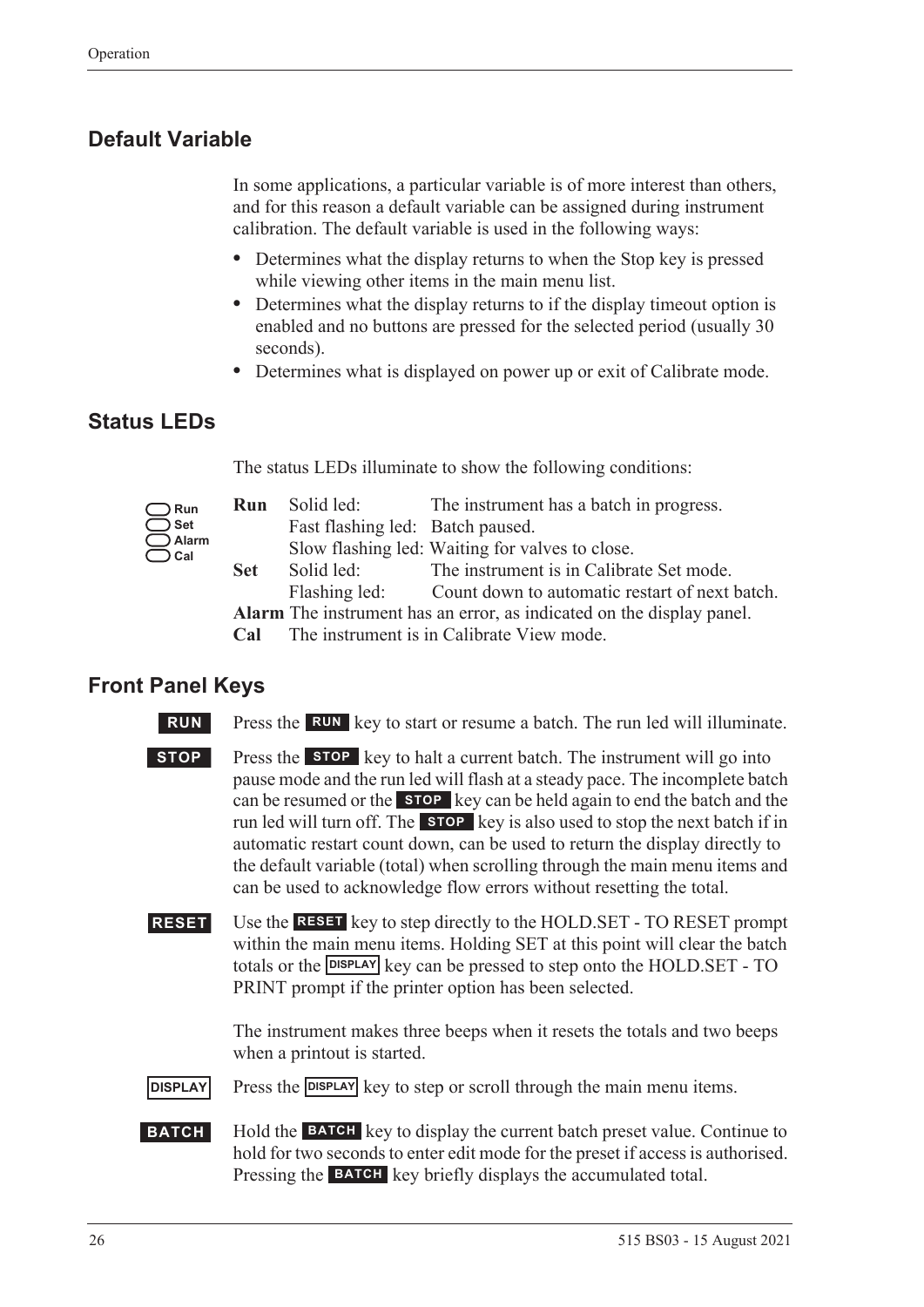## Default Variable

In some applications, a particular variable is of more interest than others, and for this reason a default variable can be assigned during instrument calibration. The default variable is used in the following ways:

- Determines what the display returns to when the Stop key is pressed while viewing other items in the main menu list.
- Determines what the display returns to if the display timeout option is enabled and no buttons are pressed for the selected period (usually 30 seconds).
- Determines what is displayed on power up or exit of Calibrate mode.

## Status LEDs

The status LEDs illuminate to show the following conditions:

| | | |
|---|---|---|
| **Run** | Solid led: | The instrument has a batch in progress. |
| | Fast flashing led: | Batch paused. |
| | Slow flashing led: | Waiting for valves to close. |
| **Set** | Solid led: | The instrument is in Calibrate Set mode. |
| | Flashing led: | Count down to automatic restart of next batch. |
| **Alarm** | The instrument has an error, as indicated on the display panel. | |
| **Cal** | The instrument is in Calibrate View mode. | |

## Front Panel Keys

**RUN** Press the **RUN** key to start or resume a batch. The run led will illuminate.

**STOP** Press the **STOP** key to halt a current batch. The instrument will go into pause mode and the run led will flash at a steady pace. The incomplete batch can be resumed or the **STOP** key can be held again to end the batch and the run led will turn off. The **STOP** key is also used to stop the next batch if in automatic restart count down, can be used to return the display directly to the default variable (total) when scrolling through the main menu items and can be used to acknowledge flow errors without resetting the total.

**RESET** Use the **RESET** key to step directly to the HOLD.SET - TO RESET prompt within the main menu items. Holding SET at this point will clear the batch totals or the **DISPLAY** key can be pressed to step onto the HOLD.SET - TO PRINT prompt if the printer option has been selected.

The instrument makes three beeps when it resets the totals and two beeps when a printout is started.

**DISPLAY** Press the **DISPLAY** key to step or scroll through the main menu items.

**BATCH** Hold the **BATCH** key to display the current batch preset value. Continue to hold for two seconds to enter edit mode for the preset if access is authorised. Pressing the **BATCH** key briefly displays the accumulated total.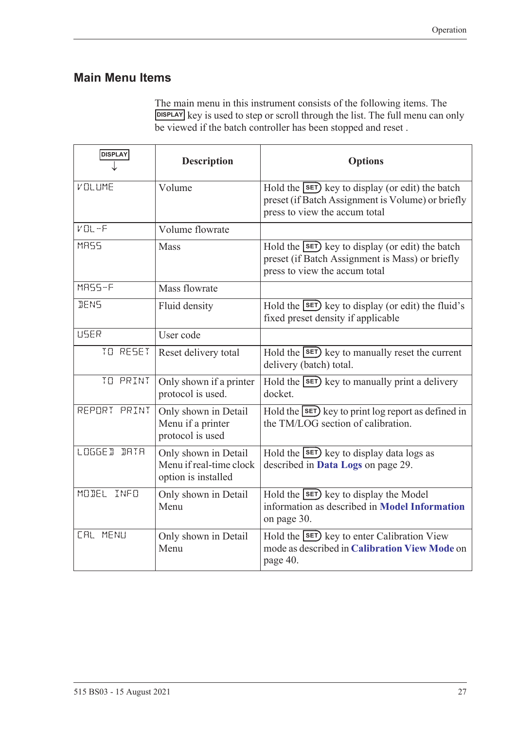## Main Menu Items

The main menu in this instrument consists of the following items. The DISPLAY key is used to step or scroll through the list. The full menu can only be viewed if the batch controller has been stopped and reset .

| DISPLAY ↓ | Description | Options |
|---|---|---|
| VOLUME | Volume | Hold the SET key to display (or edit) the batch preset (if Batch Assignment is Volume) or briefly press to view the accum total |
| VOL-F | Volume flowrate | |
| MASS | Mass | Hold the SET key to display (or edit) the batch preset (if Batch Assignment is Mass) or briefly press to view the accum total |
| MASS-F | Mass flowrate | |
| DENS | Fluid density | Hold the SET key to display (or edit) the fluid's fixed preset density if applicable |
| USER | User code | |
| TO RESET | Reset delivery total | Hold the SET key to manually reset the current delivery (batch) total. |
| TO PRINT | Only shown if a printer protocol is used. | Hold the SET key to manually print a delivery docket. |
| REPORT PRINT | Only shown in Detail Menu if a printer protocol is used | Hold the SET key to print log report as defined in the TM/LOG section of calibration. |
| LOGGED DATA | Only shown in Detail Menu if real-time clock option is installed | Hold the SET key to display data logs as described in **Data Logs** on page 29. |
| MODEL INFO | Only shown in Detail Menu | Hold the SET key to display the Model information as described in **Model Information** on page 30. |
| CAL MENU | Only shown in Detail Menu | Hold the SET key to enter Calibration View mode as described in **Calibration View Mode** on page 40. |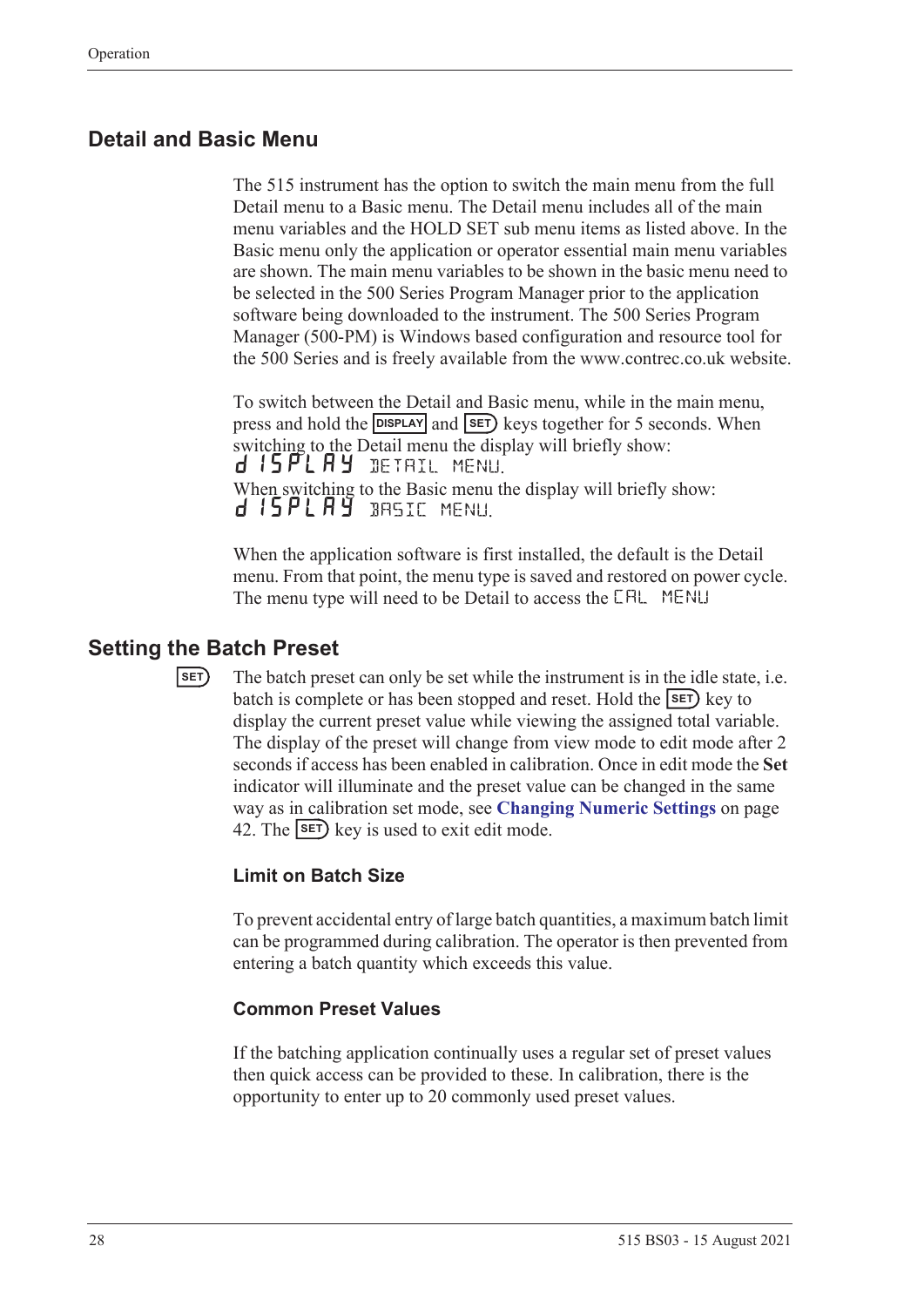## Detail and Basic Menu

The 515 instrument has the option to switch the main menu from the full Detail menu to a Basic menu. The Detail menu includes all of the main menu variables and the HOLD SET sub menu items as listed above. In the Basic menu only the application or operator essential main menu variables are shown. The main menu variables to be shown in the basic menu need to be selected in the 500 Series Program Manager prior to the application software being downloaded to the instrument. The 500 Series Program Manager (500-PM) is Windows based configuration and resource tool for the 500 Series and is freely available from the www.contrec.co.uk website.

To switch between the Detail and Basic menu, while in the main menu, press and hold the DISPLAY and SET keys together for 5 seconds. When switching to the Detail menu the display will briefly show:
dISPLAY DETAIL MENU.
When switching to the Basic menu the display will briefly show:
dISPLAY BASIC MENU.

When the application software is first installed, the default is the Detail menu. From that point, the menu type is saved and restored on power cycle. The menu type will need to be Detail to access the CAL MENU

## Setting the Batch Preset

SET The batch preset can only be set while the instrument is in the idle state, i.e. batch is complete or has been stopped and reset. Hold the SET key to display the current preset value while viewing the assigned total variable. The display of the preset will change from view mode to edit mode after 2 seconds if access has been enabled in calibration. Once in edit mode the **Set** indicator will illuminate and the preset value can be changed in the same way as in calibration set mode, see **Changing Numeric Settings** on page 42. The SET key is used to exit edit mode.

### Limit on Batch Size

To prevent accidental entry of large batch quantities, a maximum batch limit can be programmed during calibration. The operator is then prevented from entering a batch quantity which exceeds this value.

### Common Preset Values

If the batching application continually uses a regular set of preset values then quick access can be provided to these. In calibration, there is the opportunity to enter up to 20 commonly used preset values.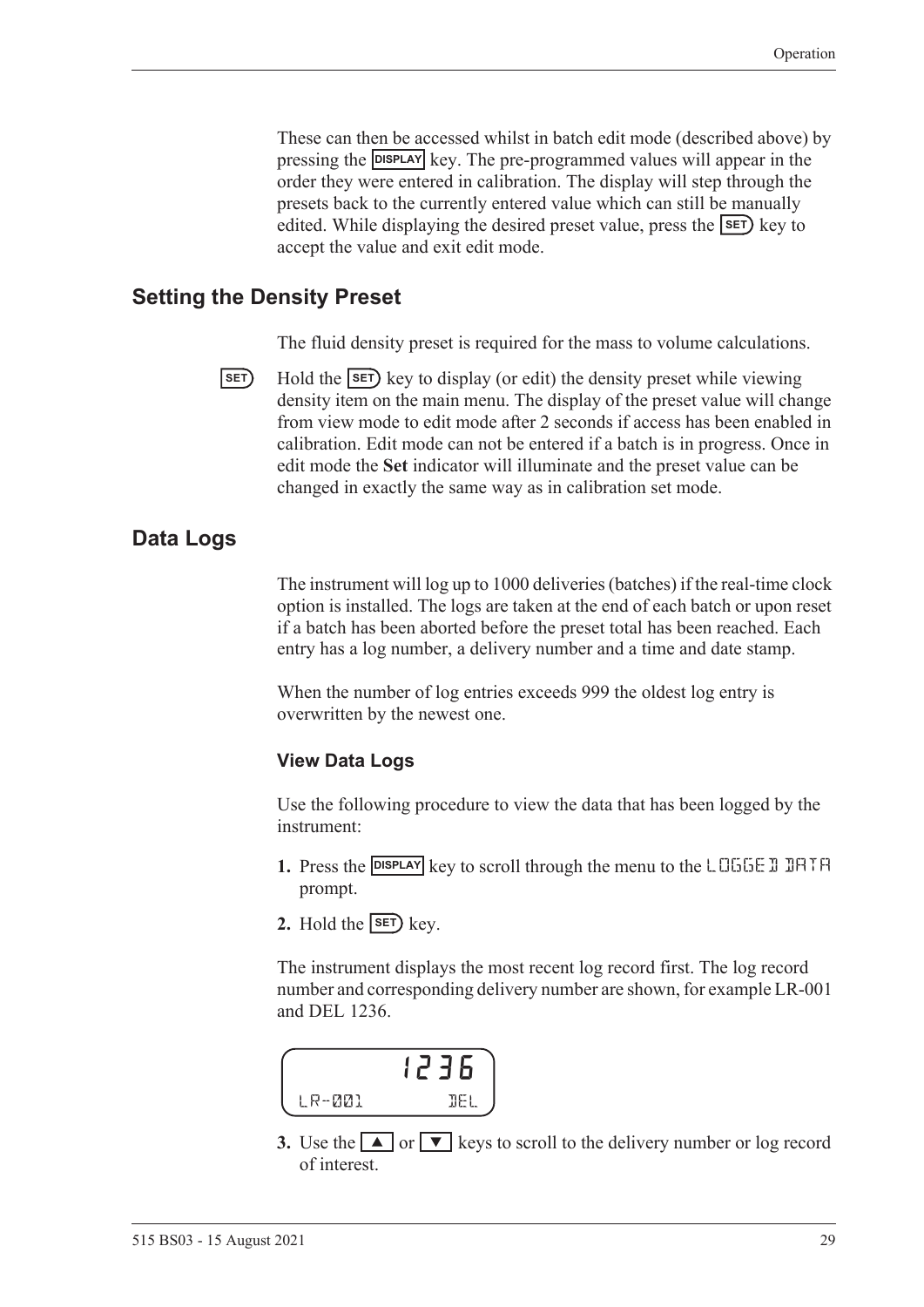These can then be accessed whilst in batch edit mode (described above) by pressing the DISPLAY key. The pre-programmed values will appear in the order they were entered in calibration. The display will step through the presets back to the currently entered value which can still be manually edited. While displaying the desired preset value, press the SET key to accept the value and exit edit mode.

## Setting the Density Preset

The fluid density preset is required for the mass to volume calculations.

SET Hold the SET key to display (or edit) the density preset while viewing density item on the main menu. The display of the preset value will change from view mode to edit mode after 2 seconds if access has been enabled in calibration. Edit mode can not be entered if a batch is in progress. Once in edit mode the **Set** indicator will illuminate and the preset value can be changed in exactly the same way as in calibration set mode.

## Data Logs

The instrument will log up to 1000 deliveries (batches) if the real-time clock option is installed. The logs are taken at the end of each batch or upon reset if a batch has been aborted before the preset total has been reached. Each entry has a log number, a delivery number and a time and date stamp.

When the number of log entries exceeds 999 the oldest log entry is overwritten by the newest one.

### View Data Logs

Use the following procedure to view the data that has been logged by the instrument:

1. Press the DISPLAY key to scroll through the menu to the LOGGED DATA prompt.
2. Hold the SET key.

The instrument displays the most recent log record first. The log record number and corresponding delivery number are shown, for example LR-001 and DEL 1236.

```
         1236
LR-001        DEL
```

3. Use the ▲ or ▼ keys to scroll to the delivery number or log record of interest.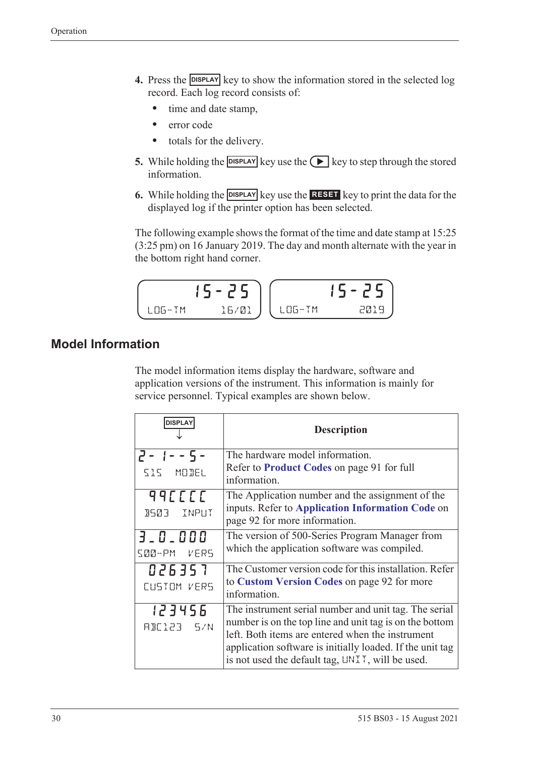4. Press the DISPLAY key to show the information stored in the selected log record. Each log record consists of:
   - time and date stamp,
   - error code
   - totals for the delivery.
5. While holding the DISPLAY key use the ▶ key to step through the stored information.
6. While holding the DISPLAY key use the RESET key to print the data for the displayed log if the printer option has been selected.

The following example shows the format of the time and date stamp at 15:25 (3:25 pm) on 16 January 2019. The day and month alternate with the year in the bottom right hand corner.

```
15-25                 15-25
LOG-TM  16/01         LOG-TM  2019
```

## Model Information

The model information items display the hardware, software and application versions of the instrument. This information is mainly for service personnel. Typical examples are shown below.

| DISPLAY ↓ | Description |
|---|---|
| 2- 1--5- <br> 515 MODEL | The hardware model information. Refer to **Product Codes** on page 91 for full information. |
| 99CCCC <br> BS03 INPUT | The Application number and the assignment of the inputs. Refer to **Application Information Code** on page 92 for more information. |
| 3_0_000 <br> 500-PM VERS | The version of 500-Series Program Manager from which the application software was compiled. |
| 026357 <br> CUSTOM VERS | The Customer version code for this installation. Refer to **Custom Version Codes** on page 92 for more information. |
| 123456 <br> ABC123 S/N | The instrument serial number and unit tag. The serial number is on the top line and unit tag is on the bottom left. Both items are entered when the instrument application software is initially loaded. If the unit tag is not used the default tag, UNIT, will be used. |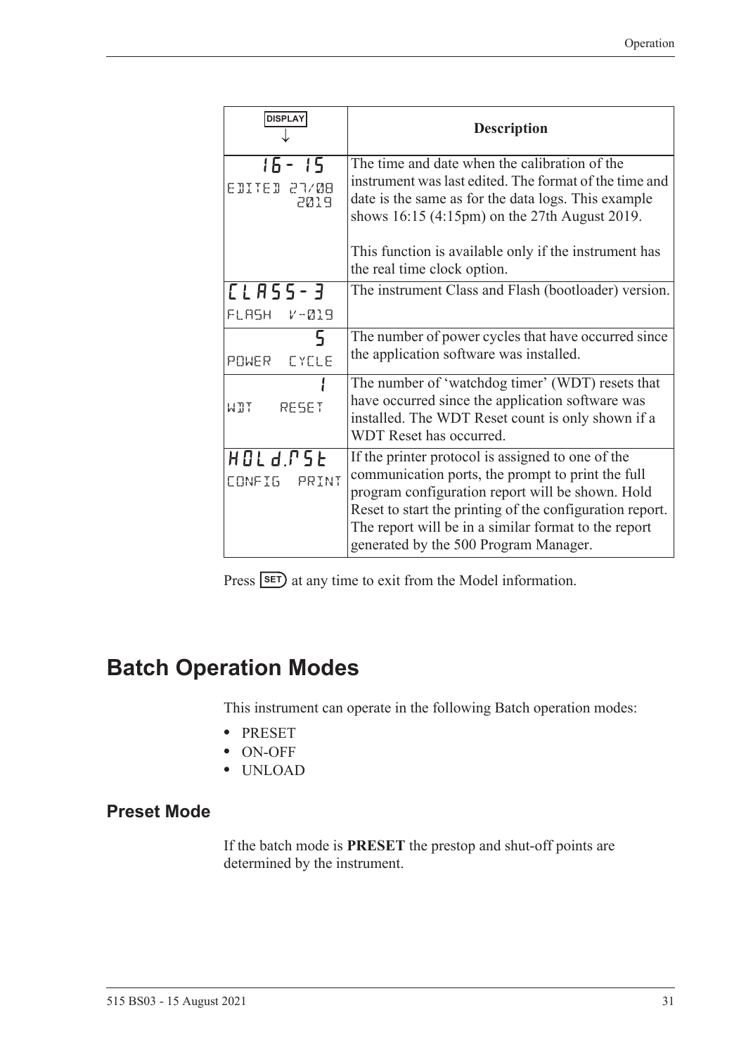| DISPLAY ↓ | Description |
|---|---|
| 16- 15<br>EDITED 27/08 2019 | The time and date when the calibration of the instrument was last edited. The format of the time and date is the same as for the data logs. This example shows 16:15 (4:15pm) on the 27th August 2019.<br><br>This function is available only if the instrument has the real time clock option. |
| CLASS-3<br>FLASH V-019 | The instrument Class and Flash (bootloader) version. |
| 5<br>POWER CYCLE | The number of power cycles that have occurred since the application software was installed. |
| 1<br>WDT RESET | The number of 'watchdog timer' (WDT) resets that have occurred since the application software was installed. The WDT Reset count is only shown if a WDT Reset has occurred. |
| HOLd.rSt<br>CONFIG PRINT | If the printer protocol is assigned to one of the communication ports, the prompt to print the full program configuration report will be shown. Hold Reset to start the printing of the configuration report. The report will be in a similar format to the report generated by the 500 Program Manager. |

Press SET at any time to exit from the Model information.

# Batch Operation Modes

This instrument can operate in the following Batch operation modes:

- PRESET
- ON-OFF
- UNLOAD

## Preset Mode

If the batch mode is **PRESET** the prestop and shut-off points are determined by the instrument.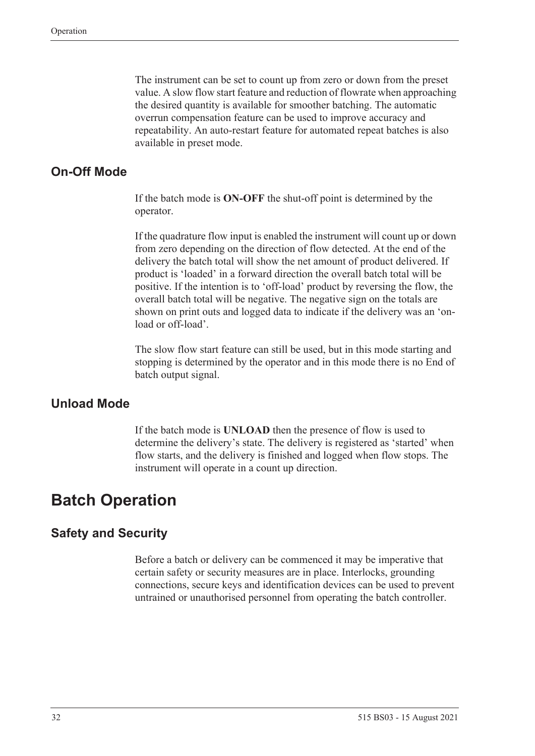The instrument can be set to count up from zero or down from the preset value. A slow flow start feature and reduction of flowrate when approaching the desired quantity is available for smoother batching. The automatic overrun compensation feature can be used to improve accuracy and repeatability. An auto-restart feature for automated repeat batches is also available in preset mode.

### On-Off Mode

If the batch mode is **ON-OFF** the shut-off point is determined by the operator.

If the quadrature flow input is enabled the instrument will count up or down from zero depending on the direction of flow detected. At the end of the delivery the batch total will show the net amount of product delivered. If product is 'loaded' in a forward direction the overall batch total will be positive. If the intention is to 'off-load' product by reversing the flow, the overall batch total will be negative. The negative sign on the totals are shown on print outs and logged data to indicate if the delivery was an 'on-load or off-load'.

The slow flow start feature can still be used, but in this mode starting and stopping is determined by the operator and in this mode there is no End of batch output signal.

### Unload Mode

If the batch mode is **UNLOAD** then the presence of flow is used to determine the delivery's state. The delivery is registered as 'started' when flow starts, and the delivery is finished and logged when flow stops. The instrument will operate in a count up direction.

## Batch Operation

### Safety and Security

Before a batch or delivery can be commenced it may be imperative that certain safety or security measures are in place. Interlocks, grounding connections, secure keys and identification devices can be used to prevent untrained or unauthorised personnel from operating the batch controller.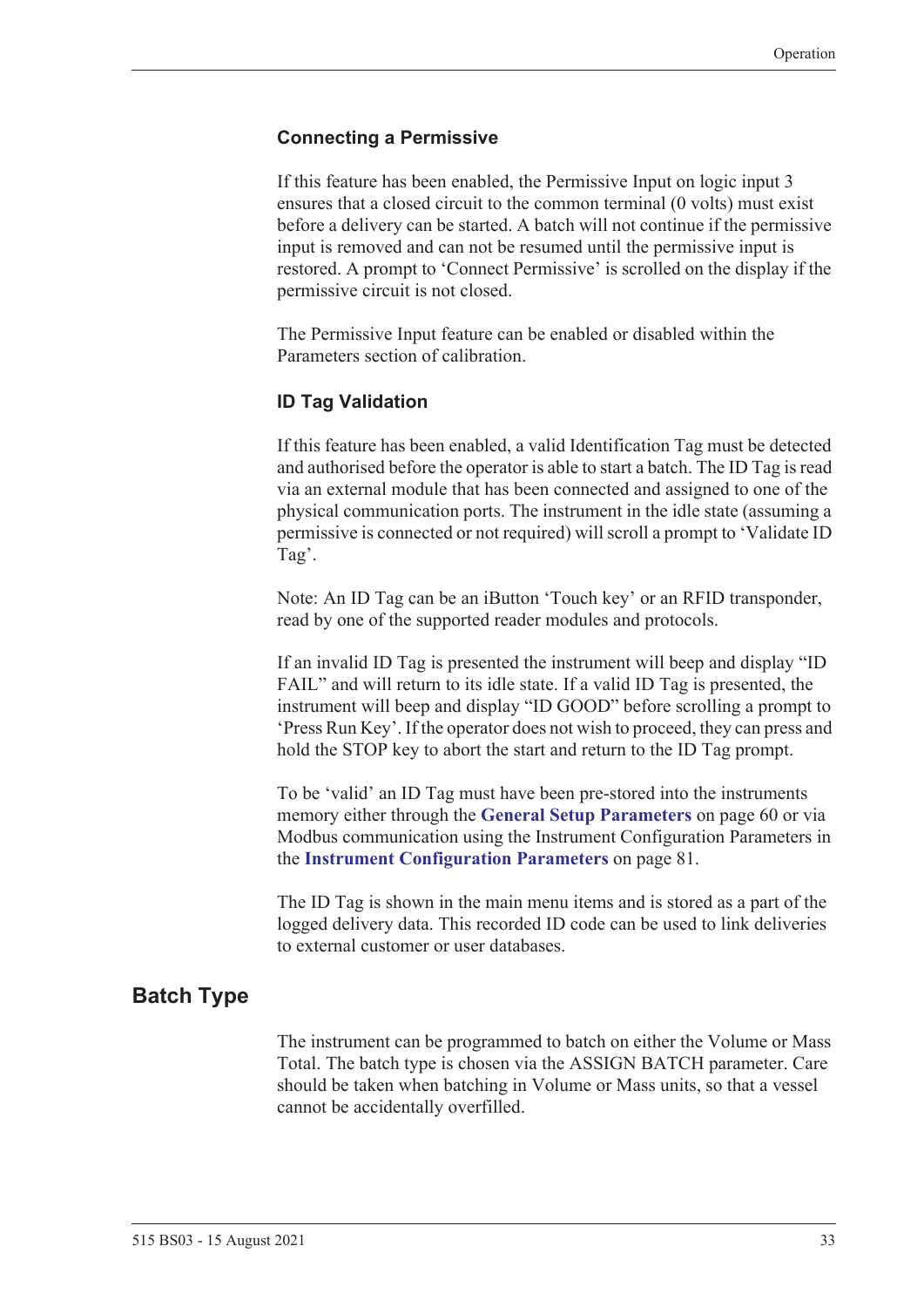### Connecting a Permissive

If this feature has been enabled, the Permissive Input on logic input 3 ensures that a closed circuit to the common terminal (0 volts) must exist before a delivery can be started. A batch will not continue if the permissive input is removed and can not be resumed until the permissive input is restored. A prompt to 'Connect Permissive' is scrolled on the display if the permissive circuit is not closed.

The Permissive Input feature can be enabled or disabled within the Parameters section of calibration.

### ID Tag Validation

If this feature has been enabled, a valid Identification Tag must be detected and authorised before the operator is able to start a batch. The ID Tag is read via an external module that has been connected and assigned to one of the physical communication ports. The instrument in the idle state (assuming a permissive is connected or not required) will scroll a prompt to 'Validate ID Tag'.

Note: An ID Tag can be an iButton 'Touch key' or an RFID transponder, read by one of the supported reader modules and protocols.

If an invalid ID Tag is presented the instrument will beep and display "ID FAIL" and will return to its idle state. If a valid ID Tag is presented, the instrument will beep and display "ID GOOD" before scrolling a prompt to 'Press Run Key'. If the operator does not wish to proceed, they can press and hold the STOP key to abort the start and return to the ID Tag prompt.

To be 'valid' an ID Tag must have been pre-stored into the instruments memory either through the **General Setup Parameters** on page 60 or via Modbus communication using the Instrument Configuration Parameters in the **Instrument Configuration Parameters** on page 81.

The ID Tag is shown in the main menu items and is stored as a part of the logged delivery data. This recorded ID code can be used to link deliveries to external customer or user databases.

## Batch Type

The instrument can be programmed to batch on either the Volume or Mass Total. The batch type is chosen via the ASSIGN BATCH parameter. Care should be taken when batching in Volume or Mass units, so that a vessel cannot be accidentally overfilled.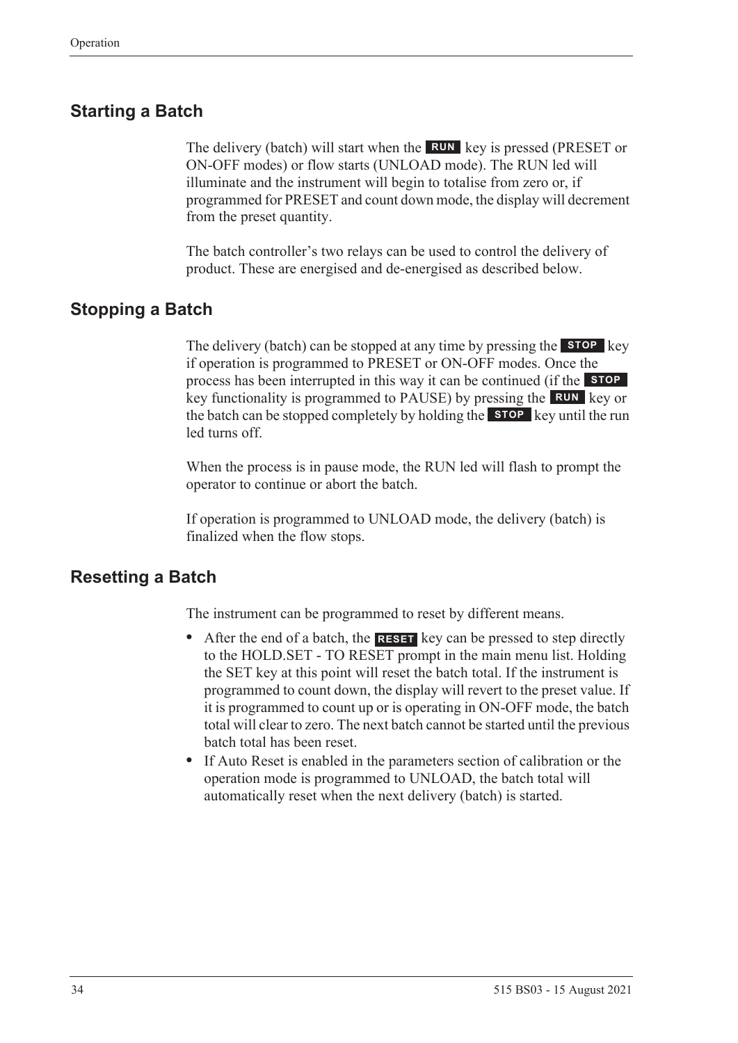## Starting a Batch

The delivery (batch) will start when the **RUN** key is pressed (PRESET or ON-OFF modes) or flow starts (UNLOAD mode). The RUN led will illuminate and the instrument will begin to totalise from zero or, if programmed for PRESET and count down mode, the display will decrement from the preset quantity.

The batch controller's two relays can be used to control the delivery of product. These are energised and de-energised as described below.

## Stopping a Batch

The delivery (batch) can be stopped at any time by pressing the **STOP** key if operation is programmed to PRESET or ON-OFF modes. Once the process has been interrupted in this way it can be continued (if the **STOP** key functionality is programmed to PAUSE) by pressing the **RUN** key or the batch can be stopped completely by holding the **STOP** key until the run led turns off.

When the process is in pause mode, the RUN led will flash to prompt the operator to continue or abort the batch.

If operation is programmed to UNLOAD mode, the delivery (batch) is finalized when the flow stops.

## Resetting a Batch

The instrument can be programmed to reset by different means.

- After the end of a batch, the **RESET** key can be pressed to step directly to the HOLD.SET - TO RESET prompt in the main menu list. Holding the SET key at this point will reset the batch total. If the instrument is programmed to count down, the display will revert to the preset value. If it is programmed to count up or is operating in ON-OFF mode, the batch total will clear to zero. The next batch cannot be started until the previous batch total has been reset.
- If Auto Reset is enabled in the parameters section of calibration or the operation mode is programmed to UNLOAD, the batch total will automatically reset when the next delivery (batch) is started.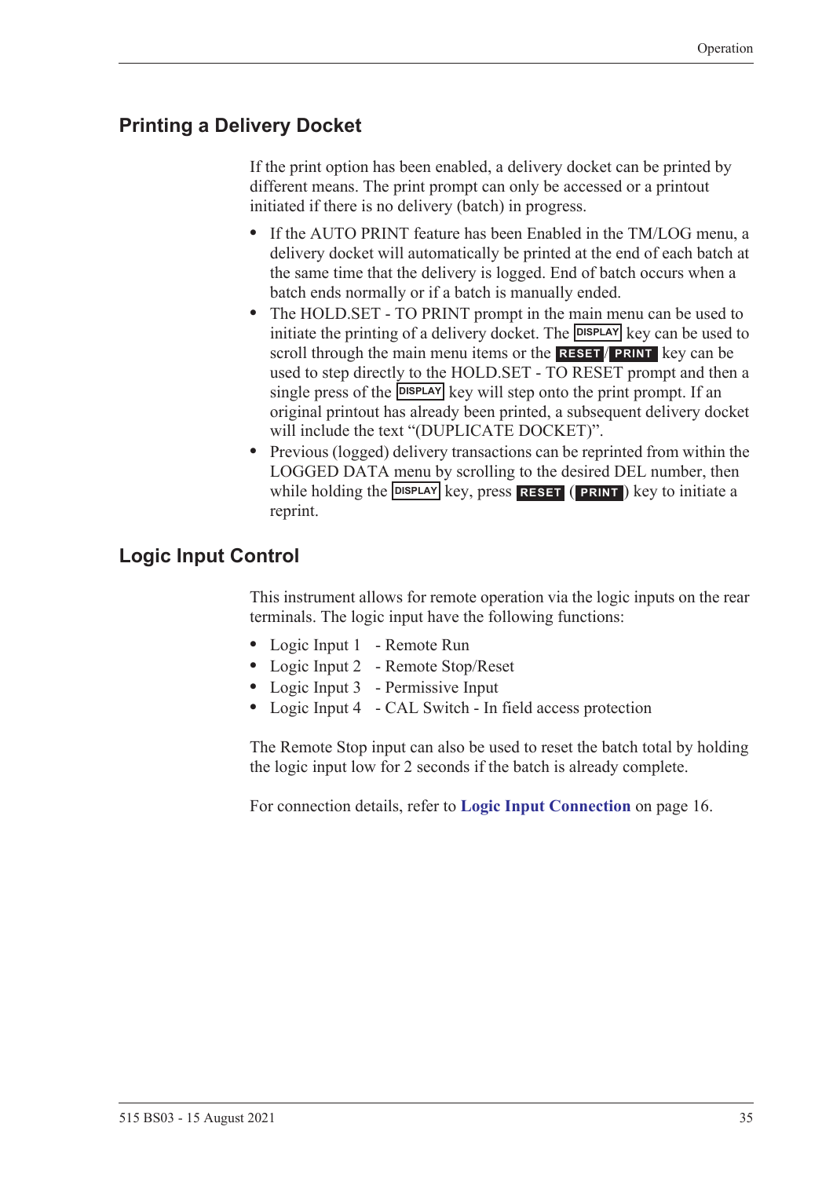## Printing a Delivery Docket

If the print option has been enabled, a delivery docket can be printed by different means. The print prompt can only be accessed or a printout initiated if there is no delivery (batch) in progress.

- If the AUTO PRINT feature has been Enabled in the TM/LOG menu, a delivery docket will automatically be printed at the end of each batch at the same time that the delivery is logged. End of batch occurs when a batch ends normally or if a batch is manually ended.
- The HOLD.SET - TO PRINT prompt in the main menu can be used to initiate the printing of a delivery docket. The DISPLAY key can be used to scroll through the main menu items or the RESET/PRINT key can be used to step directly to the HOLD.SET - TO RESET prompt and then a single press of the DISPLAY key will step onto the print prompt. If an original printout has already been printed, a subsequent delivery docket will include the text “(DUPLICATE DOCKET)”.
- Previous (logged) delivery transactions can be reprinted from within the LOGGED DATA menu by scrolling to the desired DEL number, then while holding the DISPLAY key, press RESET (PRINT) key to initiate a reprint.

## Logic Input Control

This instrument allows for remote operation via the logic inputs on the rear terminals. The logic input have the following functions:

- Logic Input 1 - Remote Run
- Logic Input 2 - Remote Stop/Reset
- Logic Input 3 - Permissive Input
- Logic Input 4 - CAL Switch - In field access protection

The Remote Stop input can also be used to reset the batch total by holding the logic input low for 2 seconds if the batch is already complete.

For connection details, refer to **Logic Input Connection** on page 16.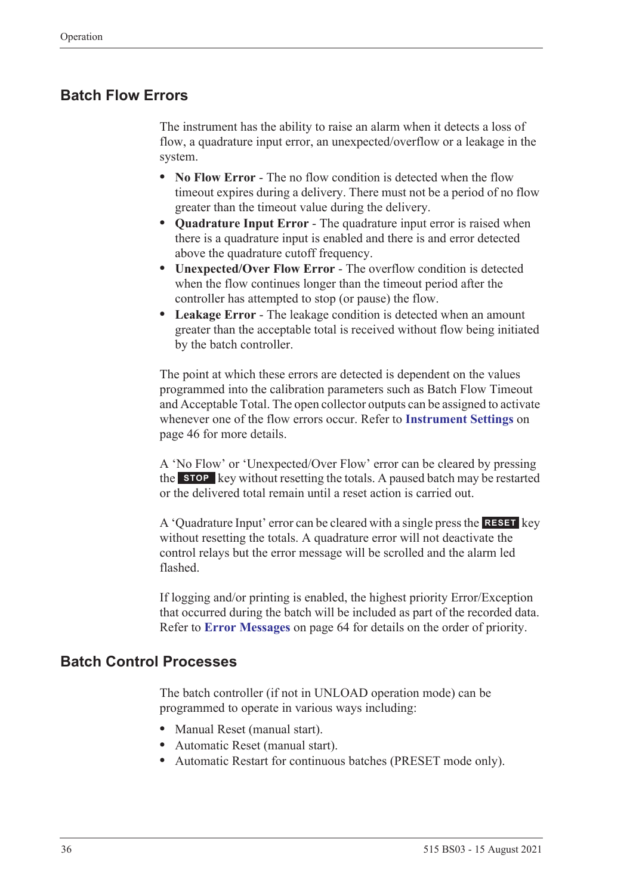## Batch Flow Errors

The instrument has the ability to raise an alarm when it detects a loss of flow, a quadrature input error, an unexpected/overflow or a leakage in the system.

- **No Flow Error** - The no flow condition is detected when the flow timeout expires during a delivery. There must not be a period of no flow greater than the timeout value during the delivery.
- **Quadrature Input Error** - The quadrature input error is raised when there is a quadrature input is enabled and there is and error detected above the quadrature cutoff frequency.
- **Unexpected/Over Flow Error** - The overflow condition is detected when the flow continues longer than the timeout period after the controller has attempted to stop (or pause) the flow.
- **Leakage Error** - The leakage condition is detected when an amount greater than the acceptable total is received without flow being initiated by the batch controller.

The point at which these errors are detected is dependent on the values programmed into the calibration parameters such as Batch Flow Timeout and Acceptable Total. The open collector outputs can be assigned to activate whenever one of the flow errors occur. Refer to **Instrument Settings** on page 46 for more details.

A 'No Flow' or 'Unexpected/Over Flow' error can be cleared by pressing the **STOP** key without resetting the totals. A paused batch may be restarted or the delivered total remain until a reset action is carried out.

A 'Quadrature Input' error can be cleared with a single press the **RESET** key without resetting the totals. A quadrature error will not deactivate the control relays but the error message will be scrolled and the alarm led flashed.

If logging and/or printing is enabled, the highest priority Error/Exception that occurred during the batch will be included as part of the recorded data. Refer to **Error Messages** on page 64 for details on the order of priority.

## Batch Control Processes

The batch controller (if not in UNLOAD operation mode) can be programmed to operate in various ways including:

- Manual Reset (manual start).
- Automatic Reset (manual start).
- Automatic Restart for continuous batches (PRESET mode only).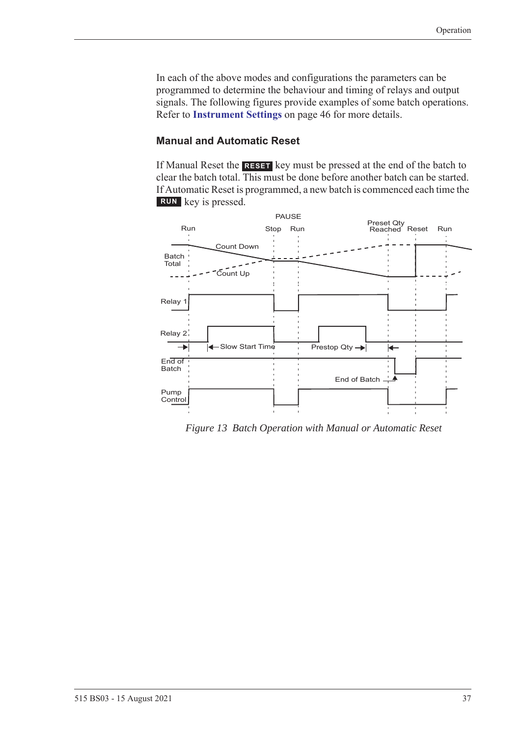In each of the above modes and configurations the parameters can be programmed to determine the behaviour and timing of relays and output signals. The following figures provide examples of some batch operations. Refer to **Instrument Settings** on page 46 for more details.

### Manual and Automatic Reset

If Manual Reset the **RESET** key must be pressed at the end of the batch to clear the batch total. This must be done before another batch can be started. If Automatic Reset is programmed, a new batch is commenced each time the **RUN** key is pressed.

*Figure 13 Batch Operation with Manual or Automatic Reset*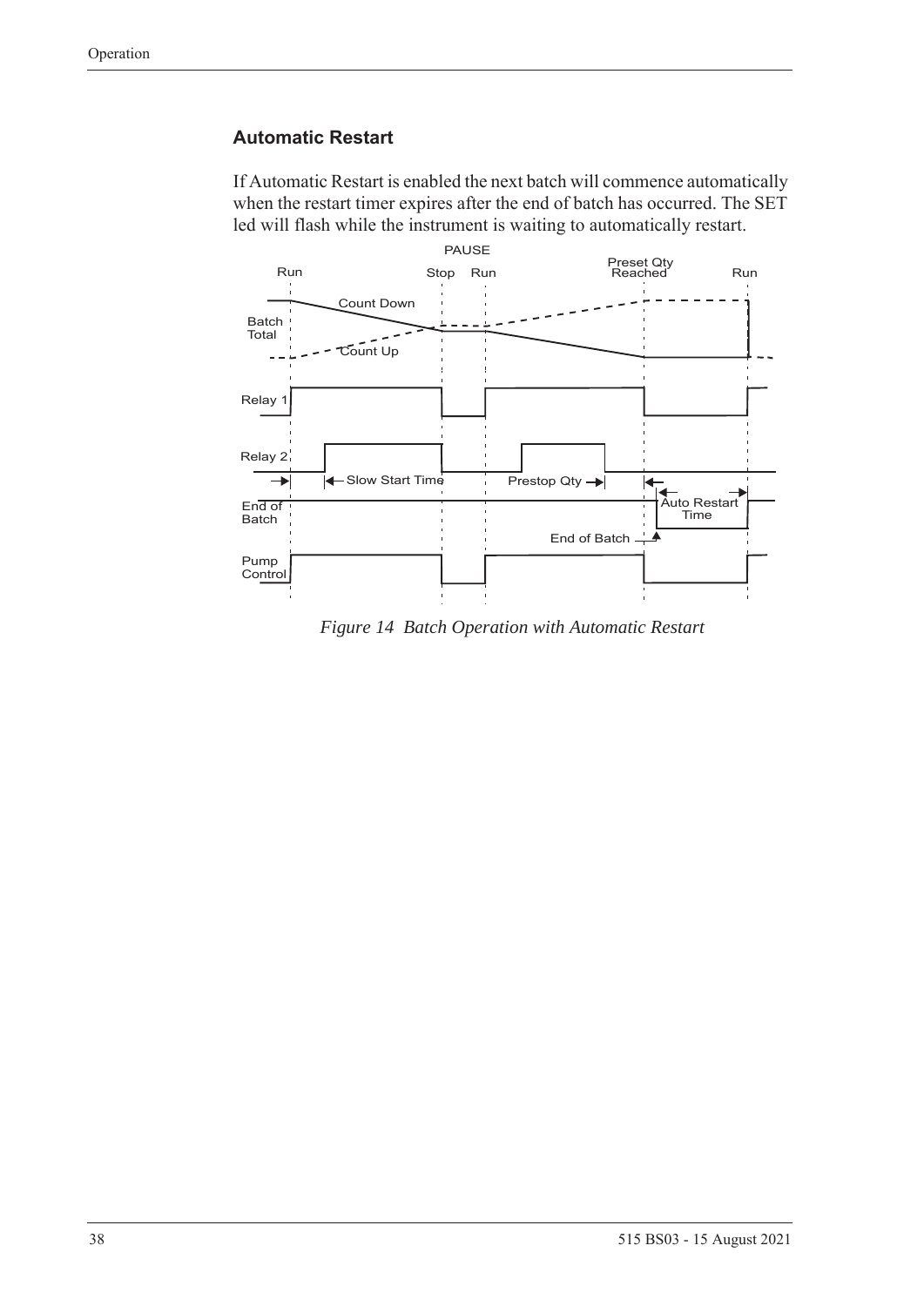### Automatic Restart

If Automatic Restart is enabled the next batch will commence automatically when the restart timer expires after the end of batch has occurred. The SET led will flash while the instrument is waiting to automatically restart.

*Figure 14 Batch Operation with Automatic Restart*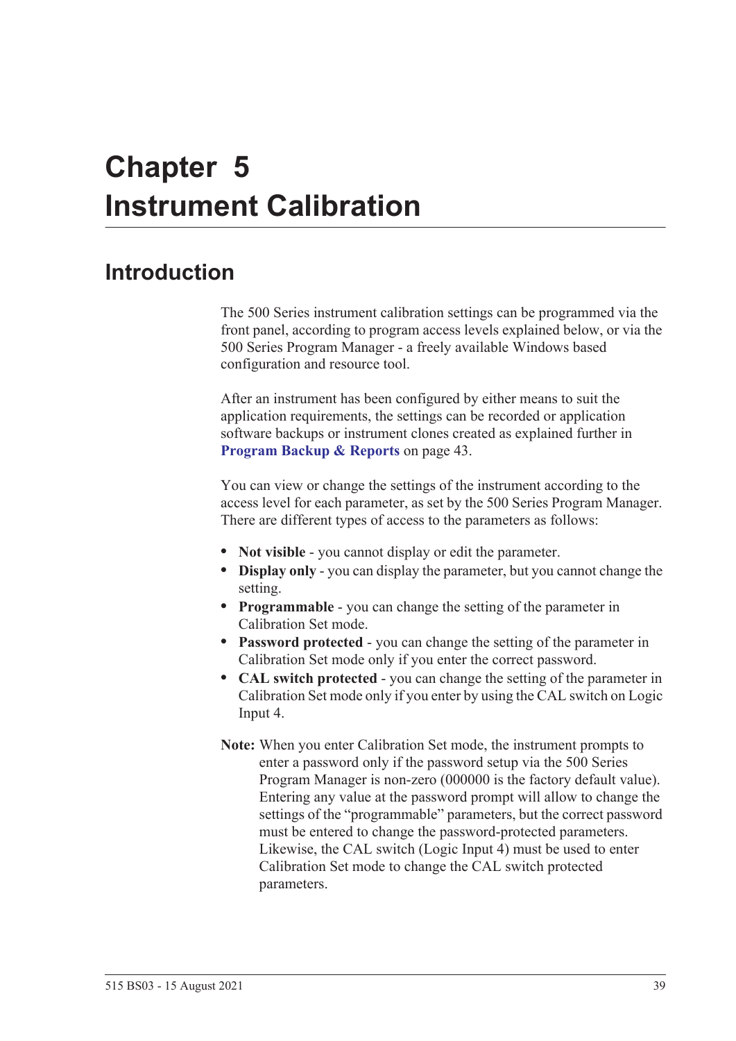# Chapter 5
# Instrument Calibration

## Introduction

The 500 Series instrument calibration settings can be programmed via the front panel, according to program access levels explained below, or via the 500 Series Program Manager - a freely available Windows based configuration and resource tool.

After an instrument has been configured by either means to suit the application requirements, the settings can be recorded or application software backups or instrument clones created as explained further in **Program Backup & Reports** on page 43.

You can view or change the settings of the instrument according to the access level for each parameter, as set by the 500 Series Program Manager. There are different types of access to the parameters as follows:

- **Not visible** - you cannot display or edit the parameter.
- **Display only** - you can display the parameter, but you cannot change the setting.
- **Programmable** - you can change the setting of the parameter in Calibration Set mode.
- **Password protected** - you can change the setting of the parameter in Calibration Set mode only if you enter the correct password.
- **CAL switch protected** - you can change the setting of the parameter in Calibration Set mode only if you enter by using the CAL switch on Logic Input 4.

**Note:** When you enter Calibration Set mode, the instrument prompts to enter a password only if the password setup via the 500 Series Program Manager is non-zero (000000 is the factory default value). Entering any value at the password prompt will allow to change the settings of the "programmable" parameters, but the correct password must be entered to change the password-protected parameters. Likewise, the CAL switch (Logic Input 4) must be used to enter Calibration Set mode to change the CAL switch protected parameters.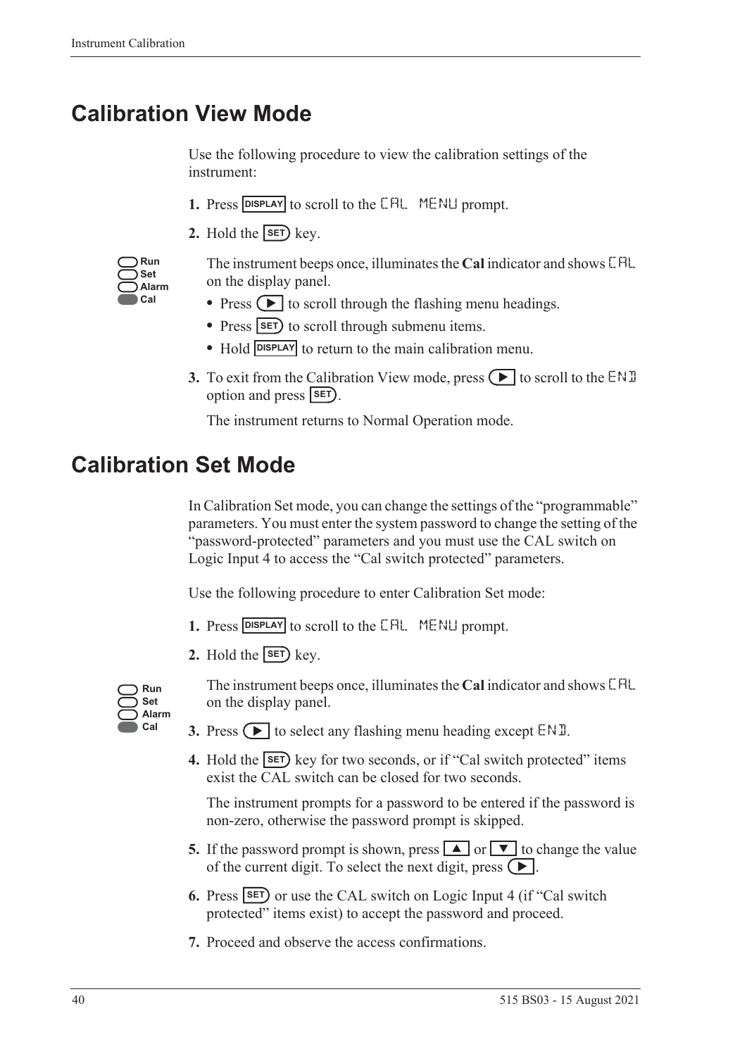# Calibration View Mode

Use the following procedure to view the calibration settings of the instrument:

1. Press DISPLAY to scroll to the CAL MENU prompt.
2. Hold the SET key.

Run
Set
Alarm
Cal

The instrument beeps once, illuminates the **Cal** indicator and shows CAL on the display panel.

- Press ▶ to scroll through the flashing menu headings.
- Press SET to scroll through submenu items.
- Hold DISPLAY to return to the main calibration menu.

3. To exit from the Calibration View mode, press ▶ to scroll to the END option and press SET.

   The instrument returns to Normal Operation mode.

# Calibration Set Mode

In Calibration Set mode, you can change the settings of the “programmable” parameters. You must enter the system password to change the setting of the “password-protected” parameters and you must use the CAL switch on Logic Input 4 to access the “Cal switch protected” parameters.

Use the following procedure to enter Calibration Set mode:

1. Press DISPLAY to scroll to the CAL MENU prompt.
2. Hold the SET key.

Run
Set
Alarm
Cal

The instrument beeps once, illuminates the **Cal** indicator and shows CAL on the display panel.

3. Press ▶ to select any flashing menu heading except END.
4. Hold the SET key for two seconds, or if “Cal switch protected” items exist the CAL switch can be closed for two seconds.

   The instrument prompts for a password to be entered if the password is non-zero, otherwise the password prompt is skipped.

5. If the password prompt is shown, press ▲ or ▼ to change the value of the current digit. To select the next digit, press ▶.
6. Press SET or use the CAL switch on Logic Input 4 (if “Cal switch protected” items exist) to accept the password and proceed.
7. Proceed and observe the access confirmations.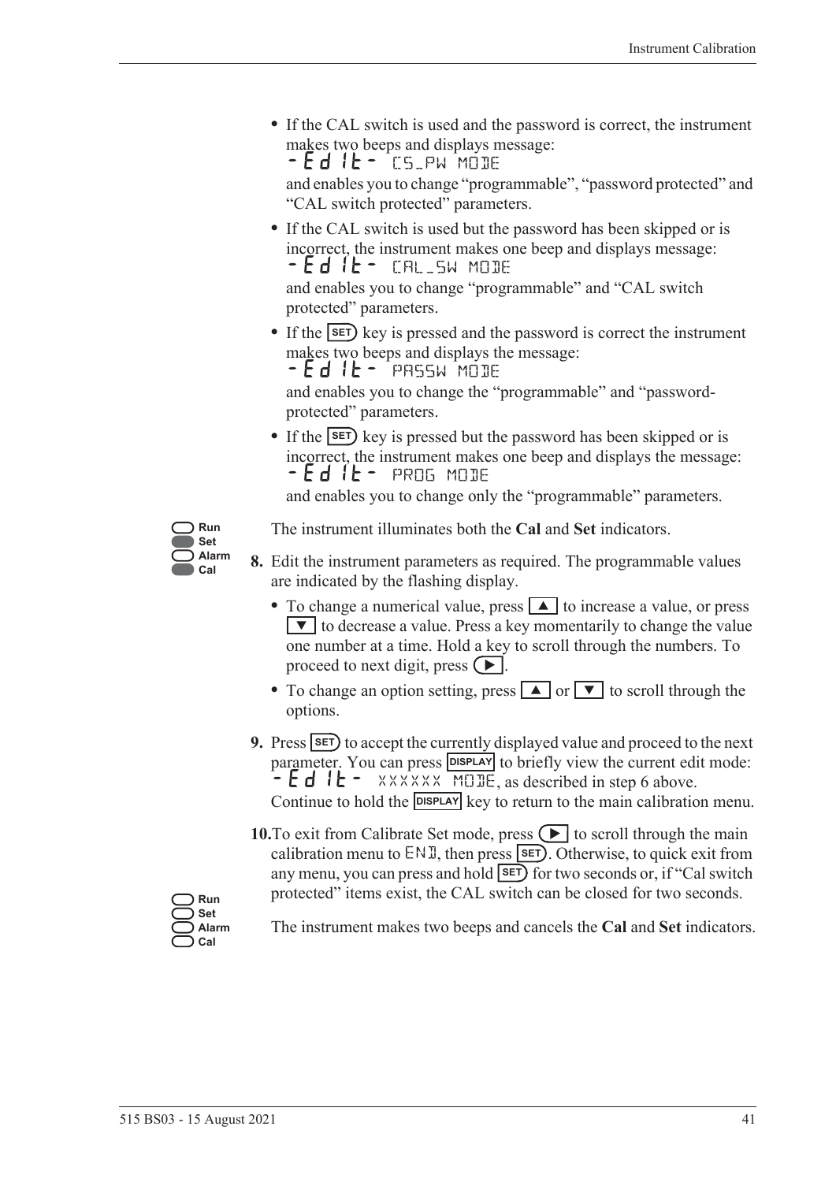- If the CAL switch is used and the password is correct, the instrument makes two beeps and displays message:
  -Edit- CS_PW MODE
  and enables you to change "programmable", "password protected" and "CAL switch protected" parameters.
- If the CAL switch is used but the password has been skipped or is incorrect, the instrument makes one beep and displays message:
  -Edit- CAL_SW MODE
  and enables you to change "programmable" and "CAL switch protected" parameters.
- If the SET key is pressed and the password is correct the instrument makes two beeps and displays the message:
  -Edit- PASSW MODE
  and enables you to change the "programmable" and "password-protected" parameters.
- If the SET key is pressed but the password has been skipped or is incorrect, the instrument makes one beep and displays the message:
  -Edit- PROG MODE
  and enables you to change only the "programmable" parameters.

Run
Set
Alarm
Cal

The instrument illuminates both the **Cal** and **Set** indicators.

**8.** Edit the instrument parameters as required. The programmable values are indicated by the flashing display.

- To change a numerical value, press ▲ to increase a value, or press ▼ to decrease a value. Press a key momentarily to change the value one number at a time. Hold a key to scroll through the numbers. To proceed to next digit, press ▶.
- To change an option setting, press ▲ or ▼ to scroll through the options.

**9.** Press SET to accept the currently displayed value and proceed to the next parameter. You can press DISPLAY to briefly view the current edit mode: -Edit- XXXXXX MODE, as described in step 6 above. Continue to hold the DISPLAY key to return to the main calibration menu.

**10.** To exit from Calibrate Set mode, press ▶ to scroll through the main calibration menu to END, then press SET. Otherwise, to quick exit from any menu, you can press and hold SET for two seconds or, if "Cal switch protected" items exist, the CAL switch can be closed for two seconds.

Run
Set
Alarm
Cal

The instrument makes two beeps and cancels the **Cal** and **Set** indicators.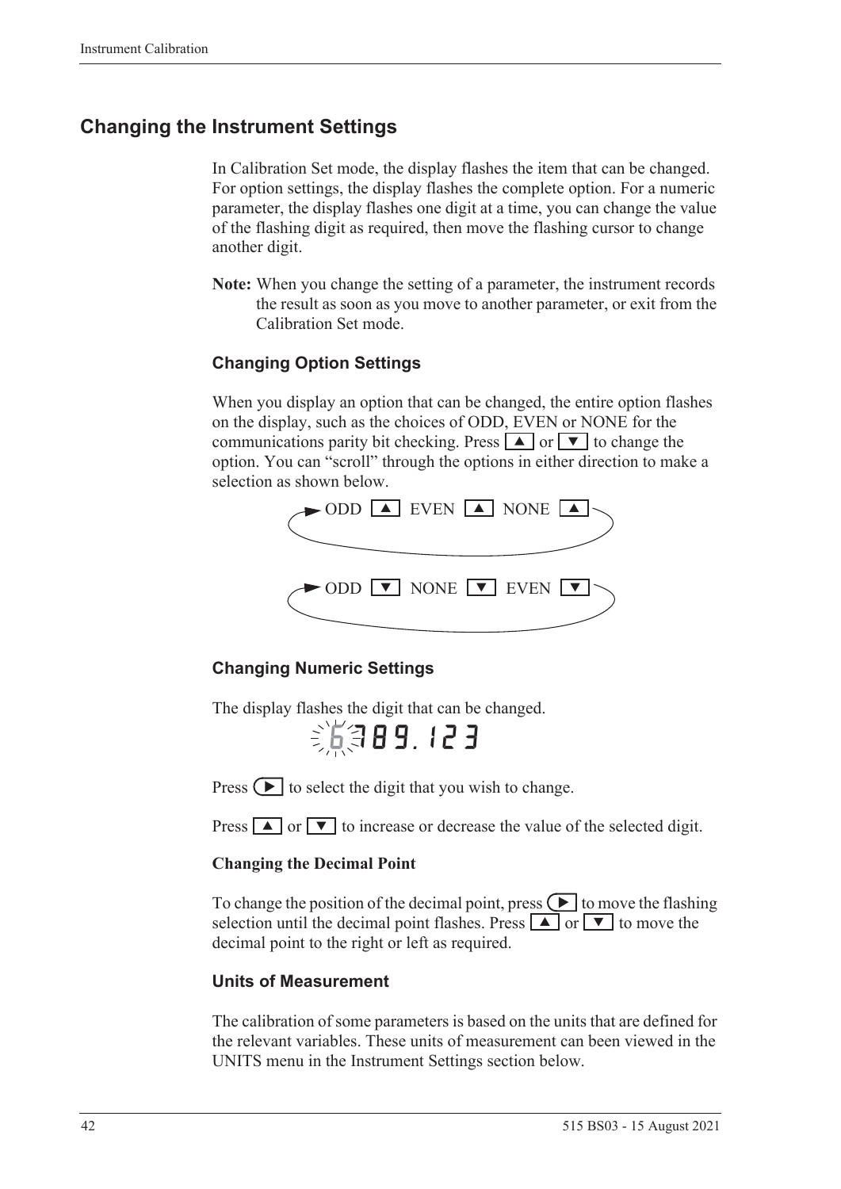## Changing the Instrument Settings

In Calibration Set mode, the display flashes the item that can be changed. For option settings, the display flashes the complete option. For a numeric parameter, the display flashes one digit at a time, you can change the value of the flashing digit as required, then move the flashing cursor to change another digit.

**Note:** When you change the setting of a parameter, the instrument records the result as soon as you move to another parameter, or exit from the Calibration Set mode.

### Changing Option Settings

When you display an option that can be changed, the entire option flashes on the display, such as the choices of ODD, EVEN or NONE for the communications parity bit checking. Press ▲ or ▼ to change the option. You can "scroll" through the options in either direction to make a selection as shown below.

ODD ▲ EVEN ▲ NONE ▲

ODD ▼ NONE ▼ EVEN ▼

### Changing Numeric Settings

The display flashes the digit that can be changed.

6789.123

Press ▶ to select the digit that you wish to change.

Press ▲ or ▼ to increase or decrease the value of the selected digit.

**Changing the Decimal Point**

To change the position of the decimal point, press ▶ to move the flashing selection until the decimal point flashes. Press ▲ or ▼ to move the decimal point to the right or left as required.

### Units of Measurement

The calibration of some parameters is based on the units that are defined for the relevant variables. These units of measurement can been viewed in the UNITS menu in the Instrument Settings section below.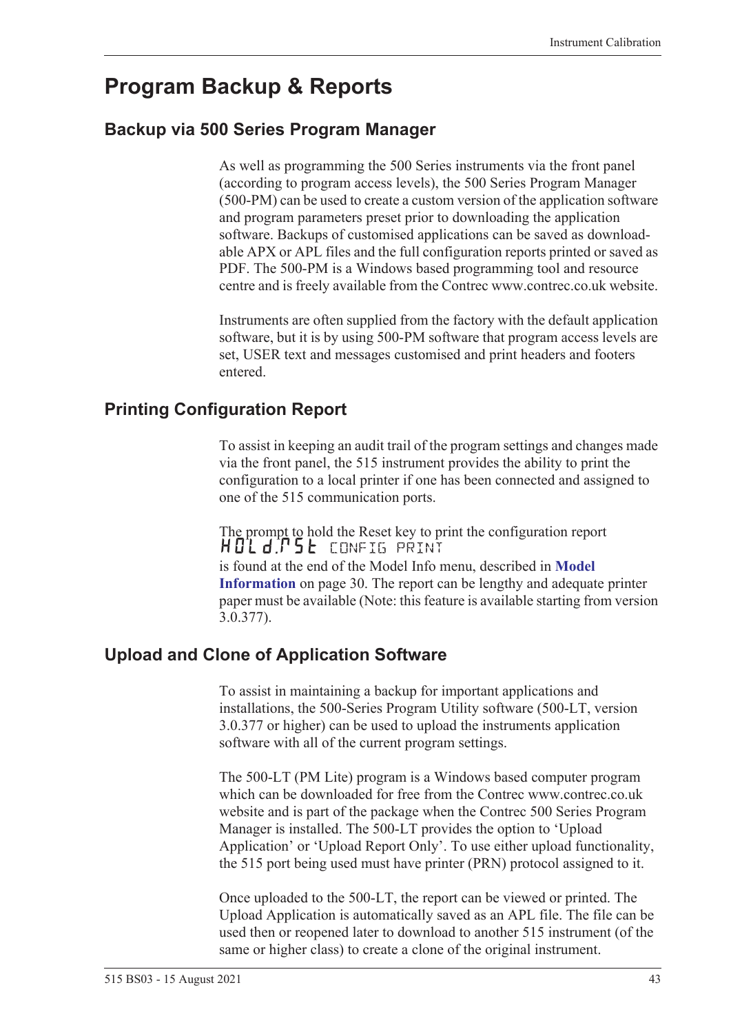# Program Backup & Reports

## Backup via 500 Series Program Manager

As well as programming the 500 Series instruments via the front panel (according to program access levels), the 500 Series Program Manager (500-PM) can be used to create a custom version of the application software and program parameters preset prior to downloading the application software. Backups of customised applications can be saved as downloadable APX or APL files and the full configuration reports printed or saved as PDF. The 500-PM is a Windows based programming tool and resource centre and is freely available from the Contrec www.contrec.co.uk website.

Instruments are often supplied from the factory with the default application software, but it is by using 500-PM software that program access levels are set, USER text and messages customised and print headers and footers entered.

## Printing Configuration Report

To assist in keeping an audit trail of the program settings and changes made via the front panel, the 515 instrument provides the ability to print the configuration to a local printer if one has been connected and assigned to one of the 515 communication ports.

The prompt to hold the Reset key to print the configuration report
HOLd.rSt CONFIG PRINT
is found at the end of the Model Info menu, described in **Model Information** on page 30. The report can be lengthy and adequate printer paper must be available (Note: this feature is available starting from version 3.0.377).

## Upload and Clone of Application Software

To assist in maintaining a backup for important applications and installations, the 500-Series Program Utility software (500-LT, version 3.0.377 or higher) can be used to upload the instruments application software with all of the current program settings.

The 500-LT (PM Lite) program is a Windows based computer program which can be downloaded for free from the Contrec www.contrec.co.uk website and is part of the package when the Contrec 500 Series Program Manager is installed. The 500-LT provides the option to 'Upload Application' or 'Upload Report Only'. To use either upload functionality, the 515 port being used must have printer (PRN) protocol assigned to it.

Once uploaded to the 500-LT, the report can be viewed or printed. The Upload Application is automatically saved as an APL file. The file can be used then or reopened later to download to another 515 instrument (of the same or higher class) to create a clone of the original instrument.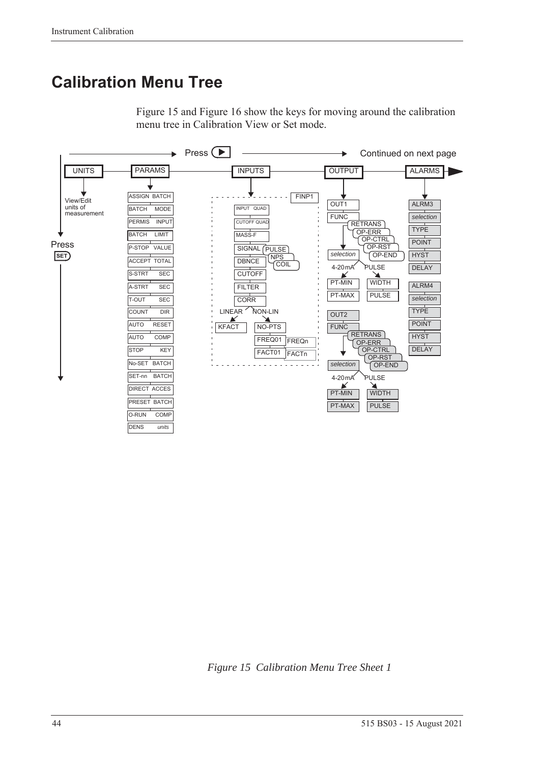# Calibration Menu Tree

Figure 15 and Figure 16 show the keys for moving around the calibration menu tree in Calibration View or Set mode.

Press ▶ → Continued on next page

UNITS — View/Edit units of measurement

Press SET

PARAMS: ASSIGN BATCH, BATCH MODE, PERMIS INPUT, BATCH LIMIT, P-STOP VALUE, ACCEPT TOTAL, S-STRT SEC, A-STRT SEC, T-OUT SEC, COUNT DIR, AUTO RESET, AUTO COMP, STOP KEY, No-SET BATCH, SET-nn BATCH, DIRECT ACCES, PRESET BATCH, O-RUN COMP, DENS *units*

INPUTS: FINP1 — INPUT QUAD, CUTOFF QUAD, MASS-F, SIGNAL (PULSE, NPS, COIL), DBNCE, CUTOFF, FILTER, CORR — LINEAR: KFACT; NON-LIN: NO-PTS, FREQ01 … FREQn, FACT01 … FACTn

OUTPUT: OUT1 — FUNC (RETRANS, OP-ERR, OP-CTRL, OP-RST, OP-END), *selection* — 4-20mA: PT-MIN, PT-MAX; PULSE: WIDTH, PULSE

OUT2 — FUNC (RETRANS, OP-ERR, OP-CTRL, OP-RST, OP-END), *selection* — 4-20mA: PT-MIN, PT-MAX; PULSE: WIDTH, PULSE

ALARMS: ALRM3 — *selection*, TYPE, POINT, HYST, DELAY; ALRM4 — *selection*, TYPE, POINT, HYST, DELAY

*Figure 15 Calibration Menu Tree Sheet 1*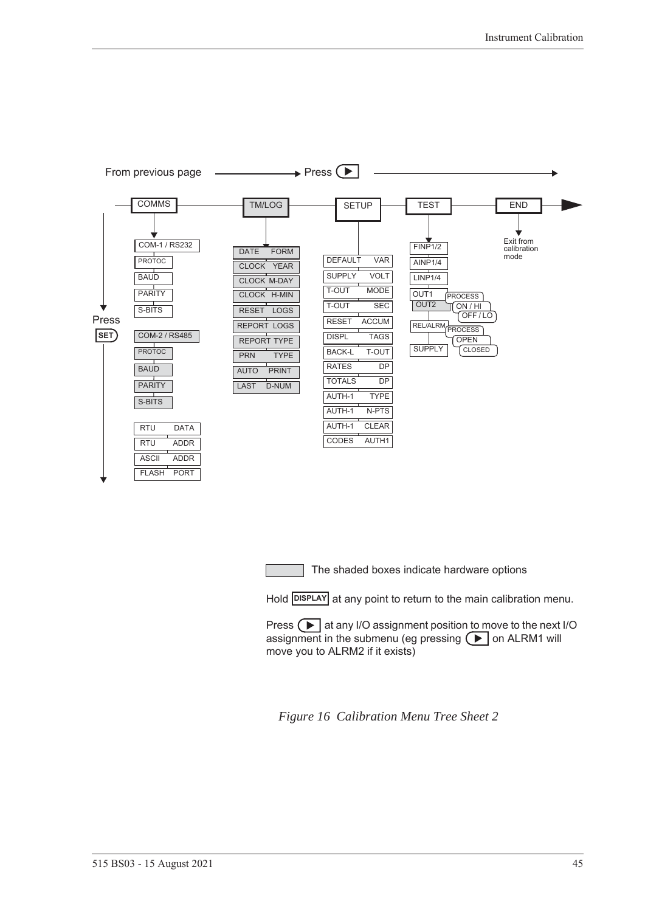From previous page → Press ▶ →

COMMS → TM/LOG → SETUP → TEST → END

Press SET

**COMMS:**
- COM-1 / RS232
- PROTOC
- BAUD
- PARITY
- S-BITS
- COM-2 / RS485
- PROTOC
- BAUD
- PARITY
- S-BITS
- RTU DATA
- RTU ADDR
- ASCII ADDR
- FLASH PORT

**TM/LOG:**
- DATE FORM
- CLOCK YEAR
- CLOCK M-DAY
- CLOCK H-MIN
- RESET LOGS
- REPORT LOGS
- REPORT TYPE
- PRN TYPE
- AUTO PRINT
- LAST D-NUM

**SETUP:**
- DEFAULT VAR
- SUPPLY VOLT
- T-OUT MODE
- T-OUT SEC
- RESET ACCUM
- DISPL TAGS
- BACK-L T-OUT
- RATES DP
- TOTALS DP
- AUTH-1 TYPE
- AUTH-1 N-PTS
- AUTH-1 CLEAR
- CODES AUTH1

**TEST:**
- FINP1/2
- AINP1/4
- LINP1/4
- OUT1 / OUT2 → PROCESS, ON / HI, OFF / LO
- REL/ALRM → PROCESS, OPEN, CLOSED
- SUPPLY

**END:**
- Exit from calibration mode

The shaded boxes indicate hardware options

Hold DISPLAY at any point to return to the main calibration menu.

Press ▶ at any I/O assignment position to move to the next I/O assignment in the submenu (eg pressing ▶ on ALRM1 will move you to ALRM2 if it exists)

*Figure 16 Calibration Menu Tree Sheet 2*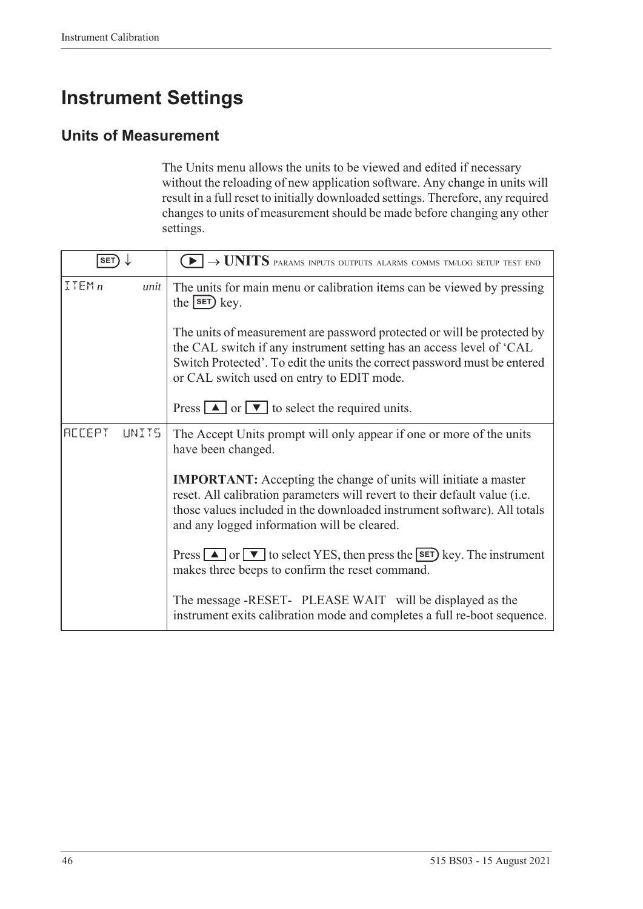# Instrument Settings

## Units of Measurement

The Units menu allows the units to be viewed and edited if necessary without the reloading of new application software. Any change in units will result in a full reset to initially downloaded settings. Therefore, any required changes to units of measurement should be made before changing any other settings.

| SET ↓ | ▶ → **UNITS** PARAMS INPUTS OUTPUTS ALARMS COMMS TM/LOG SETUP TEST END |
|---|---|
| ITEM *n* *unit* | The units for main menu or calibration items can be viewed by pressing the SET key.<br><br>The units of measurement are password protected or will be protected by the CAL switch if any instrument setting has an access level of 'CAL Switch Protected'. To edit the units the correct password must be entered or CAL switch used on entry to EDIT mode.<br><br>Press ▲ or ▼ to select the required units. |
| ACCEPT UNITS | The Accept Units prompt will only appear if one or more of the units have been changed.<br><br>**IMPORTANT:** Accepting the change of units will initiate a master reset. All calibration parameters will revert to their default value (i.e. those values included in the downloaded instrument software). All totals and any logged information will be cleared.<br><br>Press ▲ or ▼ to select YES, then press the SET key. The instrument makes three beeps to confirm the reset command.<br><br>The message -RESET- PLEASE WAIT will be displayed as the instrument exits calibration mode and completes a full re-boot sequence. |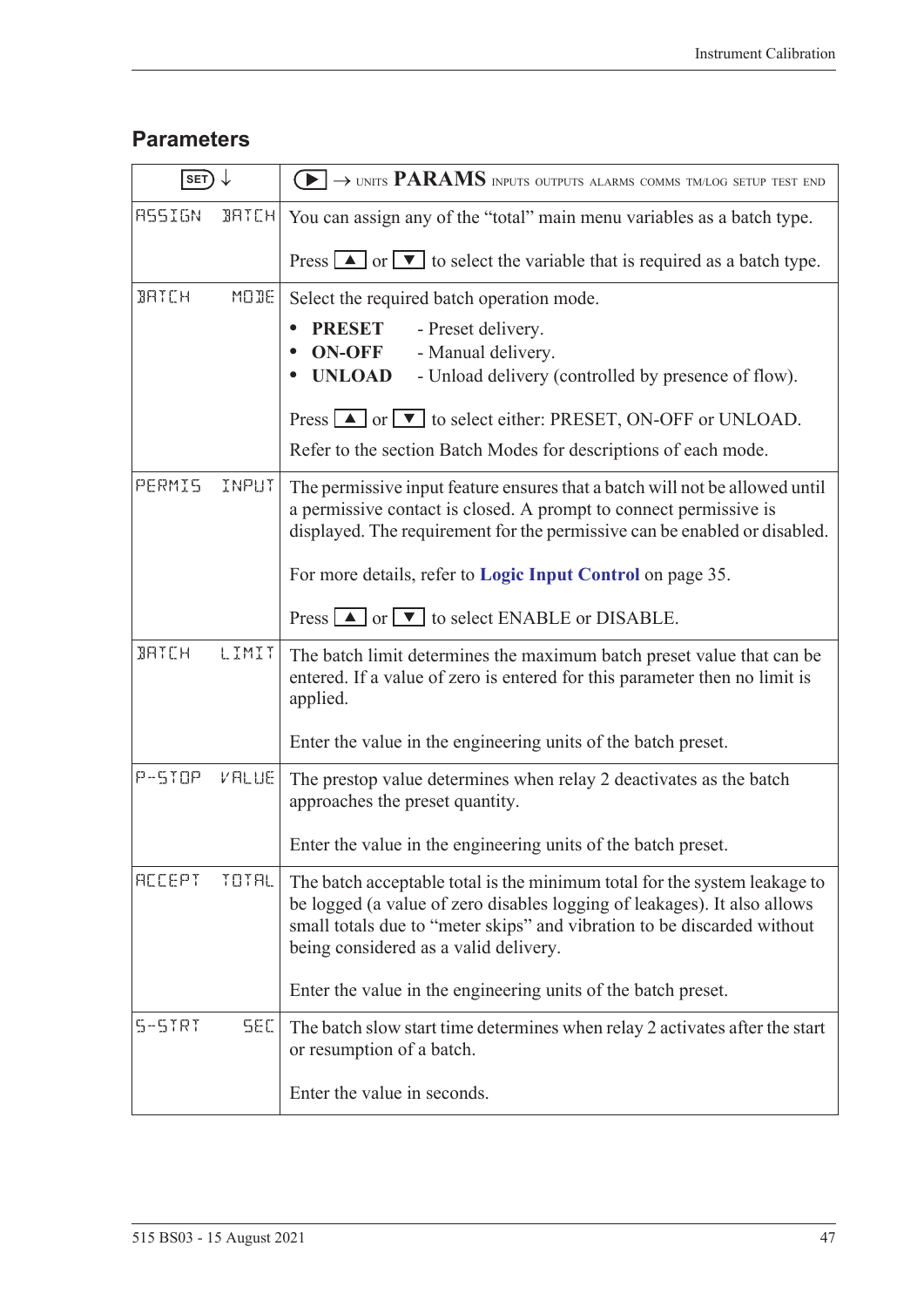## Parameters

| SET ↓ | ▶ → UNITS **PARAMS** INPUTS OUTPUTS ALARMS COMMS TM/LOG SETUP TEST END |
|---|---|
| ASSIGN BATCH | You can assign any of the “total” main menu variables as a batch type.<br><br>Press ▲ or ▼ to select the variable that is required as a batch type. |
| BATCH MODE | Select the required batch operation mode.<br>• **PRESET** - Preset delivery.<br>• **ON-OFF** - Manual delivery.<br>• **UNLOAD** - Unload delivery (controlled by presence of flow).<br><br>Press ▲ or ▼ to select either: PRESET, ON-OFF or UNLOAD.<br><br>Refer to the section Batch Modes for descriptions of each mode. |
| PERMIS INPUT | The permissive input feature ensures that a batch will not be allowed until a permissive contact is closed. A prompt to connect permissive is displayed. The requirement for the permissive can be enabled or disabled.<br><br>For more details, refer to **Logic Input Control** on page 35.<br><br>Press ▲ or ▼ to select ENABLE or DISABLE. |
| BATCH LIMIT | The batch limit determines the maximum batch preset value that can be entered. If a value of zero is entered for this parameter then no limit is applied.<br><br>Enter the value in the engineering units of the batch preset. |
| P-STOP VALUE | The prestop value determines when relay 2 deactivates as the batch approaches the preset quantity.<br><br>Enter the value in the engineering units of the batch preset. |
| ACCEPT TOTAL | The batch acceptable total is the minimum total for the system leakage to be logged (a value of zero disables logging of leakages). It also allows small totals due to “meter skips” and vibration to be discarded without being considered as a valid delivery.<br><br>Enter the value in the engineering units of the batch preset. |
| S-STRT SEC | The batch slow start time determines when relay 2 activates after the start or resumption of a batch.<br><br>Enter the value in seconds. |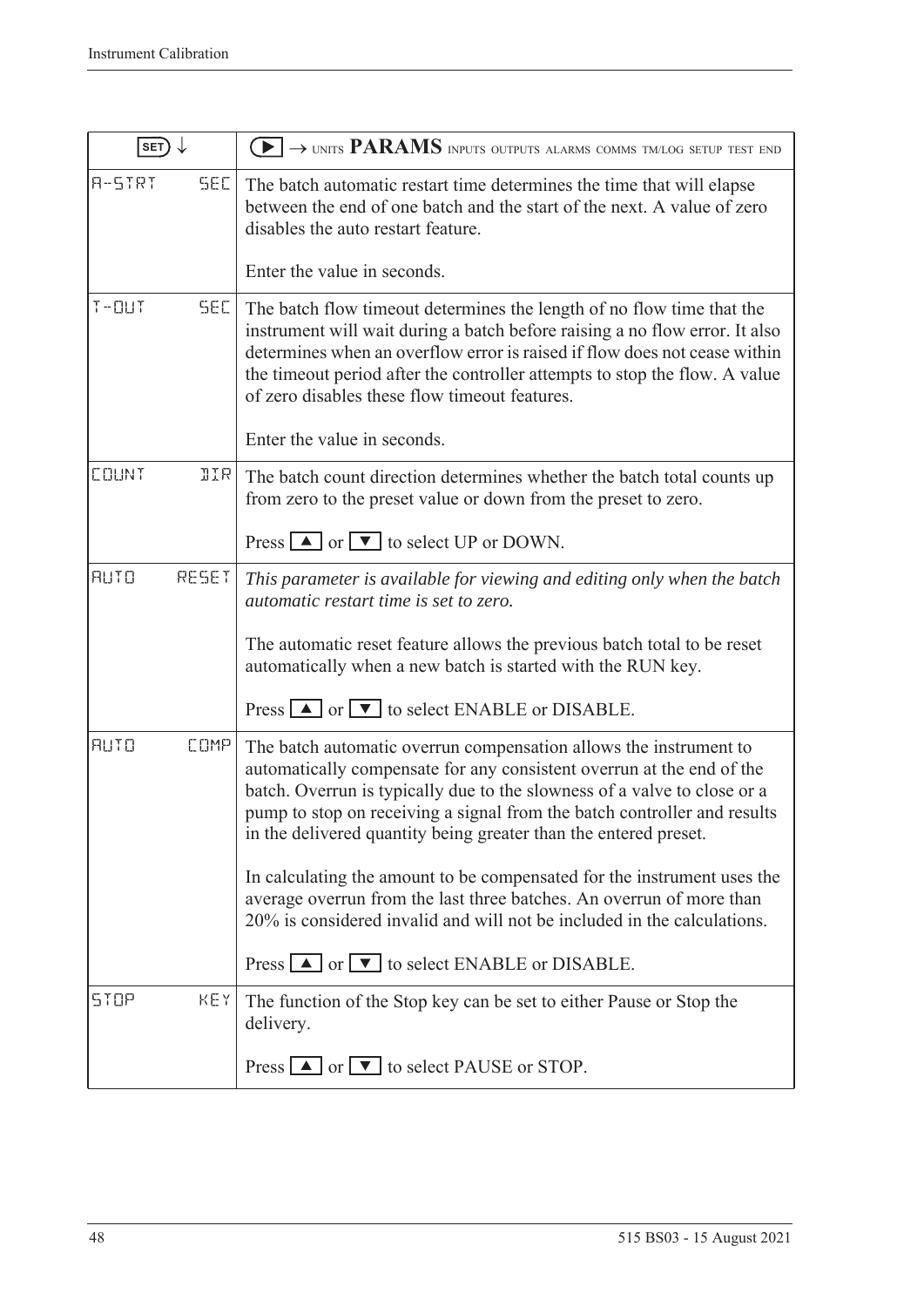| SET ↓ | ▶ → UNITS **PARAMS** INPUTS OUTPUTS ALARMS COMMS TM/LOG SETUP TEST END |
|---|---|
| A-STRT SEC | The batch automatic restart time determines the time that will elapse between the end of one batch and the start of the next. A value of zero disables the auto restart feature.<br><br>Enter the value in seconds. |
| T-OUT SEC | The batch flow timeout determines the length of no flow time that the instrument will wait during a batch before raising a no flow error. It also determines when an overflow error is raised if flow does not cease within the timeout period after the controller attempts to stop the flow. A value of zero disables these flow timeout features.<br><br>Enter the value in seconds. |
| COUNT DIR | The batch count direction determines whether the batch total counts up from zero to the preset value or down from the preset to zero.<br><br>Press ▲ or ▼ to select UP or DOWN. |
| AUTO RESET | *This parameter is available for viewing and editing only when the batch automatic restart time is set to zero.*<br><br>The automatic reset feature allows the previous batch total to be reset automatically when a new batch is started with the RUN key.<br><br>Press ▲ or ▼ to select ENABLE or DISABLE. |
| AUTO COMP | The batch automatic overrun compensation allows the instrument to automatically compensate for any consistent overrun at the end of the batch. Overrun is typically due to the slowness of a valve to close or a pump to stop on receiving a signal from the batch controller and results in the delivered quantity being greater than the entered preset.<br><br>In calculating the amount to be compensated for the instrument uses the average overrun from the last three batches. An overrun of more than 20% is considered invalid and will not be included in the calculations.<br><br>Press ▲ or ▼ to select ENABLE or DISABLE. |
| STOP KEY | The function of the Stop key can be set to either Pause or Stop the delivery.<br><br>Press ▲ or ▼ to select PAUSE or STOP. |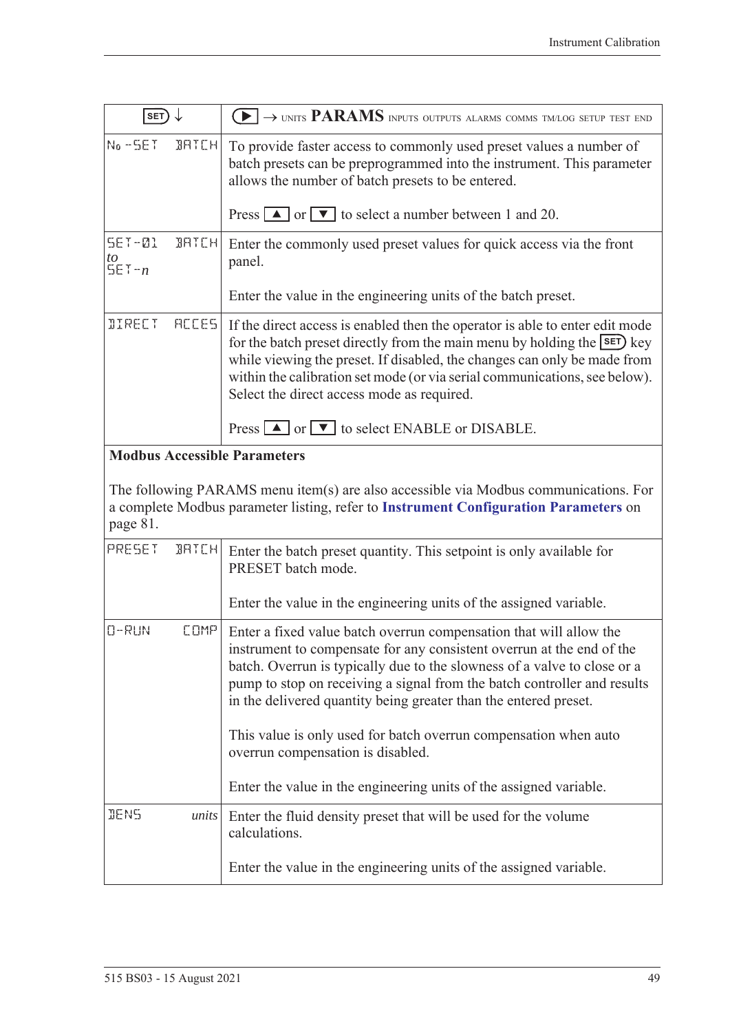| SET ↓ | ▶ → UNITS **PARAMS** INPUTS OUTPUTS ALARMS COMMS TM/LOG SETUP TEST END |
|---|---|
| No -SET BATCH | To provide faster access to commonly used preset values a number of batch presets can be preprogrammed into the instrument. This parameter allows the number of batch presets to be entered.<br><br>Press ▲ or ▼ to select a number between 1 and 20. |
| SET-01 BATCH<br>*to*<br>SET-*n* | Enter the commonly used preset values for quick access via the front panel.<br><br>Enter the value in the engineering units of the batch preset. |
| DIRECT ACCES | If the direct access is enabled then the operator is able to enter edit mode for the batch preset directly from the main menu by holding the SET key while viewing the preset. If disabled, the changes can only be made from within the calibration set mode (or via serial communications, see below). Select the direct access mode as required.<br><br>Press ▲ or ▼ to select ENABLE or DISABLE. |
| **Modbus Accessible Parameters**<br><br>The following PARAMS menu item(s) are also accessible via Modbus communications. For a complete Modbus parameter listing, refer to **Instrument Configuration Parameters** on page 81. | |
| PRESET BATCH | Enter the batch preset quantity. This setpoint is only available for PRESET batch mode.<br><br>Enter the value in the engineering units of the assigned variable. |
| O-RUN COMP | Enter a fixed value batch overrun compensation that will allow the instrument to compensate for any consistent overrun at the end of the batch. Overrun is typically due to the slowness of a valve to close or a pump to stop on receiving a signal from the batch controller and results in the delivered quantity being greater than the entered preset.<br><br>This value is only used for batch overrun compensation when auto overrun compensation is disabled.<br><br>Enter the value in the engineering units of the assigned variable. |
| DENS *units* | Enter the fluid density preset that will be used for the volume calculations.<br><br>Enter the value in the engineering units of the assigned variable. |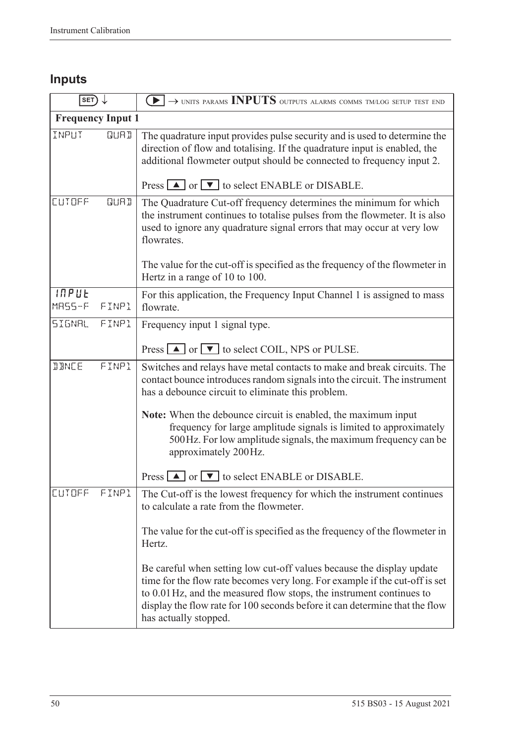## Inputs

| SET ↓ | ▶ → UNITS PARAMS **INPUTS** OUTPUTS ALARMS COMMS TM/LOG SETUP TEST END |
|---|---|
| **Frequency Input 1** | |
| INPUT QUAD | The quadrature input provides pulse security and is used to determine the direction of flow and totalising. If the quadrature input is enabled, the additional flowmeter output should be connected to frequency input 2.<br><br>Press ▲ or ▼ to select ENABLE or DISABLE. |
| CUTOFF QUAD | The Quadrature Cut-off frequency determines the minimum for which the instrument continues to totalise pulses from the flowmeter. It is also used to ignore any quadrature signal errors that may occur at very low flowrates.<br><br>The value for the cut-off is specified as the frequency of the flowmeter in Hertz in a range of 10 to 100. |
| INPUT<br>MASS-F FINP1 | For this application, the Frequency Input Channel 1 is assigned to mass flowrate. |
| SIGNAL FINP1 | Frequency input 1 signal type.<br><br>Press ▲ or ▼ to select COIL, NPS or PULSE. |
| DBNCE FINP1 | Switches and relays have metal contacts to make and break circuits. The contact bounce introduces random signals into the circuit. The instrument has a debounce circuit to eliminate this problem.<br><br>**Note:** When the debounce circuit is enabled, the maximum input frequency for large amplitude signals is limited to approximately 500 Hz. For low amplitude signals, the maximum frequency can be approximately 200 Hz.<br><br>Press ▲ or ▼ to select ENABLE or DISABLE. |
| CUTOFF FINP1 | The Cut-off is the lowest frequency for which the instrument continues to calculate a rate from the flowmeter.<br><br>The value for the cut-off is specified as the frequency of the flowmeter in Hertz.<br><br>Be careful when setting low cut-off values because the display update time for the flow rate becomes very long. For example if the cut-off is set to 0.01 Hz, and the measured flow stops, the instrument continues to display the flow rate for 100 seconds before it can determine that the flow has actually stopped. |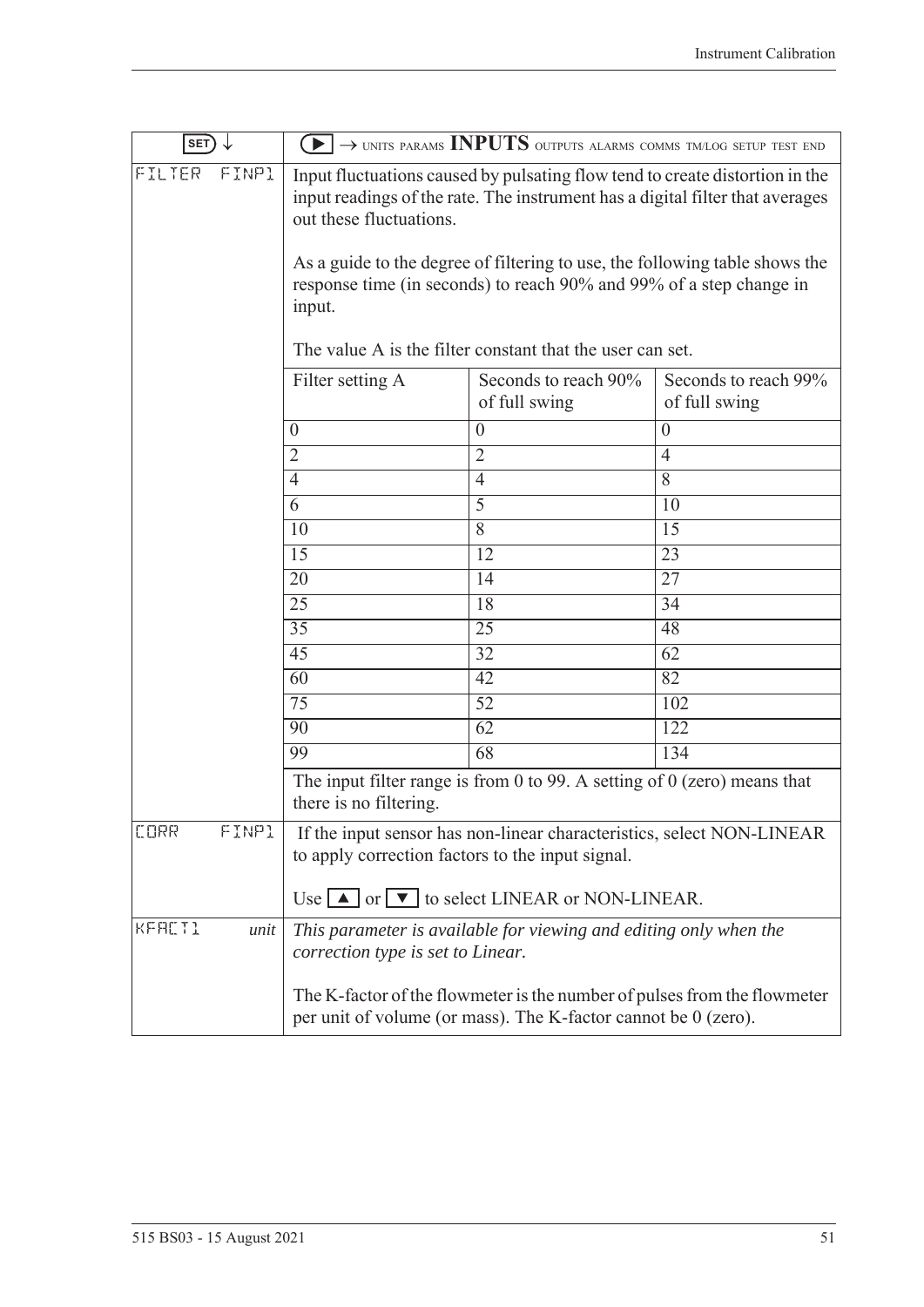| SET ↓ | ▶ → UNITS PARAMS **INPUTS** OUTPUTS ALARMS COMMS TM/LOG SETUP TEST END | | |
|---|---|---|---|
| FILTER FINP1 | Input fluctuations caused by pulsating flow tend to create distortion in the input readings of the rate. The instrument has a digital filter that averages out these fluctuations.<br><br>As a guide to the degree of filtering to use, the following table shows the response time (in seconds) to reach 90% and 99% of a step change in input.<br><br>The value A is the filter constant that the user can set. | | |
| | Filter setting A | Seconds to reach 90% of full swing | Seconds to reach 99% of full swing |
| | 0 | 0 | 0 |
| | 2 | 2 | 4 |
| | 4 | 4 | 8 |
| | 6 | 5 | 10 |
| | 10 | 8 | 15 |
| | 15 | 12 | 23 |
| | 20 | 14 | 27 |
| | 25 | 18 | 34 |
| | 35 | 25 | 48 |
| | 45 | 32 | 62 |
| | 60 | 42 | 82 |
| | 75 | 52 | 102 |
| | 90 | 62 | 122 |
| | 99 | 68 | 134 |
| | The input filter range is from 0 to 99. A setting of 0 (zero) means that there is no filtering. | | |
| CORR FINP1 | If the input sensor has non-linear characteristics, select NON-LINEAR to apply correction factors to the input signal.<br><br>Use ▲ or ▼ to select LINEAR or NON-LINEAR. | | |
| KFACT1 *unit* | *This parameter is available for viewing and editing only when the correction type is set to Linear.*<br><br>The K-factor of the flowmeter is the number of pulses from the flowmeter per unit of volume (or mass). The K-factor cannot be 0 (zero). | | |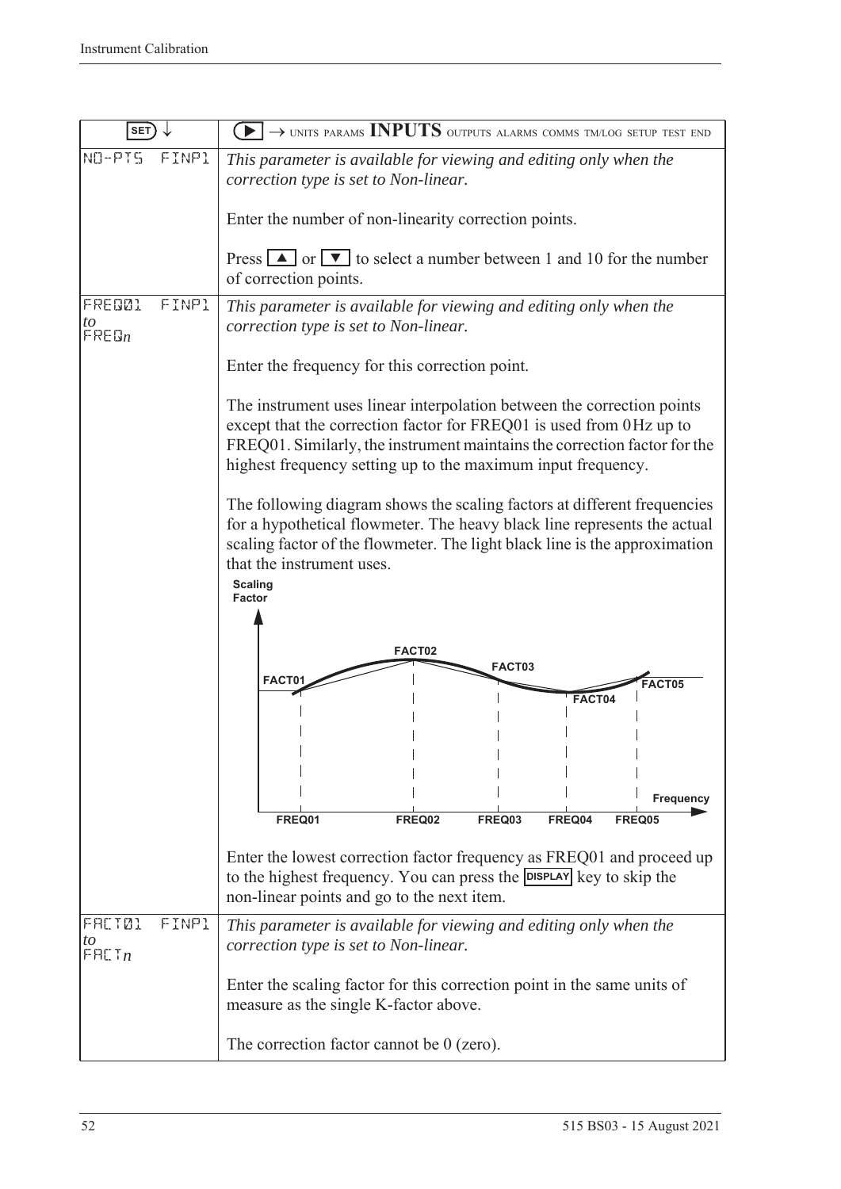| SET ↓ | ▶ → UNITS PARAMS **INPUTS** OUTPUTS ALARMS COMMS TM/LOG SETUP TEST END |
|---|---|
| NO-PTS FINP1 | *This parameter is available for viewing and editing only when the correction type is set to Non-linear.*<br><br>Enter the number of non-linearity correction points.<br><br>Press ▲ or ▼ to select a number between 1 and 10 for the number of correction points. |
| FREQ01 FINP1<br>*to*<br>FREQ*n* | *This parameter is available for viewing and editing only when the correction type is set to Non-linear.*<br><br>Enter the frequency for this correction point.<br><br>The instrument uses linear interpolation between the correction points except that the correction factor for FREQ01 is used from 0 Hz up to FREQ01. Similarly, the instrument maintains the correction factor for the highest frequency setting up to the maximum input frequency.<br><br>The following diagram shows the scaling factors at different frequencies for a hypothetical flowmeter. The heavy black line represents the actual scaling factor of the flowmeter. The light black line is the approximation that the instrument uses.<br><br>Enter the lowest correction factor frequency as FREQ01 and proceed up to the highest frequency. You can press the DISPLAY key to skip the non-linear points and go to the next item. |
| FACT01 FINP1<br>*to*<br>FACT*n* | *This parameter is available for viewing and editing only when the correction type is set to Non-linear.*<br><br>Enter the scaling factor for this correction point in the same units of measure as the single K-factor above.<br><br>The correction factor cannot be 0 (zero). |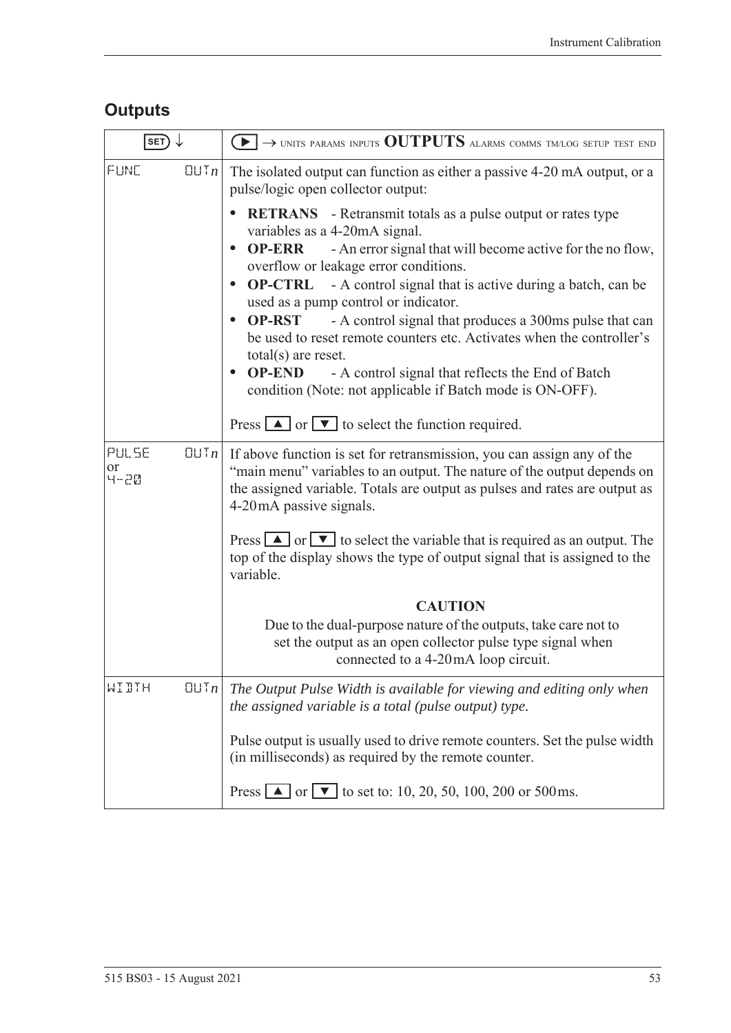## Outputs

| SET ↓ | ▶ → UNITS PARAMS INPUTS **OUTPUTS** ALARMS COMMS TM/LOG SETUP TEST END |
|---|---|
| FUNC OUT*n* | The isolated output can function as either a passive 4-20 mA output, or a pulse/logic open collector output:<br>• **RETRANS** - Retransmit totals as a pulse output or rates type variables as a 4-20mA signal.<br>• **OP-ERR** - An error signal that will become active for the no flow, overflow or leakage error conditions.<br>• **OP-CTRL** - A control signal that is active during a batch, can be used as a pump control or indicator.<br>• **OP-RST** - A control signal that produces a 300ms pulse that can be used to reset remote counters etc. Activates when the controller's total(s) are reset.<br>• **OP-END** - A control signal that reflects the End of Batch condition (Note: not applicable if Batch mode is ON-OFF).<br><br>Press ▲ or ▼ to select the function required. |
| PULSE OUT*n*<br>or<br>4-20 | If above function is set for retransmission, you can assign any of the "main menu" variables to an output. The nature of the output depends on the assigned variable. Totals are output as pulses and rates are output as 4-20mA passive signals.<br><br>Press ▲ or ▼ to select the variable that is required as an output. The top of the display shows the type of output signal that is assigned to the variable.<br><br>**CAUTION**<br>Due to the dual-purpose nature of the outputs, take care not to set the output as an open collector pulse type signal when connected to a 4-20mA loop circuit. |
| WIDTH OUT*n* | *The Output Pulse Width is available for viewing and editing only when the assigned variable is a total (pulse output) type.*<br><br>Pulse output is usually used to drive remote counters. Set the pulse width (in milliseconds) as required by the remote counter.<br><br>Press ▲ or ▼ to set to: 10, 20, 50, 100, 200 or 500ms. |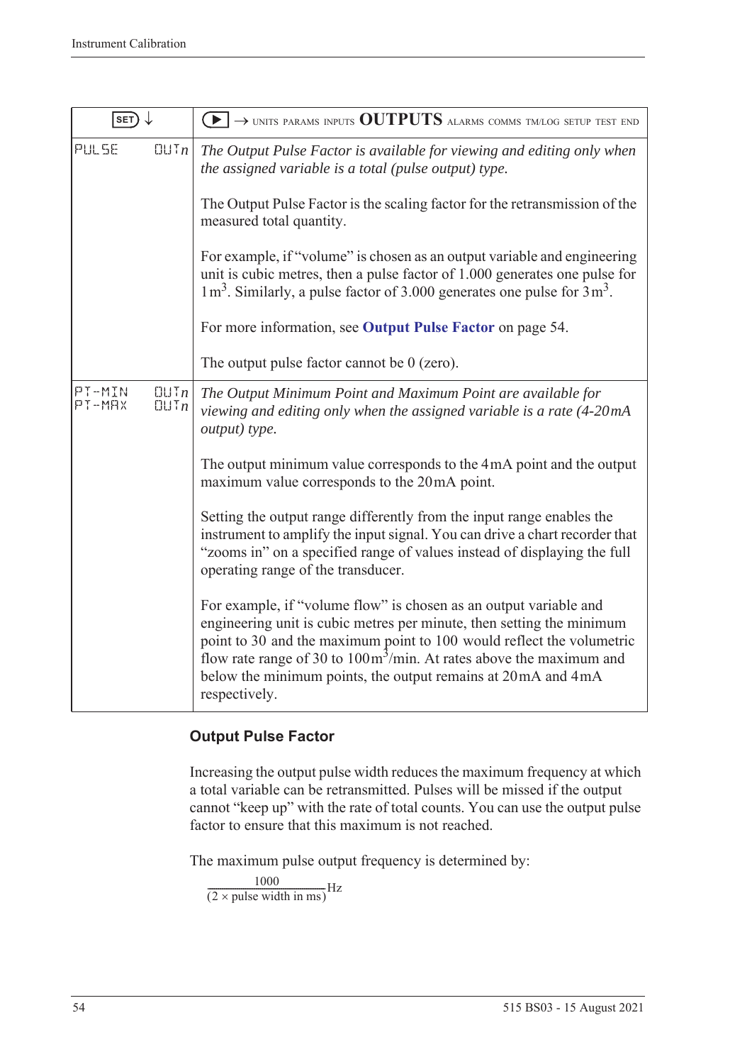| SET ↓ | ▶ → UNITS PARAMS INPUTS **OUTPUTS** ALARMS COMMS TM/LOG SETUP TEST END |
|---|---|
| PULSE OUT*n* | *The Output Pulse Factor is available for viewing and editing only when the assigned variable is a total (pulse output) type.*<br><br>The Output Pulse Factor is the scaling factor for the retransmission of the measured total quantity.<br><br>For example, if "volume" is chosen as an output variable and engineering unit is cubic metres, then a pulse factor of 1.000 generates one pulse for $1\,m^3$. Similarly, a pulse factor of 3.000 generates one pulse for $3\,m^3$.<br><br>For more information, see **Output Pulse Factor** on page 54.<br><br>The output pulse factor cannot be 0 (zero). |
| PT-MIN OUT*n*<br>PT-MAX OUT*n* | *The Output Minimum Point and Maximum Point are available for viewing and editing only when the assigned variable is a rate (4-20mA output) type.*<br><br>The output minimum value corresponds to the 4mA point and the output maximum value corresponds to the 20mA point.<br><br>Setting the output range differently from the input range enables the instrument to amplify the input signal. You can drive a chart recorder that "zooms in" on a specified range of values instead of displaying the full operating range of the transducer.<br><br>For example, if "volume flow" is chosen as an output variable and engineering unit is cubic metres per minute, then setting the minimum point to 30 and the maximum point to 100 would reflect the volumetric flow rate range of 30 to $100\,m^3$/min. At rates above the maximum and below the minimum points, the output remains at 20mA and 4mA respectively. |

### Output Pulse Factor

Increasing the output pulse width reduces the maximum frequency at which a total variable can be retransmitted. Pulses will be missed if the output cannot "keep up" with the rate of total counts. You can use the output pulse factor to ensure that this maximum is not reached.

The maximum pulse output frequency is determined by:

$$\frac{1000}{(2 \times \text{pulse width in ms})}\text{Hz}$$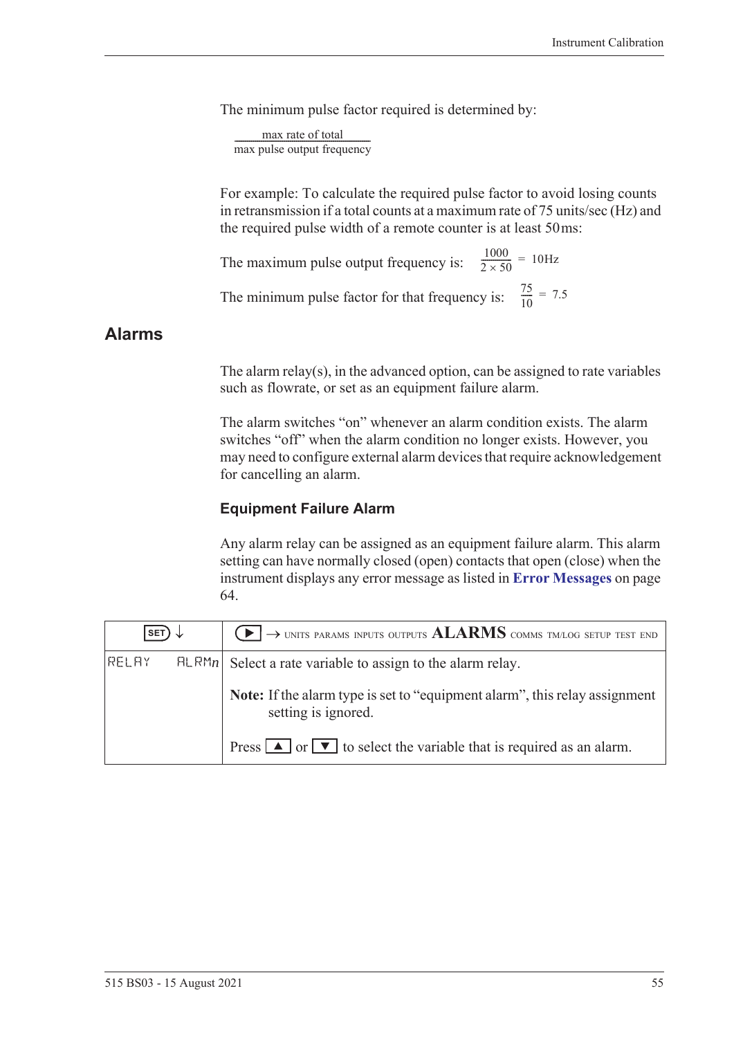The minimum pulse factor required is determined by:

$$\frac{\text{max rate of total}}{\text{max pulse output frequency}}$$

For example: To calculate the required pulse factor to avoid losing counts in retransmission if a total counts at a maximum rate of 75 units/sec (Hz) and the required pulse width of a remote counter is at least 50 ms:

The maximum pulse output frequency is: $\frac{1000}{2 \times 50} = 10\text{Hz}$

The minimum pulse factor for that frequency is: $\frac{75}{10} = 7.5$

## Alarms

The alarm relay(s), in the advanced option, can be assigned to rate variables such as flowrate, or set as an equipment failure alarm.

The alarm switches "on" whenever an alarm condition exists. The alarm switches "off" when the alarm condition no longer exists. However, you may need to configure external alarm devices that require acknowledgement for cancelling an alarm.

### Equipment Failure Alarm

Any alarm relay can be assigned as an equipment failure alarm. This alarm setting can have normally closed (open) contacts that open (close) when the instrument displays any error message as listed in **Error Messages** on page 64.

| SET ↓ | ▶ → UNITS PARAMS INPUTS OUTPUTS **ALARMS** COMMS TM/LOG SETUP TEST END |
|---|---|
| RELAY ALRM*n* | Select a rate variable to assign to the alarm relay.<br><br>**Note:** If the alarm type is set to "equipment alarm", this relay assignment setting is ignored.<br><br>Press ▲ or ▼ to select the variable that is required as an alarm. |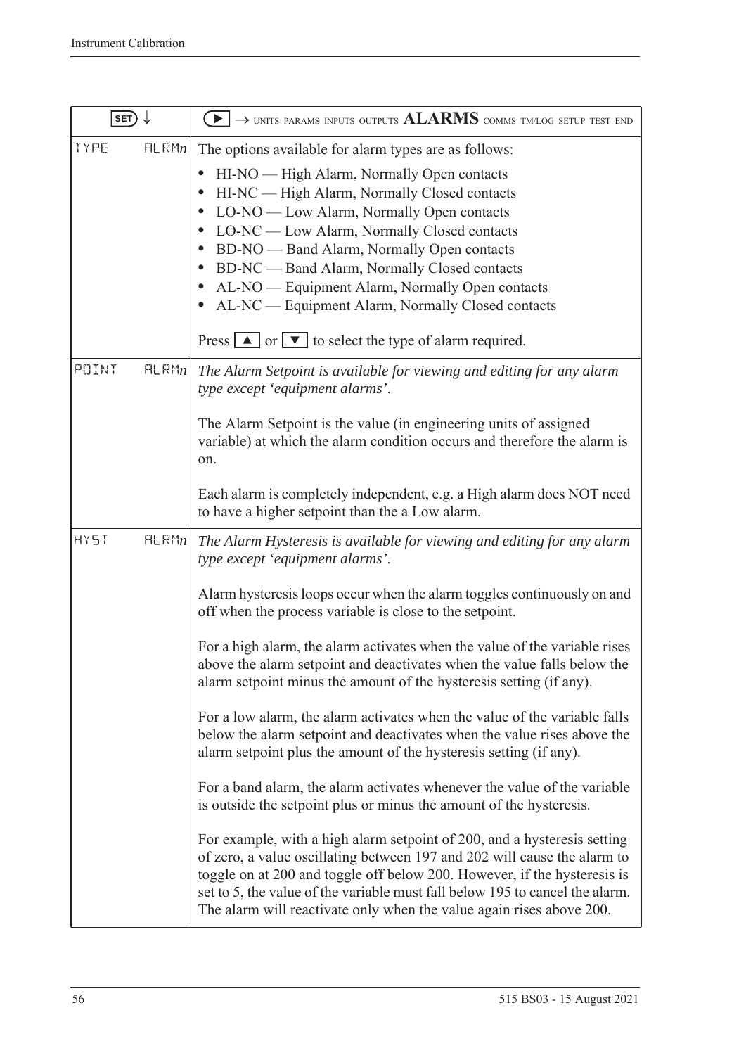| SET ↓ | ▶ → UNITS PARAMS INPUTS OUTPUTS **ALARMS** COMMS TM/LOG SETUP TEST END |
| --- | --- |
| TYPE ALRM*n* | The options available for alarm types are as follows:<br>• HI-NO — High Alarm, Normally Open contacts<br>• HI-NC — High Alarm, Normally Closed contacts<br>• LO-NO — Low Alarm, Normally Open contacts<br>• LO-NC — Low Alarm, Normally Closed contacts<br>• BD-NO — Band Alarm, Normally Open contacts<br>• BD-NC — Band Alarm, Normally Closed contacts<br>• AL-NO — Equipment Alarm, Normally Open contacts<br>• AL-NC — Equipment Alarm, Normally Closed contacts<br><br>Press ▲ or ▼ to select the type of alarm required. |
| POINT ALRM*n* | *The Alarm Setpoint is available for viewing and editing for any alarm type except 'equipment alarms'.*<br><br>The Alarm Setpoint is the value (in engineering units of assigned variable) at which the alarm condition occurs and therefore the alarm is on.<br><br>Each alarm is completely independent, e.g. a High alarm does NOT need to have a higher setpoint than the a Low alarm. |
| HYST ALRM*n* | *The Alarm Hysteresis is available for viewing and editing for any alarm type except 'equipment alarms'.*<br><br>Alarm hysteresis loops occur when the alarm toggles continuously on and off when the process variable is close to the setpoint.<br><br>For a high alarm, the alarm activates when the value of the variable rises above the alarm setpoint and deactivates when the value falls below the alarm setpoint minus the amount of the hysteresis setting (if any).<br><br>For a low alarm, the alarm activates when the value of the variable falls below the alarm setpoint and deactivates when the value rises above the alarm setpoint plus the amount of the hysteresis setting (if any).<br><br>For a band alarm, the alarm activates whenever the value of the variable is outside the setpoint plus or minus the amount of the hysteresis.<br><br>For example, with a high alarm setpoint of 200, and a hysteresis setting of zero, a value oscillating between 197 and 202 will cause the alarm to toggle on at 200 and toggle off below 200. However, if the hysteresis is set to 5, the value of the variable must fall below 195 to cancel the alarm. The alarm will reactivate only when the value again rises above 200. |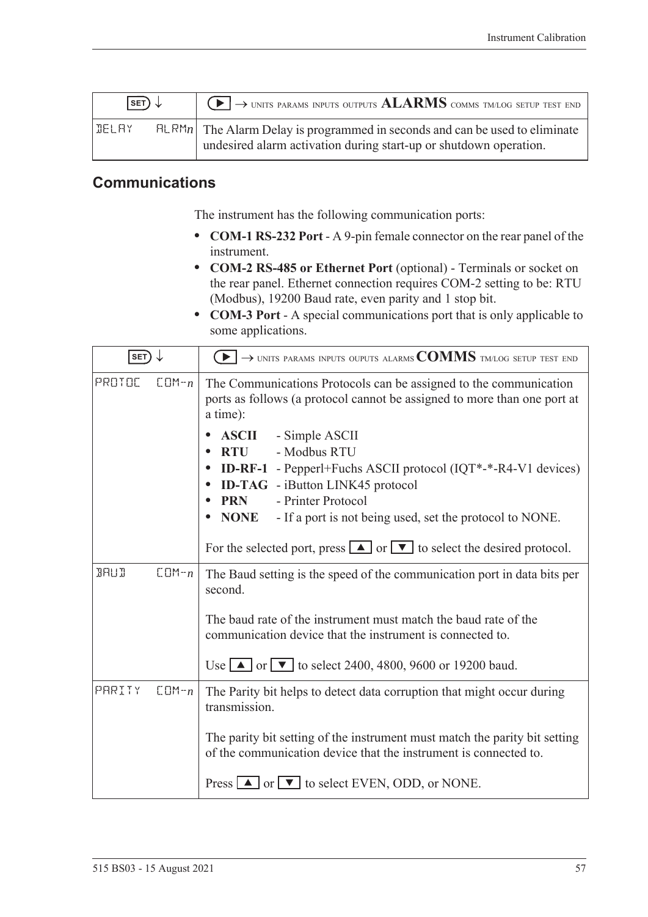| SET ↓ | ▶ → UNITS PARAMS INPUTS OUTPUTS **ALARMS** COMMS TM/LOG SETUP TEST END |
|---|---|
| DELAY ALRM*n* | The Alarm Delay is programmed in seconds and can be used to eliminate undesired alarm activation during start-up or shutdown operation. |

## Communications

The instrument has the following communication ports:

- **COM-1 RS-232 Port** - A 9-pin female connector on the rear panel of the instrument.
- **COM-2 RS-485 or Ethernet Port** (optional) - Terminals or socket on the rear panel. Ethernet connection requires COM-2 setting to be: RTU (Modbus), 19200 Baud rate, even parity and 1 stop bit.
- **COM-3 Port** - A special communications port that is only applicable to some applications.

| SET ↓ | ▶ → UNITS PARAMS INPUTS OUPUTS ALARMS **COMMS** TM/LOG SETUP TEST END |
|---|---|
| PROTOC COM-*n* | The Communications Protocols can be assigned to the communication ports as follows (a protocol cannot be assigned to more than one port at a time):<br>• **ASCII** - Simple ASCII<br>• **RTU** - Modbus RTU<br>• **ID-RF-1** - Pepperl+Fuchs ASCII protocol (IQT*-*-R4-V1 devices)<br>• **ID-TAG** - iButton LINK45 protocol<br>• **PRN** - Printer Protocol<br>• **NONE** - If a port is not being used, set the protocol to NONE.<br><br>For the selected port, press ▲ or ▼ to select the desired protocol. |
| BAUD COM-*n* | The Baud setting is the speed of the communication port in data bits per second.<br><br>The baud rate of the instrument must match the baud rate of the communication device that the instrument is connected to.<br><br>Use ▲ or ▼ to select 2400, 4800, 9600 or 19200 baud. |
| PARITY COM-*n* | The Parity bit helps to detect data corruption that might occur during transmission.<br><br>The parity bit setting of the instrument must match the parity bit setting of the communication device that the instrument is connected to.<br><br>Press ▲ or ▼ to select EVEN, ODD, or NONE. |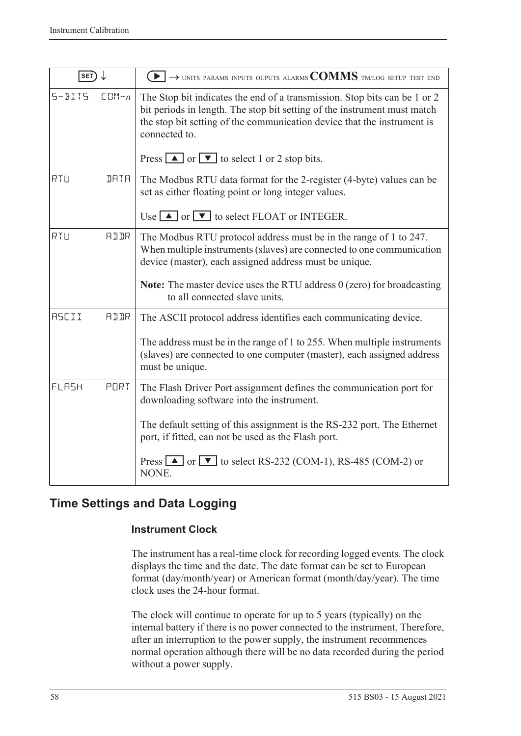| SET ↓ | ▶ → UNITS PARAMS INPUTS OUPUTS ALARMS **COMMS** TM/LOG SETUP TEST END |
|---|---|
| S-BITS COM-*n* | The Stop bit indicates the end of a transmission. Stop bits can be 1 or 2 bit periods in length. The stop bit setting of the instrument must match the stop bit setting of the communication device that the instrument is connected to.<br><br>Press ▲ or ▼ to select 1 or 2 stop bits. |
| RTU DATA | The Modbus RTU data format for the 2-register (4-byte) values can be set as either floating point or long integer values.<br><br>Use ▲ or ▼ to select FLOAT or INTEGER. |
| RTU ADDR | The Modbus RTU protocol address must be in the range of 1 to 247. When multiple instruments (slaves) are connected to one communication device (master), each assigned address must be unique.<br><br>**Note:** The master device uses the RTU address 0 (zero) for broadcasting to all connected slave units. |
| ASCII ADDR | The ASCII protocol address identifies each communicating device.<br><br>The address must be in the range of 1 to 255. When multiple instruments (slaves) are connected to one computer (master), each assigned address must be unique. |
| FLASH PORT | The Flash Driver Port assignment defines the communication port for downloading software into the instrument.<br><br>The default setting of this assignment is the RS-232 port. The Ethernet port, if fitted, can not be used as the Flash port.<br><br>Press ▲ or ▼ to select RS-232 (COM-1), RS-485 (COM-2) or NONE. |

## Time Settings and Data Logging

### Instrument Clock

The instrument has a real-time clock for recording logged events. The clock displays the time and the date. The date format can be set to European format (day/month/year) or American format (month/day/year). The time clock uses the 24-hour format.

The clock will continue to operate for up to 5 years (typically) on the internal battery if there is no power connected to the instrument. Therefore, after an interruption to the power supply, the instrument recommences normal operation although there will be no data recorded during the period without a power supply.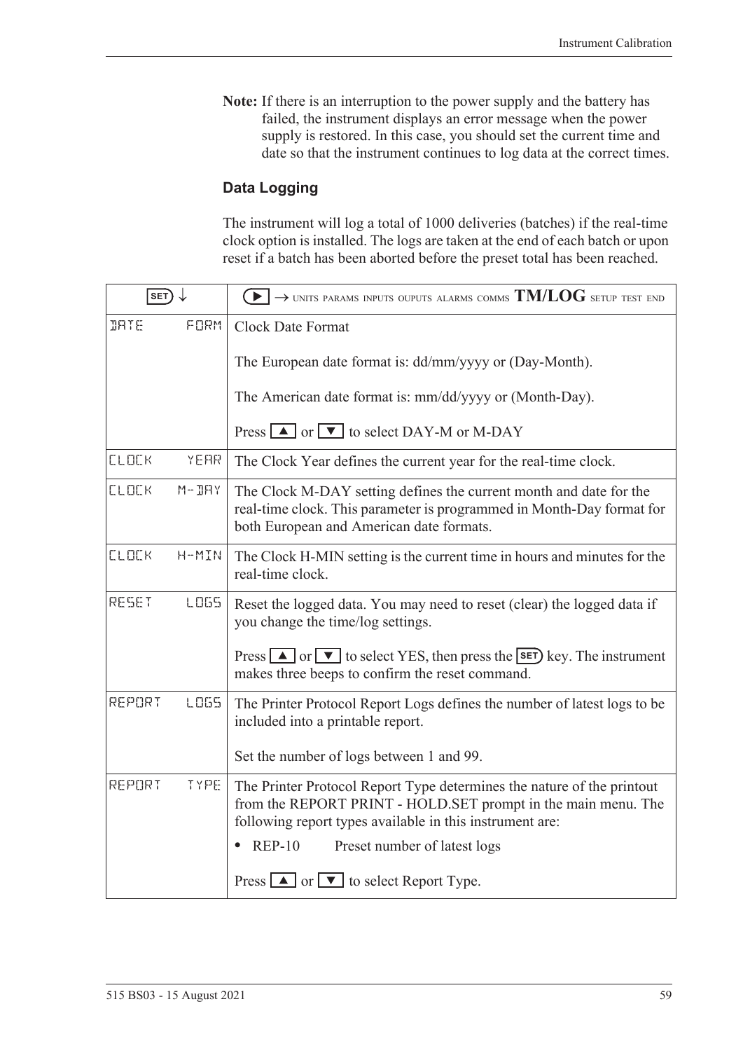**Note:** If there is an interruption to the power supply and the battery has failed, the instrument displays an error message when the power supply is restored. In this case, you should set the current time and date so that the instrument continues to log data at the correct times.

### Data Logging

The instrument will log a total of 1000 deliveries (batches) if the real-time clock option is installed. The logs are taken at the end of each batch or upon reset if a batch has been aborted before the preset total has been reached.

| SET ↓ | ▶ → UNITS PARAMS INPUTS OUPUTS ALARMS COMMS **TM/LOG** SETUP TEST END |
|---|---|
| DATE FORM | Clock Date Format<br><br>The European date format is: dd/mm/yyyy or (Day-Month).<br><br>The American date format is: mm/dd/yyyy or (Month-Day).<br><br>Press ▲ or ▼ to select DAY-M or M-DAY |
| CLOCK YEAR | The Clock Year defines the current year for the real-time clock. |
| CLOCK M-DAY | The Clock M-DAY setting defines the current month and date for the real-time clock. This parameter is programmed in Month-Day format for both European and American date formats. |
| CLOCK H-MIN | The Clock H-MIN setting is the current time in hours and minutes for the real-time clock. |
| RESET LOGS | Reset the logged data. You may need to reset (clear) the logged data if you change the time/log settings.<br><br>Press ▲ or ▼ to select YES, then press the SET key. The instrument makes three beeps to confirm the reset command. |
| REPORT LOGS | The Printer Protocol Report Logs defines the number of latest logs to be included into a printable report.<br><br>Set the number of logs between 1 and 99. |
| REPORT TYPE | The Printer Protocol Report Type determines the nature of the printout from the REPORT PRINT - HOLD.SET prompt in the main menu. The following report types available in this instrument are:<br><br>• REP-10 Preset number of latest logs<br><br>Press ▲ or ▼ to select Report Type. |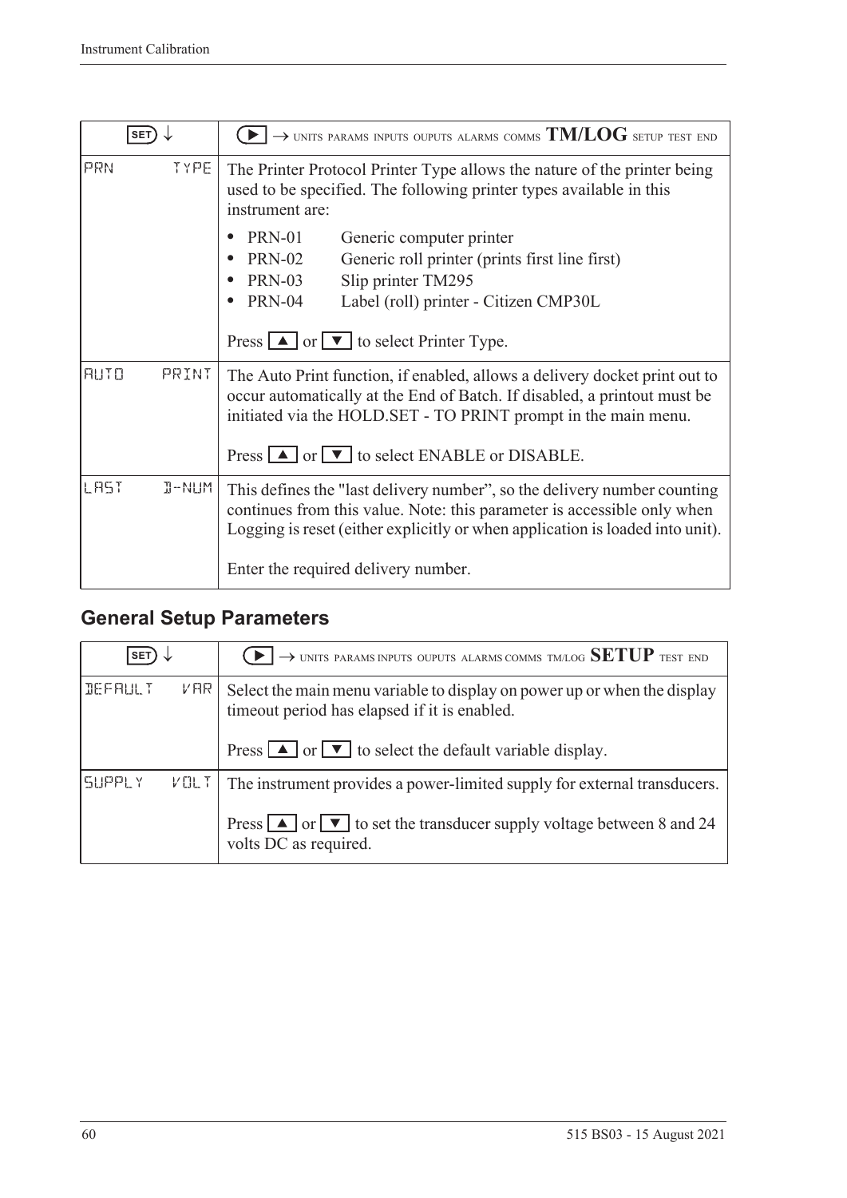| SET ↓ | ▶ → UNITS PARAMS INPUTS OUPUTS ALARMS COMMS **TM/LOG** SETUP TEST END |
|---|---|
| PRN TYPE | The Printer Protocol Printer Type allows the nature of the printer being used to be specified. The following printer types available in this instrument are:<br>• PRN-01 Generic computer printer<br>• PRN-02 Generic roll printer (prints first line first)<br>• PRN-03 Slip printer TM295<br>• PRN-04 Label (roll) printer - Citizen CMP30L<br><br>Press ▲ or ▼ to select Printer Type. |
| AUTO PRINT | The Auto Print function, if enabled, allows a delivery docket print out to occur automatically at the End of Batch. If disabled, a printout must be initiated via the HOLD.SET - TO PRINT prompt in the main menu.<br><br>Press ▲ or ▼ to select ENABLE or DISABLE. |
| LAST D-NUM | This defines the "last delivery number", so the delivery number counting continues from this value. Note: this parameter is accessible only when Logging is reset (either explicitly or when application is loaded into unit).<br><br>Enter the required delivery number. |

## General Setup Parameters

| SET ↓ | ▶ → UNITS PARAMS INPUTS OUPUTS ALARMS COMMS TM/LOG **SETUP** TEST END |
|---|---|
| DEFAULT VAR | Select the main menu variable to display on power up or when the display timeout period has elapsed if it is enabled.<br><br>Press ▲ or ▼ to select the default variable display. |
| SUPPLY VOLT | The instrument provides a power-limited supply for external transducers.<br><br>Press ▲ or ▼ to set the transducer supply voltage between 8 and 24 volts DC as required. |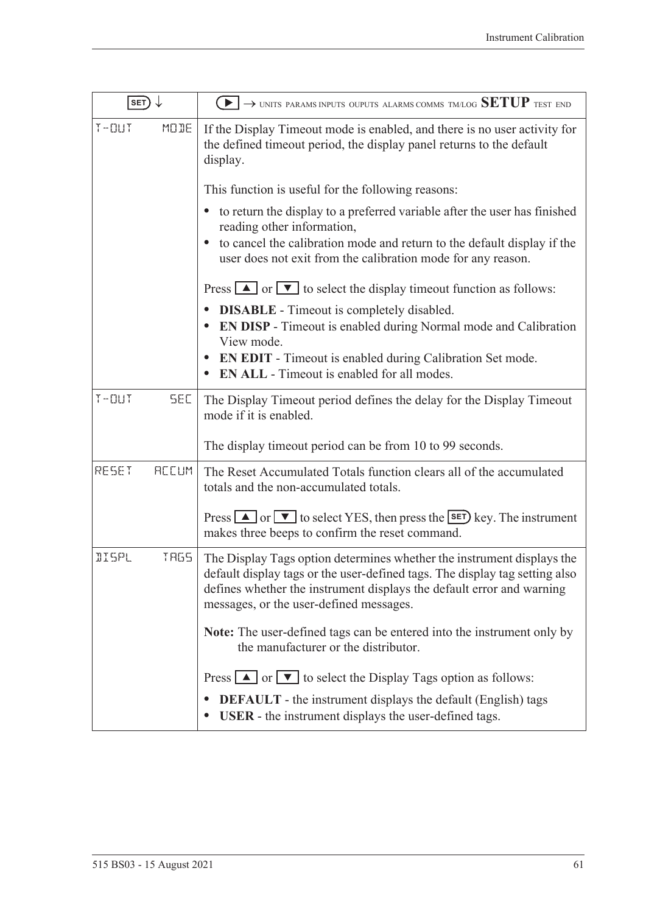| SET ↓ | ▶ → UNITS PARAMS INPUTS OUPUTS ALARMS COMMS TM/LOG **SETUP** TEST END |
|---|---|
| T-OUT MODE | If the Display Timeout mode is enabled, and there is no user activity for the defined timeout period, the display panel returns to the default display.<br><br>This function is useful for the following reasons:<br>• to return the display to a preferred variable after the user has finished reading other information,<br>• to cancel the calibration mode and return to the default display if the user does not exit from the calibration mode for any reason.<br><br>Press ▲ or ▼ to select the display timeout function as follows:<br>• **DISABLE** - Timeout is completely disabled.<br>• **EN DISP** - Timeout is enabled during Normal mode and Calibration View mode.<br>• **EN EDIT** - Timeout is enabled during Calibration Set mode.<br>• **EN ALL** - Timeout is enabled for all modes. |
| T-OUT SEC | The Display Timeout period defines the delay for the Display Timeout mode if it is enabled.<br><br>The display timeout period can be from 10 to 99 seconds. |
| RESET ACCUM | The Reset Accumulated Totals function clears all of the accumulated totals and the non-accumulated totals.<br><br>Press ▲ or ▼ to select YES, then press the SET key. The instrument makes three beeps to confirm the reset command. |
| DISPL TAGS | The Display Tags option determines whether the instrument displays the default display tags or the user-defined tags. The display tag setting also defines whether the instrument displays the default error and warning messages, or the user-defined messages.<br><br>**Note:** The user-defined tags can be entered into the instrument only by the manufacturer or the distributor.<br><br>Press ▲ or ▼ to select the Display Tags option as follows:<br>• **DEFAULT** - the instrument displays the default (English) tags<br>• **USER** - the instrument displays the user-defined tags. |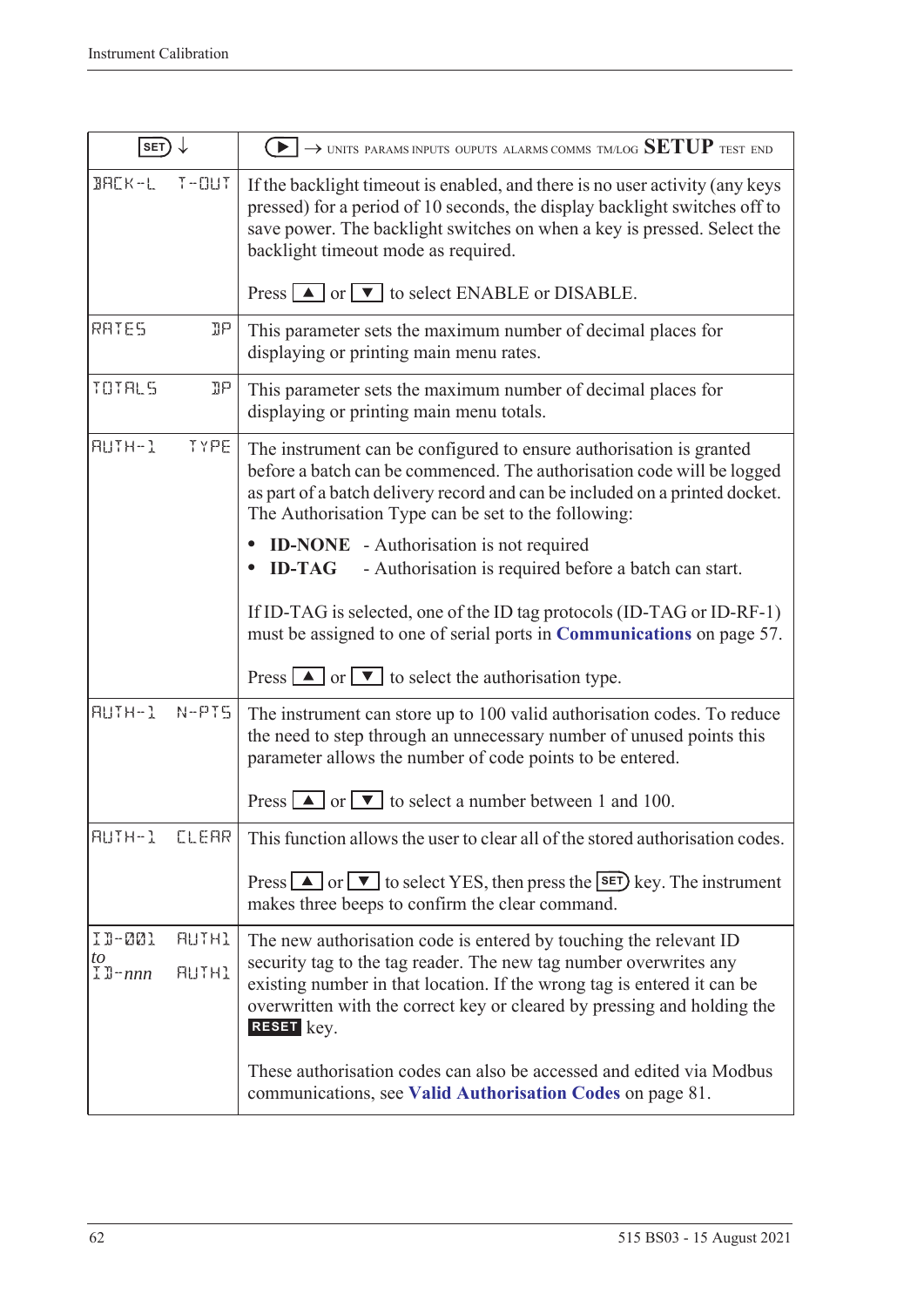| SET ↓ | ▶ → UNITS PARAMS INPUTS OUPUTS ALARMS COMMS TM/LOG **SETUP** TEST END |
|---|---|
| BACK-L T-OUT | If the backlight timeout is enabled, and there is no user activity (any keys pressed) for a period of 10 seconds, the display backlight switches off to save power. The backlight switches on when a key is pressed. Select the backlight timeout mode as required.<br><br>Press ▲ or ▼ to select ENABLE or DISABLE. |
| RATES DP | This parameter sets the maximum number of decimal places for displaying or printing main menu rates. |
| TOTALS DP | This parameter sets the maximum number of decimal places for displaying or printing main menu totals. |
| AUTH-1 TYPE | The instrument can be configured to ensure authorisation is granted before a batch can be commenced. The authorisation code will be logged as part of a batch delivery record and can be included on a printed docket. The Authorisation Type can be set to the following:<br>• **ID-NONE** - Authorisation is not required<br>• **ID-TAG** - Authorisation is required before a batch can start.<br><br>If ID-TAG is selected, one of the ID tag protocols (ID-TAG or ID-RF-1) must be assigned to one of serial ports in **Communications** on page 57.<br><br>Press ▲ or ▼ to select the authorisation type. |
| AUTH-1 N-PTS | The instrument can store up to 100 valid authorisation codes. To reduce the need to step through an unnecessary number of unused points this parameter allows the number of code points to be entered.<br><br>Press ▲ or ▼ to select a number between 1 and 100. |
| AUTH-1 CLEAR | This function allows the user to clear all of the stored authorisation codes.<br><br>Press ▲ or ▼ to select YES, then press the SET key. The instrument makes three beeps to confirm the clear command. |
| ID-001 AUTH1<br>*to*<br>ID-*nnn* AUTH1 | The new authorisation code is entered by touching the relevant ID security tag to the tag reader. The new tag number overwrites any existing number in that location. If the wrong tag is entered it can be overwritten with the correct key or cleared by pressing and holding the **RESET** key.<br><br>These authorisation codes can also be accessed and edited via Modbus communications, see **Valid Authorisation Codes** on page 81. |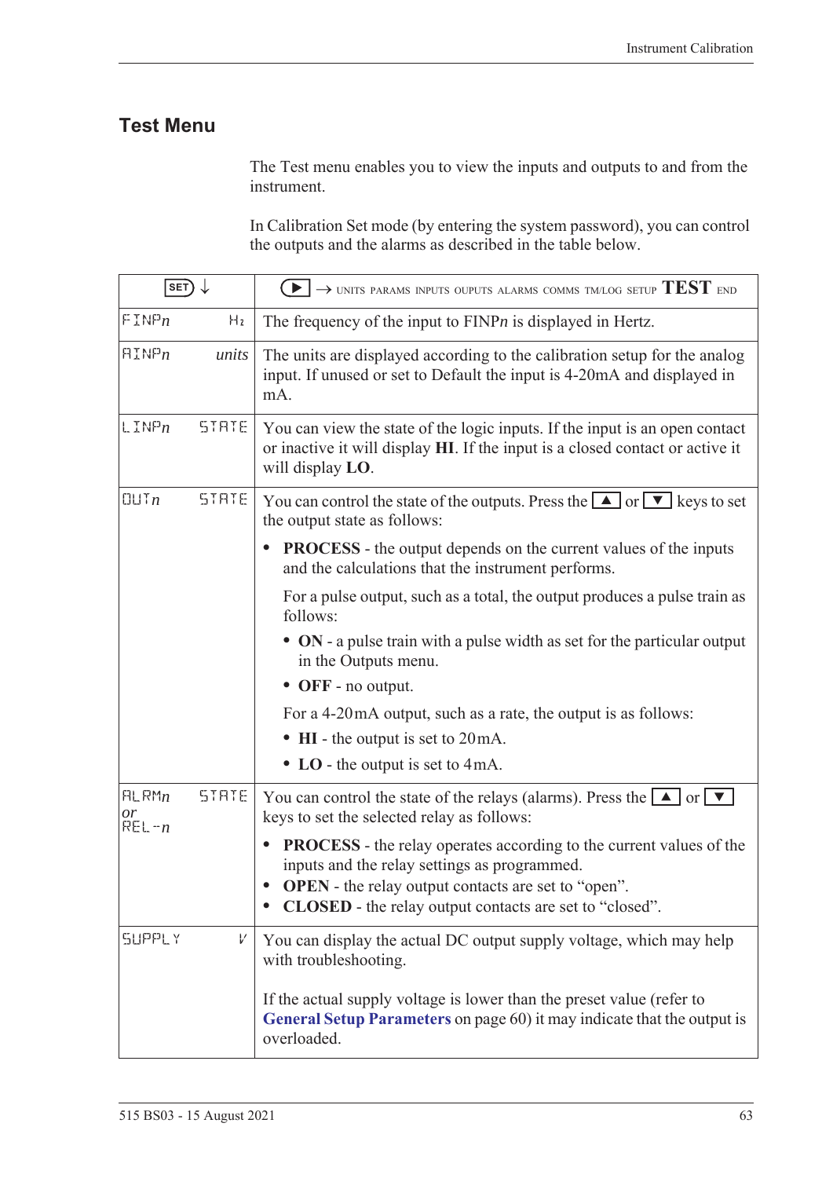## Test Menu

The Test menu enables you to view the inputs and outputs to and from the instrument.

In Calibration Set mode (by entering the system password), you can control the outputs and the alarms as described in the table below.

| SET ↓ | ▶ → UNITS PARAMS INPUTS OUPUTS ALARMS COMMS TM/LOG SETUP **TEST** END |
|---|---|
| FINP*n* Hz | The frequency of the input to FINP*n* is displayed in Hertz. |
| AINP*n* *units* | The units are displayed according to the calibration setup for the analog input. If unused or set to Default the input is 4-20mA and displayed in mA. |
| LINP*n* STATE | You can view the state of the logic inputs. If the input is an open contact or inactive it will display **HI**. If the input is a closed contact or active it will display **LO**. |
| OUT*n* STATE | You can control the state of the outputs. Press the ▲ or ▼ keys to set the output state as follows:<br>• **PROCESS** - the output depends on the current values of the inputs and the calculations that the instrument performs.<br>For a pulse output, such as a total, the output produces a pulse train as follows:<br>• **ON** - a pulse train with a pulse width as set for the particular output in the Outputs menu.<br>• **OFF** - no output.<br>For a 4-20mA output, such as a rate, the output is as follows:<br>• **HI** - the output is set to 20mA.<br>• **LO** - the output is set to 4mA. |
| ALRM*n* *or* REL-*n* STATE | You can control the state of the relays (alarms). Press the ▲ or ▼ keys to set the selected relay as follows:<br>• **PROCESS** - the relay operates according to the current values of the inputs and the relay settings as programmed.<br>• **OPEN** - the relay output contacts are set to "open".<br>• **CLOSED** - the relay output contacts are set to "closed". |
| SUPPLY V | You can display the actual DC output supply voltage, which may help with troubleshooting.<br><br>If the actual supply voltage is lower than the preset value (refer to **General Setup Parameters** on page 60) it may indicate that the output is overloaded. |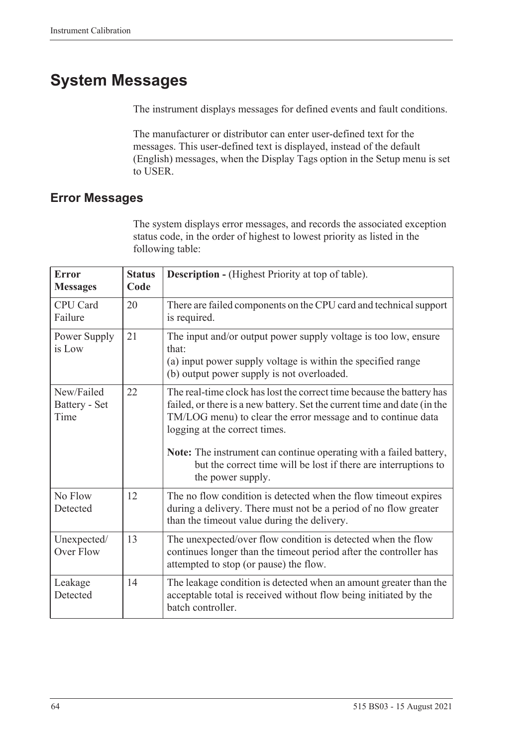# System Messages

The instrument displays messages for defined events and fault conditions.

The manufacturer or distributor can enter user-defined text for the messages. This user-defined text is displayed, instead of the default (English) messages, when the Display Tags option in the Setup menu is set to USER.

## Error Messages

The system displays error messages, and records the associated exception status code, in the order of highest to lowest priority as listed in the following table:

| Error Messages | Status Code | Description - (Highest Priority at top of table). |
|---|---|---|
| CPU Card Failure | 20 | There are failed components on the CPU card and technical support is required. |
| Power Supply is Low | 21 | The input and/or output power supply voltage is too low, ensure that:<br>(a) input power supply voltage is within the specified range<br>(b) output power supply is not overloaded. |
| New/Failed Battery - Set Time | 22 | The real-time clock has lost the correct time because the battery has failed, or there is a new battery. Set the current time and date (in the TM/LOG menu) to clear the error message and to continue data logging at the correct times.<br><br>**Note:** The instrument can continue operating with a failed battery, but the correct time will be lost if there are interruptions to the power supply. |
| No Flow Detected | 12 | The no flow condition is detected when the flow timeout expires during a delivery. There must not be a period of no flow greater than the timeout value during the delivery. |
| Unexpected/ Over Flow | 13 | The unexpected/over flow condition is detected when the flow continues longer than the timeout period after the controller has attempted to stop (or pause) the flow. |
| Leakage Detected | 14 | The leakage condition is detected when an amount greater than the acceptable total is received without flow being initiated by the batch controller. |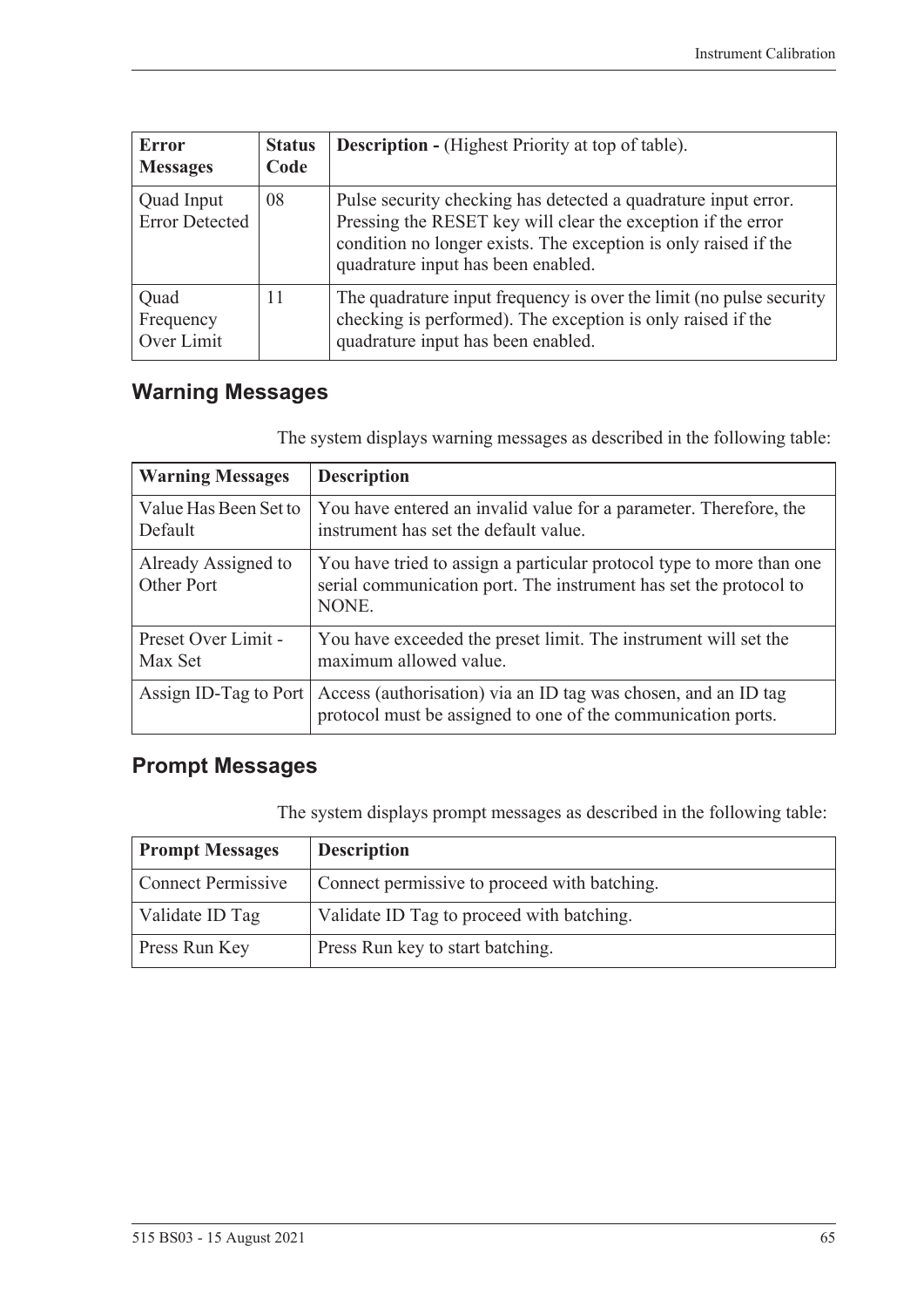| **Error Messages** | **Status Code** | **Description -** (Highest Priority at top of table). |
| --- | --- | --- |
| Quad Input Error Detected | 08 | Pulse security checking has detected a quadrature input error. Pressing the RESET key will clear the exception if the error condition no longer exists. The exception is only raised if the quadrature input has been enabled. |
| Quad Frequency Over Limit | 11 | The quadrature input frequency is over the limit (no pulse security checking is performed). The exception is only raised if the quadrature input has been enabled. |

## Warning Messages

The system displays warning messages as described in the following table:

| **Warning Messages** | **Description** |
| --- | --- |
| Value Has Been Set to Default | You have entered an invalid value for a parameter. Therefore, the instrument has set the default value. |
| Already Assigned to Other Port | You have tried to assign a particular protocol type to more than one serial communication port. The instrument has set the protocol to NONE. |
| Preset Over Limit - Max Set | You have exceeded the preset limit. The instrument will set the maximum allowed value. |
| Assign ID-Tag to Port | Access (authorisation) via an ID tag was chosen, and an ID tag protocol must be assigned to one of the communication ports. |

## Prompt Messages

The system displays prompt messages as described in the following table:

| **Prompt Messages** | **Description** |
| --- | --- |
| Connect Permissive | Connect permissive to proceed with batching. |
| Validate ID Tag | Validate ID Tag to proceed with batching. |
| Press Run Key | Press Run key to start batching. |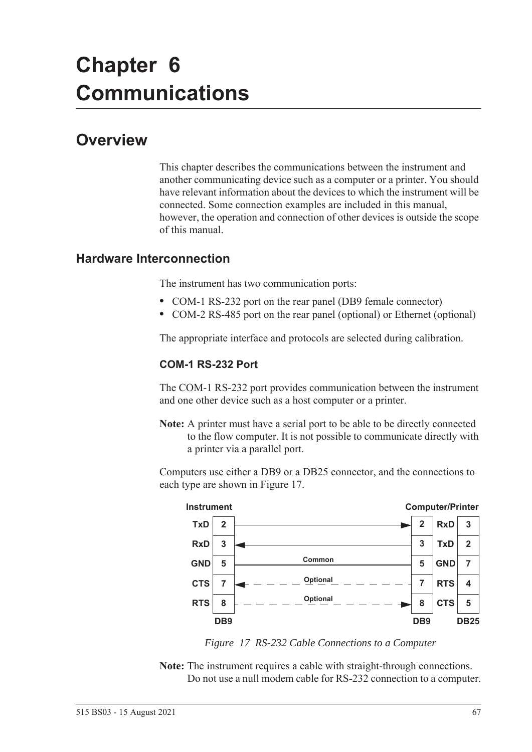# Chapter 6 Communications

## Overview

This chapter describes the communications between the instrument and another communicating device such as a computer or a printer. You should have relevant information about the devices to which the instrument will be connected. Some connection examples are included in this manual, however, the operation and connection of other devices is outside the scope of this manual.

### Hardware Interconnection

The instrument has two communication ports:

- COM-1 RS-232 port on the rear panel (DB9 female connector)
- COM-2 RS-485 port on the rear panel (optional) or Ethernet (optional)

The appropriate interface and protocols are selected during calibration.

#### COM-1 RS-232 Port

The COM-1 RS-232 port provides communication between the instrument and one other device such as a host computer or a printer.

**Note:** A printer must have a serial port to be able to be directly connected to the flow computer. It is not possible to communicate directly with a printer via a parallel port.

Computers use either a DB9 or a DB25 connector, and the connections to each type are shown in Figure 17.

| Instrument | DB9 | | Connection | | Computer/Printer | DB9 | DB25 |
|---|---|---|---|---|---|---|---|
| TxD | 2 | → | | → | RxD | 2 | 3 |
| RxD | 3 | ← | | ← | TxD | 3 | 2 |
| GND | 5 | — | Common | — | GND | 5 | 7 |
| CTS | 7 | ← | Optional | ← | RTS | 7 | 4 |
| RTS | 8 | → | Optional | → | CTS | 8 | 5 |

*Figure 17 RS-232 Cable Connections to a Computer*

**Note:** The instrument requires a cable with straight-through connections. Do not use a null modem cable for RS-232 connection to a computer.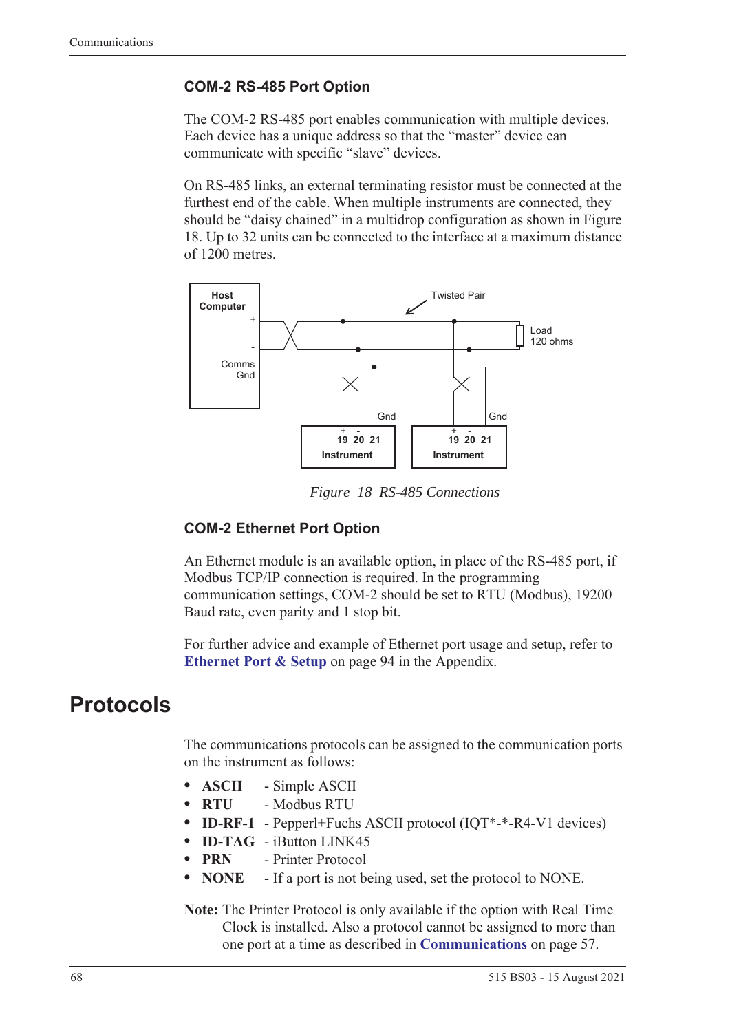### COM-2 RS-485 Port Option

The COM-2 RS-485 port enables communication with multiple devices. Each device has a unique address so that the "master" device can communicate with specific "slave" devices.

On RS-485 links, an external terminating resistor must be connected at the furthest end of the cable. When multiple instruments are connected, they should be "daisy chained" in a multidrop configuration as shown in Figure 18. Up to 32 units can be connected to the interface at a maximum distance of 1200 metres.

*Figure 18 RS-485 Connections*

### COM-2 Ethernet Port Option

An Ethernet module is an available option, in place of the RS-485 port, if Modbus TCP/IP connection is required. In the programming communication settings, COM-2 should be set to RTU (Modbus), 19200 Baud rate, even parity and 1 stop bit.

For further advice and example of Ethernet port usage and setup, refer to **Ethernet Port & Setup** on page 94 in the Appendix.

# Protocols

The communications protocols can be assigned to the communication ports on the instrument as follows:

- **ASCII** - Simple ASCII
- **RTU** - Modbus RTU
- **ID-RF-1** - Pepperl+Fuchs ASCII protocol (IQT*-*-R4-V1 devices)
- **ID-TAG** - iButton LINK45
- **PRN** - Printer Protocol
- **NONE** - If a port is not being used, set the protocol to NONE.

**Note:** The Printer Protocol is only available if the option with Real Time Clock is installed. Also a protocol cannot be assigned to more than one port at a time as described in **Communications** on page 57.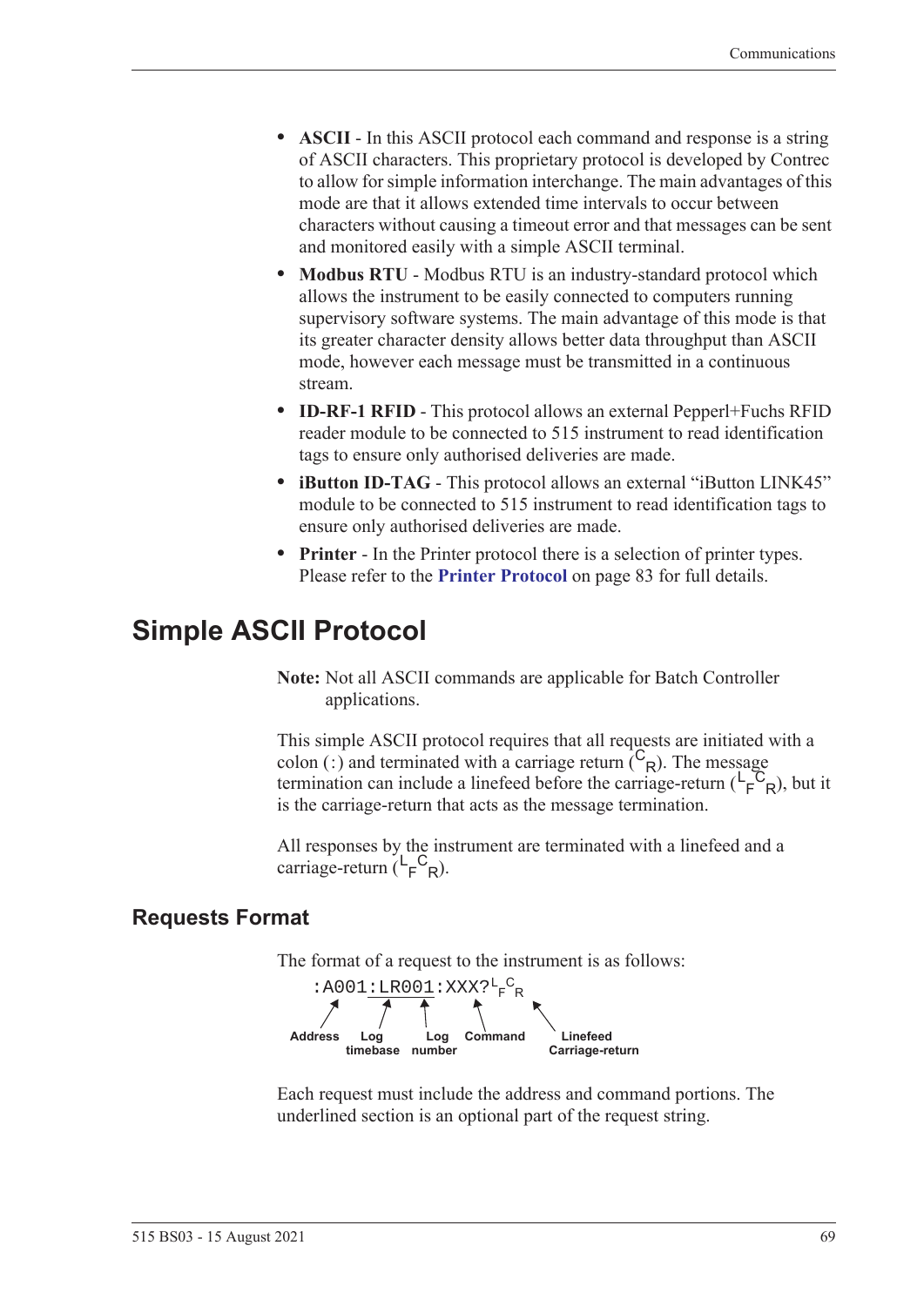- **ASCII** - In this ASCII protocol each command and response is a string of ASCII characters. This proprietary protocol is developed by Contrec to allow for simple information interchange. The main advantages of this mode are that it allows extended time intervals to occur between characters without causing a timeout error and that messages can be sent and monitored easily with a simple ASCII terminal.
- **Modbus RTU** - Modbus RTU is an industry-standard protocol which allows the instrument to be easily connected to computers running supervisory software systems. The main advantage of this mode is that its greater character density allows better data throughput than ASCII mode, however each message must be transmitted in a continuous stream.
- **ID-RF-1 RFID** - This protocol allows an external Pepperl+Fuchs RFID reader module to be connected to 515 instrument to read identification tags to ensure only authorised deliveries are made.
- **iButton ID-TAG** - This protocol allows an external "iButton LINK45" module to be connected to 515 instrument to read identification tags to ensure only authorised deliveries are made.
- **Printer** - In the Printer protocol there is a selection of printer types. Please refer to the **Printer Protocol** on page 83 for full details.

# Simple ASCII Protocol

**Note:** Not all ASCII commands are applicable for Batch Controller applications.

This simple ASCII protocol requires that all requests are initiated with a colon (:) and terminated with a carriage return ($^{C}{}_{R}$). The message termination can include a linefeed before the carriage-return ($^{L}{}_{F}{}^{C}{}_{R}$), but it is the carriage-return that acts as the message termination.

All responses by the instrument are terminated with a linefeed and a carriage-return ($^{L}{}_{F}{}^{C}{}_{R}$).

## Requests Format

The format of a request to the instrument is as follows:

```
:A001:LR001:XXX?LFCR
```

- Address: `A001`
- Log timebase: `:LR` (underlined, optional)
- Log number: `001` (underlined, optional)
- Command: `XXX?`
- Linefeed Carriage-return: $^{L}{}_{F}{}^{C}{}_{R}$

Each request must include the address and command portions. The underlined section is an optional part of the request string.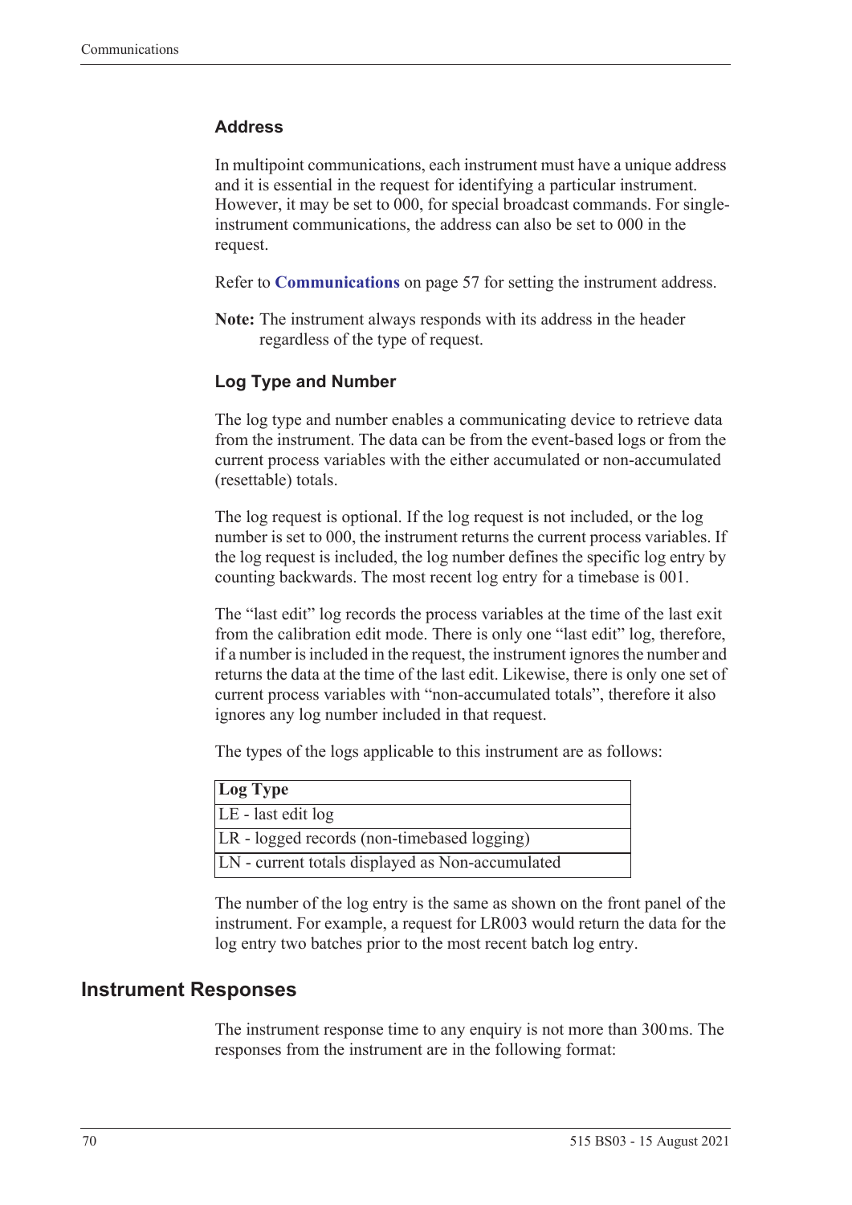### Address

In multipoint communications, each instrument must have a unique address and it is essential in the request for identifying a particular instrument. However, it may be set to 000, for special broadcast commands. For single-instrument communications, the address can also be set to 000 in the request.

Refer to **Communications** on page 57 for setting the instrument address.

**Note:** The instrument always responds with its address in the header regardless of the type of request.

### Log Type and Number

The log type and number enables a communicating device to retrieve data from the instrument. The data can be from the event-based logs or from the current process variables with the either accumulated or non-accumulated (resettable) totals.

The log request is optional. If the log request is not included, or the log number is set to 000, the instrument returns the current process variables. If the log request is included, the log number defines the specific log entry by counting backwards. The most recent log entry for a timebase is 001.

The "last edit" log records the process variables at the time of the last exit from the calibration edit mode. There is only one "last edit" log, therefore, if a number is included in the request, the instrument ignores the number and returns the data at the time of the last edit. Likewise, there is only one set of current process variables with "non-accumulated totals", therefore it also ignores any log number included in that request.

The types of the logs applicable to this instrument are as follows:

| Log Type |
|---|
| LE - last edit log |
| LR - logged records (non-timebased logging) |
| LN - current totals displayed as Non-accumulated |

The number of the log entry is the same as shown on the front panel of the instrument. For example, a request for LR003 would return the data for the log entry two batches prior to the most recent batch log entry.

## Instrument Responses

The instrument response time to any enquiry is not more than 300 ms. The responses from the instrument are in the following format: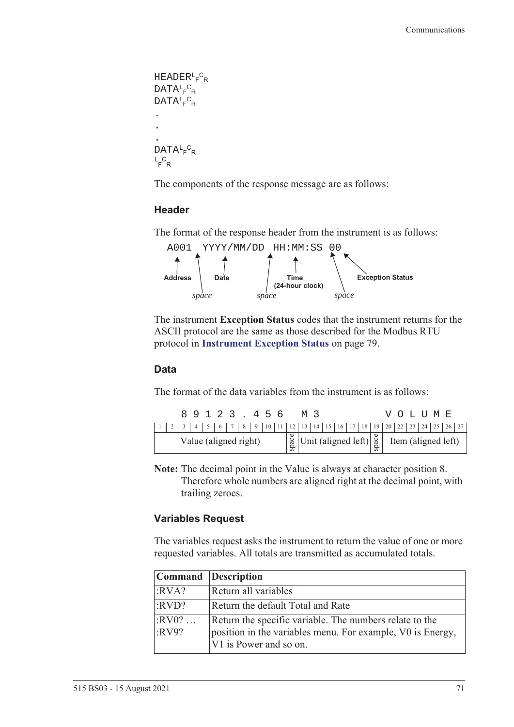```
HEADER<LF><CR>
DATA<LF><CR>
DATA<LF><CR>
.
.
.
DATA<LF><CR>
<LF><CR>
```

The components of the response message are as follows:

### Header

The format of the response header from the instrument is as follows:

```
A001 YYYY/MM/DD HH:MM:SS 00
```

- Address
- *space*
- Date
- *space*
- Time (24-hour clock)
- *space*
- Exception Status

The instrument **Exception Status** codes that the instrument returns for the ASCII protocol are the same as those described for the Modbus RTU protocol in **Instrument Exception Status** on page 79.

### Data

The format of the data variables from the instrument is as follows:

| 1 | 2 | 3 | 4 | 5 | 6 | 7 | 8 | 9 | 10 | 11 | 12 | 13 | 14 | 15 | 16 | 17 | 18 | 19 | 20 | 22 | 23 | 24 | 25 | 26 | 27 |
|---|---|---|---|---|---|---|---|---|---|---|---|---|---|---|---|---|---|---|---|---|---|---|---|---|---|
|  |  | 8 | 9 | 1 | 2 | 3 | . | 4 | 5 | 6 |  | M | 3 |  |  |  |  |  | V | O | L | U | M | E |  |
| Value (aligned right) |  |  |  |  |  |  |  |  |  |  | space | Unit (aligned left) |  |  |  |  |  | space | Item (aligned left) |  |  |  |  |  |  |

**Note:** The decimal point in the Value is always at character position 8. Therefore whole numbers are aligned right at the decimal point, with trailing zeroes.

### Variables Request

The variables request asks the instrument to return the value of one or more requested variables. All totals are transmitted as accumulated totals.

| Command | Description |
|---|---|
| :RVA? | Return all variables |
| :RVD? | Return the default Total and Rate |
| :RV0? … :RV9? | Return the specific variable. The numbers relate to the position in the variables menu. For example, V0 is Energy, V1 is Power and so on. |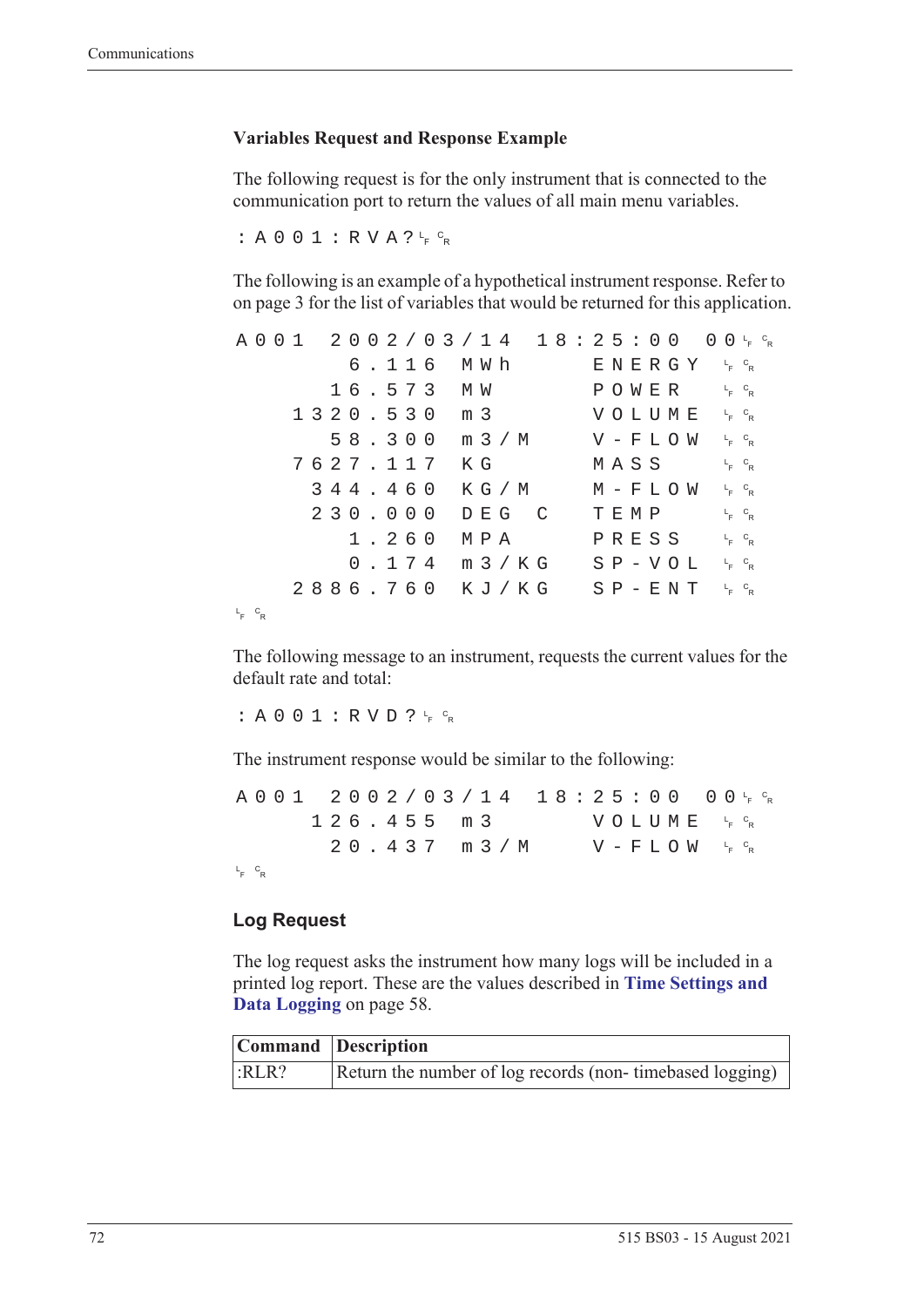### Variables Request and Response Example

The following request is for the only instrument that is connected to the communication port to return the values of all main menu variables.

```
:A001:RVA?LF CR
```

The following is an example of a hypothetical instrument response. Refer to on page 3 for the list of variables that would be returned for this application.

```
A001  2002/03/14  18:25:00  00LF CR
      6.116  MWh     ENERGY  LF CR
     16.573  MW      POWER   LF CR
   1320.530  m3      VOLUME  LF CR
     58.300  m3/M    V-FLOW  LF CR
   7627.117  KG      MASS    LF CR
    344.460  KG/M    M-FLOW  LF CR
    230.000  DEG C   TEMP    LF CR
      1.260  MPA     PRESS   LF CR
      0.174  m3/KG   SP-VOL  LF CR
   2886.760  KJ/KG   SP-ENT  LF CR
LF CR
```

The following message to an instrument, requests the current values for the default rate and total:

```
:A001:RVD?LF CR
```

The instrument response would be similar to the following:

```
A001  2002/03/14  18:25:00  00LF CR
    126.455  m3      VOLUME  LF CR
     20.437  m3/M    V-FLOW  LF CR
LF CR
```

## Log Request

The log request asks the instrument how many logs will be included in a printed log report. These are the values described in **Time Settings and Data Logging** on page 58.

| Command | Description |
|---|---|
| :RLR? | Return the number of log records (non- timebased logging) |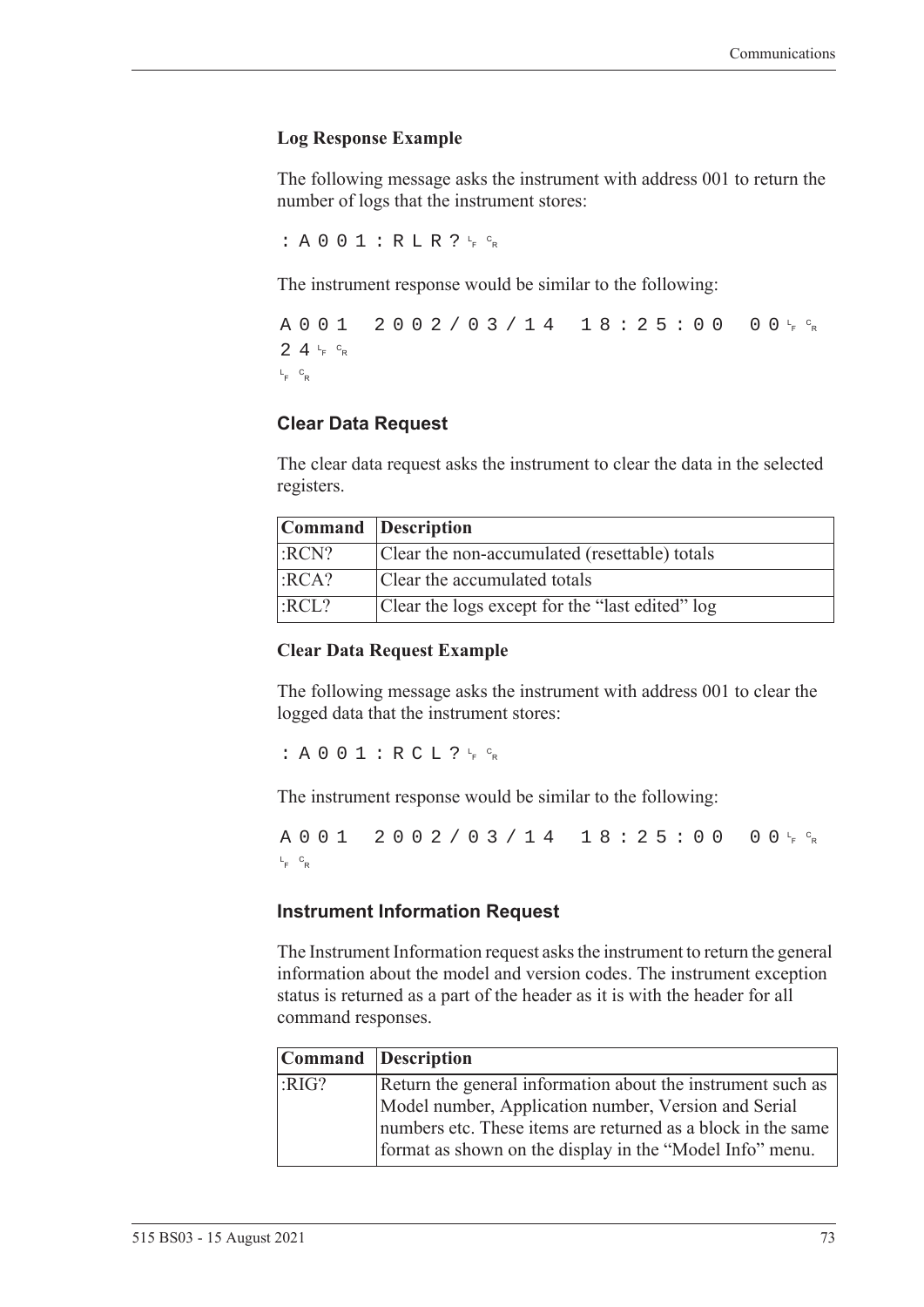### Log Response Example

The following message asks the instrument with address 001 to return the number of logs that the instrument stores:

```
:A001:RLR?LFCR
```

The instrument response would be similar to the following:

```
A001 2002/03/14 18:25:00 00LFCR
24LFCR
LFCR
```

## Clear Data Request

The clear data request asks the instrument to clear the data in the selected registers.

| Command | Description |
|---|---|
| :RCN? | Clear the non-accumulated (resettable) totals |
| :RCA? | Clear the accumulated totals |
| :RCL? | Clear the logs except for the “last edited” log |

### Clear Data Request Example

The following message asks the instrument with address 001 to clear the logged data that the instrument stores:

```
:A001:RCL?LFCR
```

The instrument response would be similar to the following:

```
A001 2002/03/14 18:25:00 00LFCR
LFCR
```

## Instrument Information Request

The Instrument Information request asks the instrument to return the general information about the model and version codes. The instrument exception status is returned as a part of the header as it is with the header for all command responses.

| Command | Description |
|---|---|
| :RIG? | Return the general information about the instrument such as Model number, Application number, Version and Serial numbers etc. These items are returned as a block in the same format as shown on the display in the “Model Info” menu. |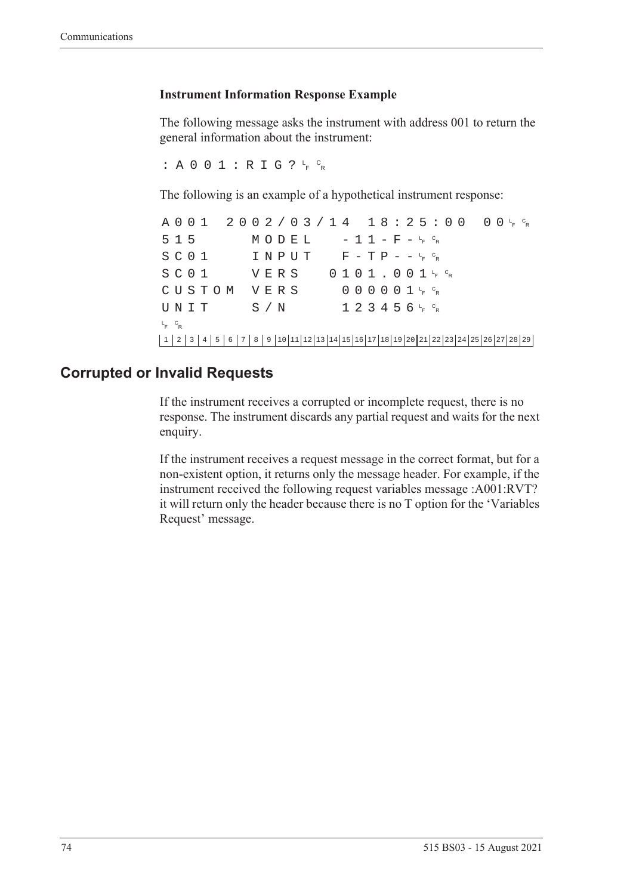### Instrument Information Response Example

The following message asks the instrument with address 001 to return the general information about the instrument:

```
:A001:RIG?LFCR
```

The following is an example of a hypothetical instrument response:

```
A001 2002/03/14 18:25:00 00LFCR
515     MODEL   -11-F-LFCR
SC01    INPUT   F-TP--LFCR
SC01    VERS   0101.001LFCR
CUSTOM  VERS    000001LFCR
UNIT    S/N     123456LFCR
LFCR
1|2|3|4|5|6|7|8|9|10|11|12|13|14|15|16|17|18|19|20|21|22|23|24|25|26|27|28|29
```

## Corrupted or Invalid Requests

If the instrument receives a corrupted or incomplete request, there is no response. The instrument discards any partial request and waits for the next enquiry.

If the instrument receives a request message in the correct format, but for a non-existent option, it returns only the message header. For example, if the instrument received the following request variables message :A001:RVT? it will return only the header because there is no T option for the 'Variables Request' message.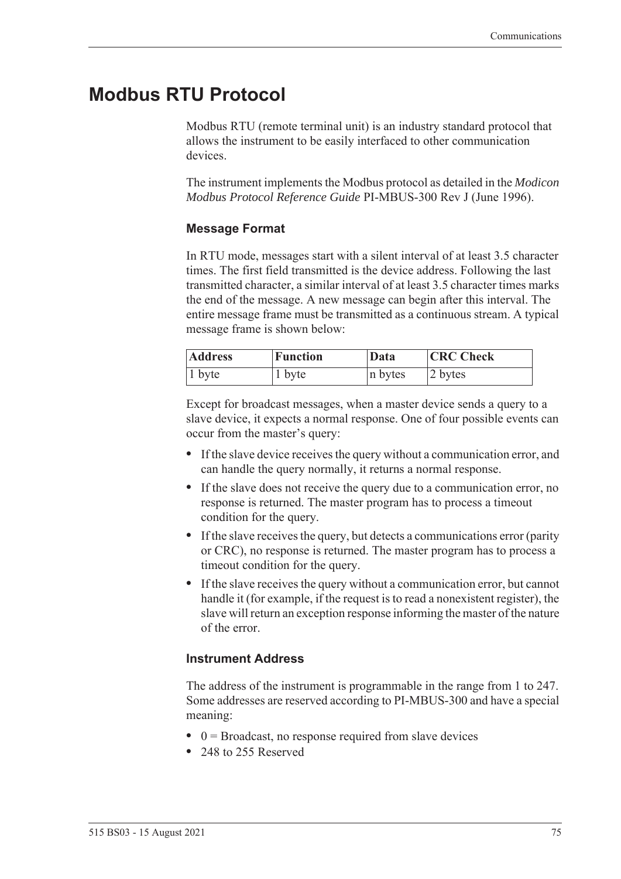# Modbus RTU Protocol

Modbus RTU (remote terminal unit) is an industry standard protocol that allows the instrument to be easily interfaced to other communication devices.

The instrument implements the Modbus protocol as detailed in the *Modicon Modbus Protocol Reference Guide* PI-MBUS-300 Rev J (June 1996).

### Message Format

In RTU mode, messages start with a silent interval of at least 3.5 character times. The first field transmitted is the device address. Following the last transmitted character, a similar interval of at least 3.5 character times marks the end of the message. A new message can begin after this interval. The entire message frame must be transmitted as a continuous stream. A typical message frame is shown below:

| Address | Function | Data | CRC Check |
|---|---|---|---|
| 1 byte | 1 byte | n bytes | 2 bytes |

Except for broadcast messages, when a master device sends a query to a slave device, it expects a normal response. One of four possible events can occur from the master's query:

- If the slave device receives the query without a communication error, and can handle the query normally, it returns a normal response.
- If the slave does not receive the query due to a communication error, no response is returned. The master program has to process a timeout condition for the query.
- If the slave receives the query, but detects a communications error (parity or CRC), no response is returned. The master program has to process a timeout condition for the query.
- If the slave receives the query without a communication error, but cannot handle it (for example, if the request is to read a nonexistent register), the slave will return an exception response informing the master of the nature of the error.

### Instrument Address

The address of the instrument is programmable in the range from 1 to 247. Some addresses are reserved according to PI-MBUS-300 and have a special meaning:

- 0 = Broadcast, no response required from slave devices
- 248 to 255 Reserved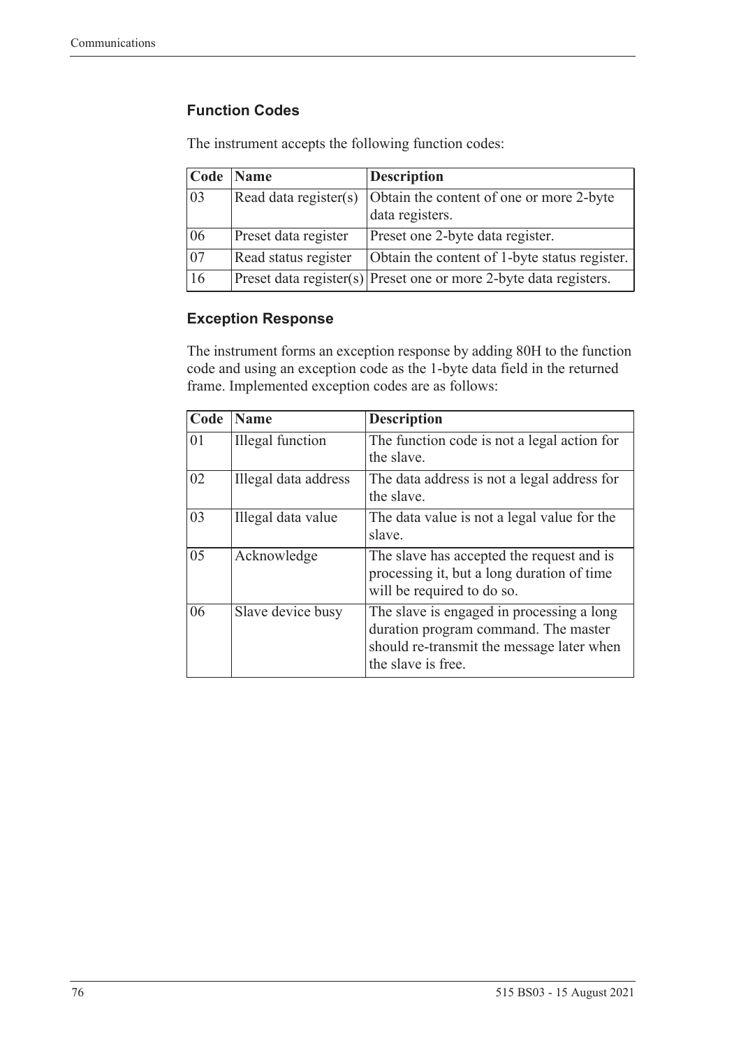### Function Codes

The instrument accepts the following function codes:

| Code | Name | Description |
|---|---|---|
| 03 | Read data register(s) | Obtain the content of one or more 2-byte data registers. |
| 06 | Preset data register | Preset one 2-byte data register. |
| 07 | Read status register | Obtain the content of 1-byte status register. |
| 16 | Preset data register(s) | Preset one or more 2-byte data registers. |

### Exception Response

The instrument forms an exception response by adding 80H to the function code and using an exception code as the 1-byte data field in the returned frame. Implemented exception codes are as follows:

| Code | Name | Description |
|---|---|---|
| 01 | Illegal function | The function code is not a legal action for the slave. |
| 02 | Illegal data address | The data address is not a legal address for the slave. |
| 03 | Illegal data value | The data value is not a legal value for the slave. |
| 05 | Acknowledge | The slave has accepted the request and is processing it, but a long duration of time will be required to do so. |
| 06 | Slave device busy | The slave is engaged in processing a long duration program command. The master should re-transmit the message later when the slave is free. |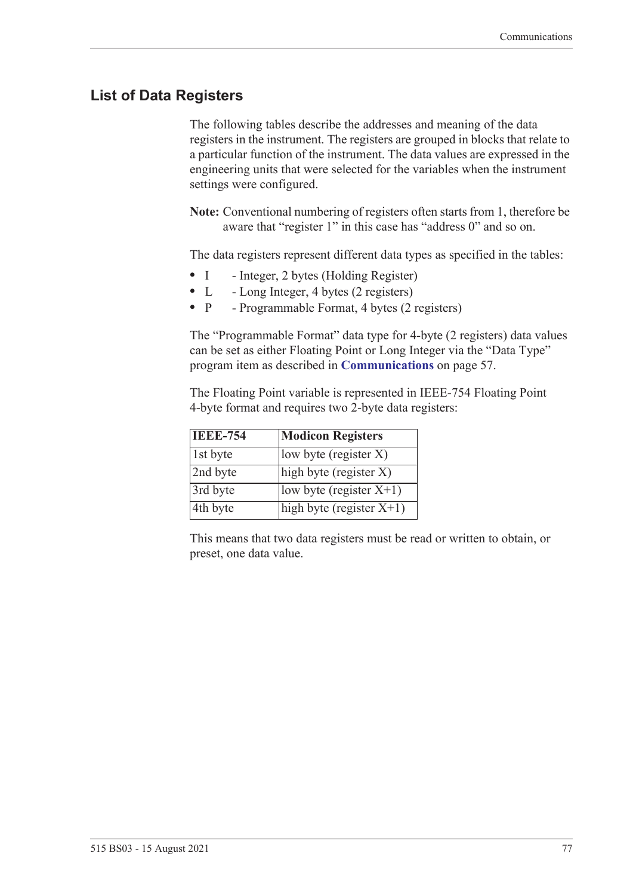## List of Data Registers

The following tables describe the addresses and meaning of the data registers in the instrument. The registers are grouped in blocks that relate to a particular function of the instrument. The data values are expressed in the engineering units that were selected for the variables when the instrument settings were configured.

**Note:** Conventional numbering of registers often starts from 1, therefore be aware that “register 1” in this case has “address 0” and so on.

The data registers represent different data types as specified in the tables:

- I - Integer, 2 bytes (Holding Register)
- L - Long Integer, 4 bytes (2 registers)
- P - Programmable Format, 4 bytes (2 registers)

The “Programmable Format” data type for 4-byte (2 registers) data values can be set as either Floating Point or Long Integer via the “Data Type” program item as described in **Communications** on page 57.

The Floating Point variable is represented in IEEE-754 Floating Point 4-byte format and requires two 2-byte data registers:

| IEEE-754 | Modicon Registers |
|---|---|
| 1st byte | low byte (register X) |
| 2nd byte | high byte (register X) |
| 3rd byte | low byte (register X+1) |
| 4th byte | high byte (register X+1) |

This means that two data registers must be read or written to obtain, or preset, one data value.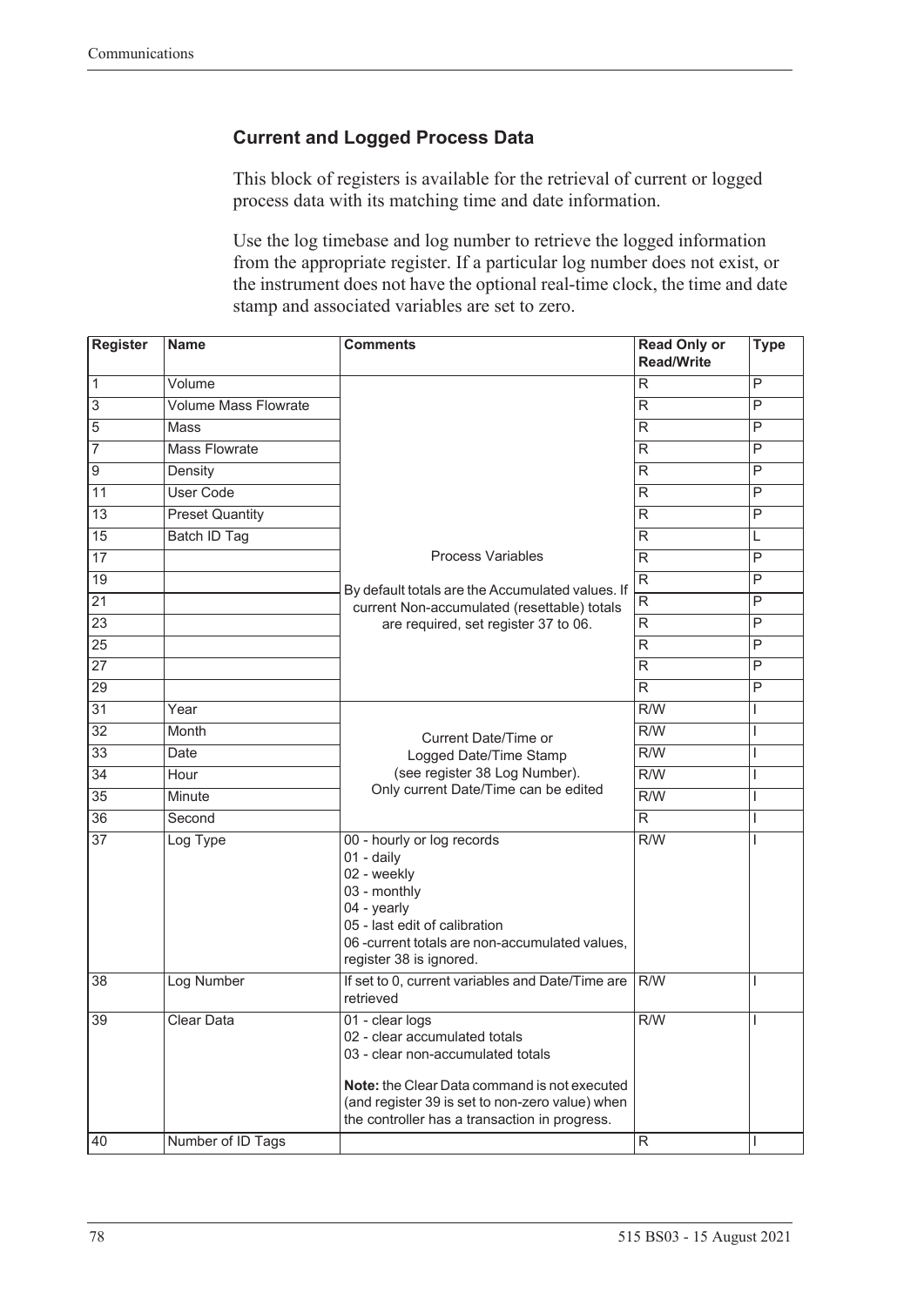## Current and Logged Process Data

This block of registers is available for the retrieval of current or logged process data with its matching time and date information.

Use the log timebase and log number to retrieve the logged information from the appropriate register. If a particular log number does not exist, or the instrument does not have the optional real-time clock, the time and date stamp and associated variables are set to zero.

| Register | Name | Comments | Read Only or Read/Write | Type |
|---|---|---|---|---|
| 1 | Volume | Process Variables<br><br>By default totals are the Accumulated values. If current Non-accumulated (resettable) totals are required, set register 37 to 06. | R | P |
| 3 | Volume Mass Flowrate | | R | P |
| 5 | Mass | | R | P |
| 7 | Mass Flowrate | | R | P |
| 9 | Density | | R | P |
| 11 | User Code | | R | P |
| 13 | Preset Quantity | | R | P |
| 15 | Batch ID Tag | | R | L |
| 17 | | | R | P |
| 19 | | | R | P |
| 21 | | | R | P |
| 23 | | | R | P |
| 25 | | | R | P |
| 27 | | | R | P |
| 29 | | | R | P |
| 31 | Year | Current Date/Time or Logged Date/Time Stamp (see register 38 Log Number). Only current Date/Time can be edited | R/W | I |
| 32 | Month | | R/W | I |
| 33 | Date | | R/W | I |
| 34 | Hour | | R/W | I |
| 35 | Minute | | R/W | I |
| 36 | Second | | R | I |
| 37 | Log Type | 00 - hourly or log records<br>01 - daily<br>02 - weekly<br>03 - monthly<br>04 - yearly<br>05 - last edit of calibration<br>06 -current totals are non-accumulated values, register 38 is ignored. | R/W | I |
| 38 | Log Number | If set to 0, current variables and Date/Time are retrieved | R/W | I |
| 39 | Clear Data | 01 - clear logs<br>02 - clear accumulated totals<br>03 - clear non-accumulated totals<br><br>**Note:** the Clear Data command is not executed (and register 39 is set to non-zero value) when the controller has a transaction in progress. | R/W | I |
| 40 | Number of ID Tags | | R | I |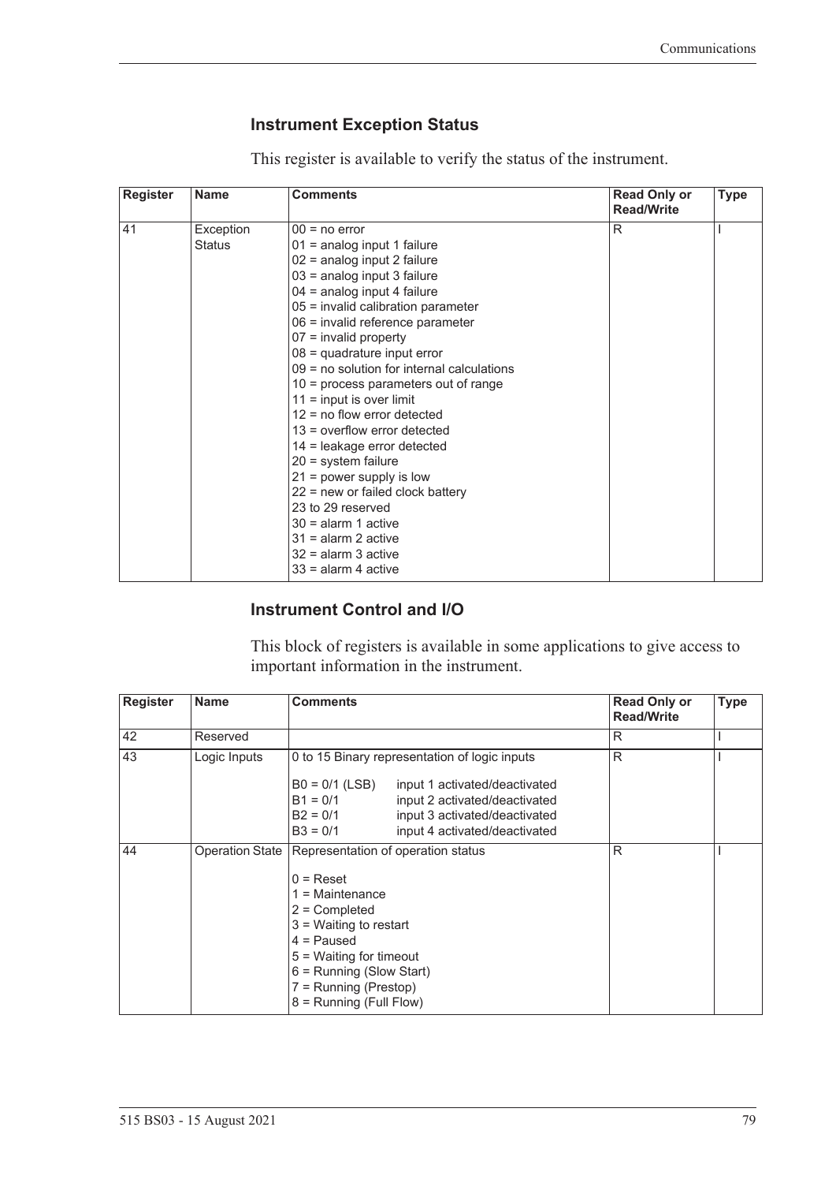## Instrument Exception Status

This register is available to verify the status of the instrument.

| Register | Name | Comments | Read Only or Read/Write | Type |
|---|---|---|---|---|
| 41 | Exception Status | 00 = no error<br>01 = analog input 1 failure<br>02 = analog input 2 failure<br>03 = analog input 3 failure<br>04 = analog input 4 failure<br>05 = invalid calibration parameter<br>06 = invalid reference parameter<br>07 = invalid property<br>08 = quadrature input error<br>09 = no solution for internal calculations<br>10 = process parameters out of range<br>11 = input is over limit<br>12 = no flow error detected<br>13 = overflow error detected<br>14 = leakage error detected<br>20 = system failure<br>21 = power supply is low<br>22 = new or failed clock battery<br>23 to 29 reserved<br>30 = alarm 1 active<br>31 = alarm 2 active<br>32 = alarm 3 active<br>33 = alarm 4 active | R | I |

## Instrument Control and I/O

This block of registers is available in some applications to give access to important information in the instrument.

| Register | Name | Comments | Read Only or Read/Write | Type |
|---|---|---|---|---|
| 42 | Reserved | | R | I |
| 43 | Logic Inputs | 0 to 15 Binary representation of logic inputs<br><br>B0 = 0/1 (LSB) input 1 activated/deactivated<br>B1 = 0/1 input 2 activated/deactivated<br>B2 = 0/1 input 3 activated/deactivated<br>B3 = 0/1 input 4 activated/deactivated | R | I |
| 44 | Operation State | Representation of operation status<br><br>0 = Reset<br>1 = Maintenance<br>2 = Completed<br>3 = Waiting to restart<br>4 = Paused<br>5 = Waiting for timeout<br>6 = Running (Slow Start)<br>7 = Running (Prestop)<br>8 = Running (Full Flow) | R | I |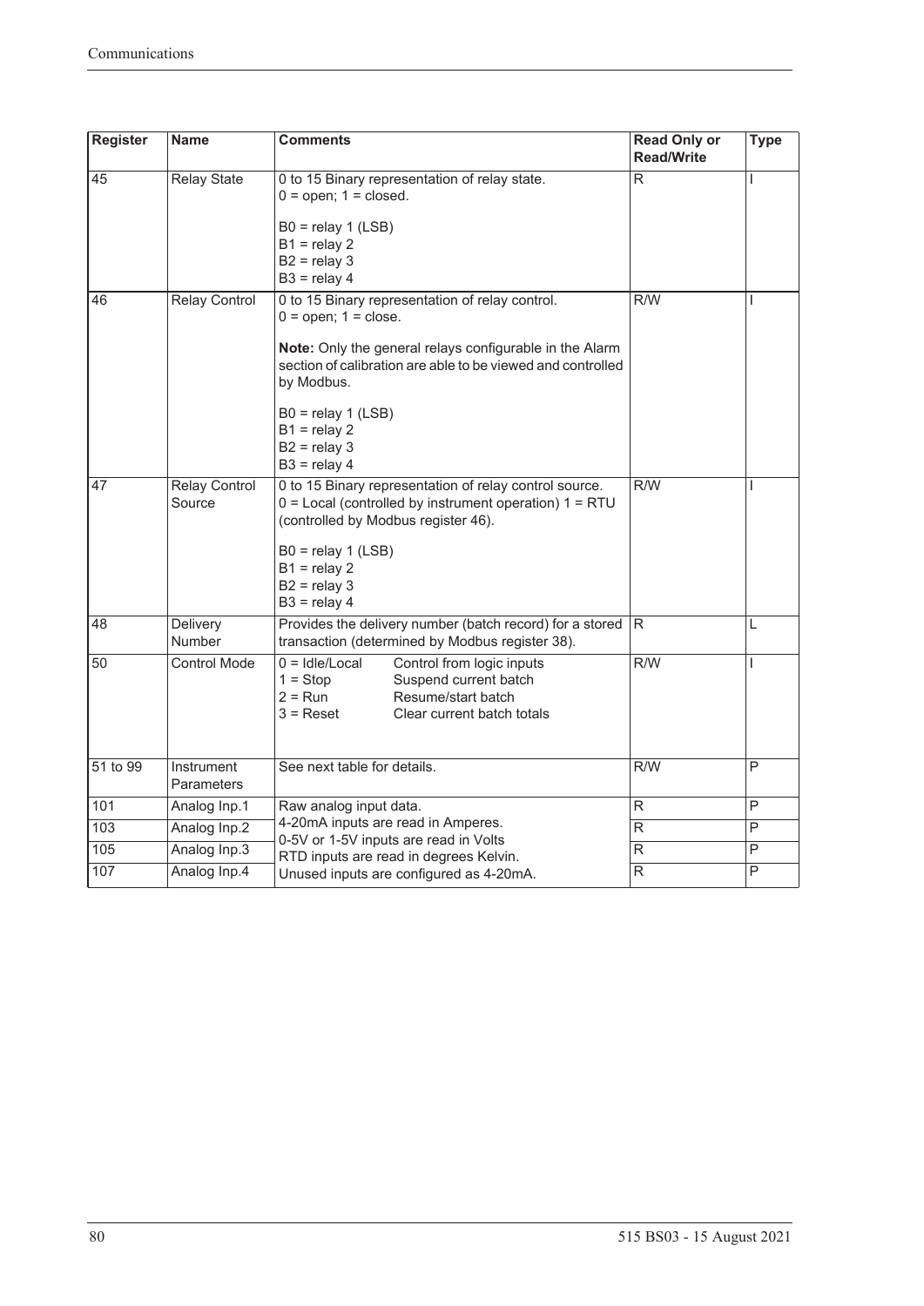| Register | Name | Comments | Read Only or Read/Write | Type |
|---|---|---|---|---|
| 45 | Relay State | 0 to 15 Binary representation of relay state.<br>0 = open; 1 = closed.<br><br>B0 = relay 1 (LSB)<br>B1 = relay 2<br>B2 = relay 3<br>B3 = relay 4 | R | I |
| 46 | Relay Control | 0 to 15 Binary representation of relay control.<br>0 = open; 1 = close.<br><br>**Note:** Only the general relays configurable in the Alarm section of calibration are able to be viewed and controlled by Modbus.<br><br>B0 = relay 1 (LSB)<br>B1 = relay 2<br>B2 = relay 3<br>B3 = relay 4 | R/W | I |
| 47 | Relay Control Source | 0 to 15 Binary representation of relay control source.<br>0 = Local (controlled by instrument operation) 1 = RTU (controlled by Modbus register 46).<br><br>B0 = relay 1 (LSB)<br>B1 = relay 2<br>B2 = relay 3<br>B3 = relay 4 | R/W | I |
| 48 | Delivery Number | Provides the delivery number (batch record) for a stored transaction (determined by Modbus register 38). | R | L |
| 50 | Control Mode | 0 = Idle/Local — Control from logic inputs<br>1 = Stop — Suspend current batch<br>2 = Run — Resume/start batch<br>3 = Reset — Clear current batch totals | R/W | I |
| 51 to 99 | Instrument Parameters | See next table for details. | R/W | P |
| 101 | Analog Inp.1 | Raw analog input data.<br>4-20mA inputs are read in Amperes.<br>0-5V or 1-5V inputs are read in Volts<br>RTD inputs are read in degrees Kelvin.<br>Unused inputs are configured as 4-20mA. | R | P |
| 103 | Analog Inp.2 | | R | P |
| 105 | Analog Inp.3 | | R | P |
| 107 | Analog Inp.4 | | R | P |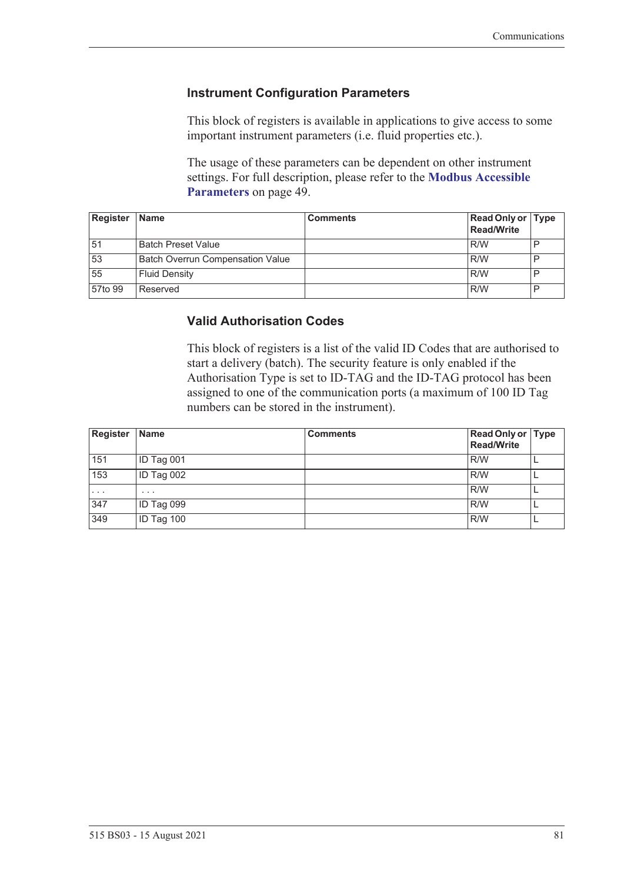## Instrument Configuration Parameters

This block of registers is available in applications to give access to some important instrument parameters (i.e. fluid properties etc.).

The usage of these parameters can be dependent on other instrument settings. For full description, please refer to the **Modbus Accessible Parameters** on page 49.

| Register | Name | Comments | Read Only or Read/Write | Type |
|---|---|---|---|---|
| 51 | Batch Preset Value | | R/W | P |
| 53 | Batch Overrun Compensation Value | | R/W | P |
| 55 | Fluid Density | | R/W | P |
| 57to 99 | Reserved | | R/W | P |

## Valid Authorisation Codes

This block of registers is a list of the valid ID Codes that are authorised to start a delivery (batch). The security feature is only enabled if the Authorisation Type is set to ID-TAG and the ID-TAG protocol has been assigned to one of the communication ports (a maximum of 100 ID Tag numbers can be stored in the instrument).

| Register | Name | Comments | Read Only or Read/Write | Type |
|---|---|---|---|---|
| 151 | ID Tag 001 | | R/W | L |
| 153 | ID Tag 002 | | R/W | L |
| . . . | . . . | | R/W | L |
| 347 | ID Tag 099 | | R/W | L |
| 349 | ID Tag 100 | | R/W | L |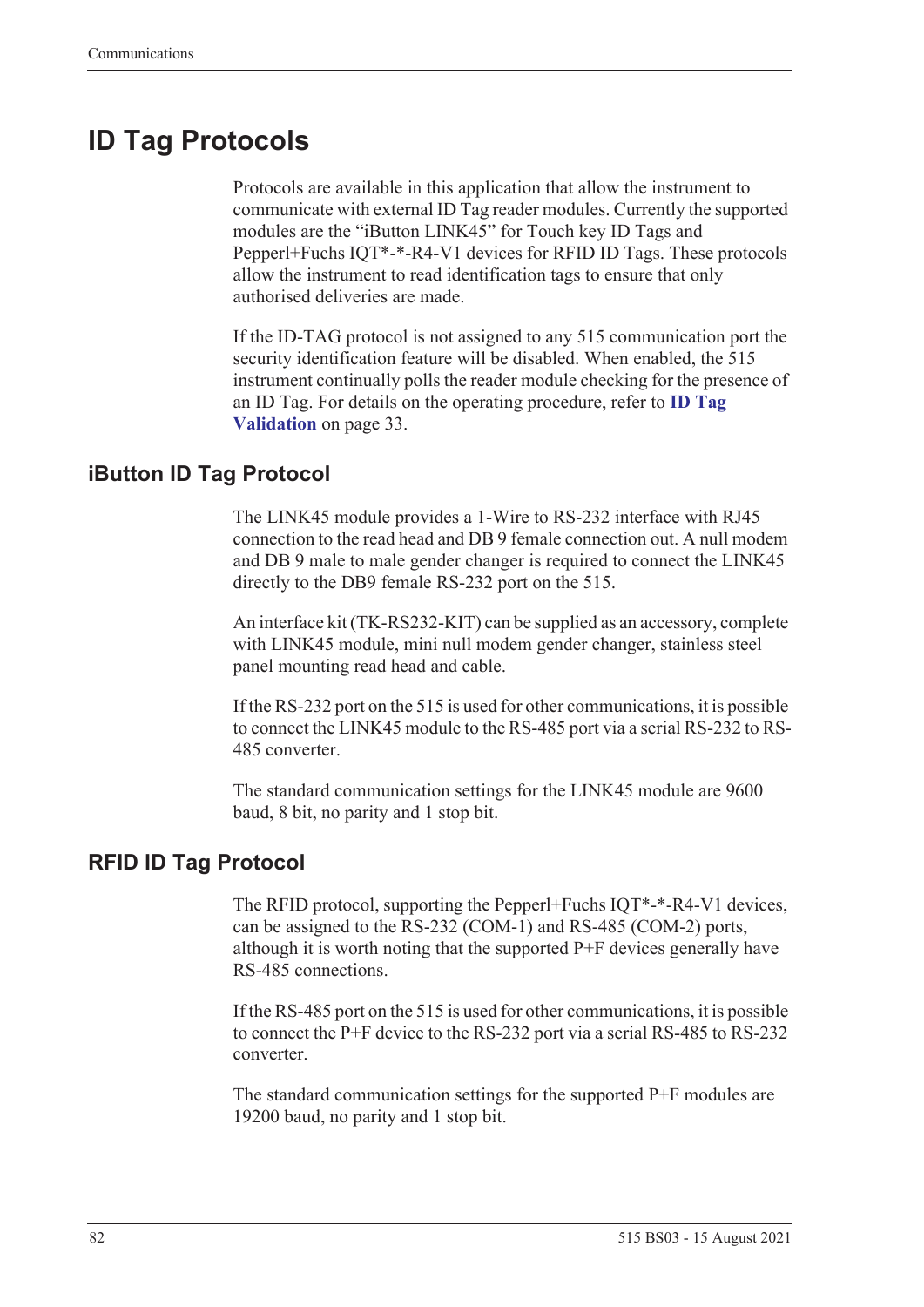# ID Tag Protocols

Protocols are available in this application that allow the instrument to communicate with external ID Tag reader modules. Currently the supported modules are the “iButton LINK45” for Touch key ID Tags and Pepperl+Fuchs IQT*-*-R4-V1 devices for RFID ID Tags. These protocols allow the instrument to read identification tags to ensure that only authorised deliveries are made.

If the ID-TAG protocol is not assigned to any 515 communication port the security identification feature will be disabled. When enabled, the 515 instrument continually polls the reader module checking for the presence of an ID Tag. For details on the operating procedure, refer to **ID Tag Validation** on page 33.

## iButton ID Tag Protocol

The LINK45 module provides a 1-Wire to RS-232 interface with RJ45 connection to the read head and DB 9 female connection out. A null modem and DB 9 male to male gender changer is required to connect the LINK45 directly to the DB9 female RS-232 port on the 515.

An interface kit (TK-RS232-KIT) can be supplied as an accessory, complete with LINK45 module, mini null modem gender changer, stainless steel panel mounting read head and cable.

If the RS-232 port on the 515 is used for other communications, it is possible to connect the LINK45 module to the RS-485 port via a serial RS-232 to RS-485 converter.

The standard communication settings for the LINK45 module are 9600 baud, 8 bit, no parity and 1 stop bit.

## RFID ID Tag Protocol

The RFID protocol, supporting the Pepperl+Fuchs IQT*-*-R4-V1 devices, can be assigned to the RS-232 (COM-1) and RS-485 (COM-2) ports, although it is worth noting that the supported P+F devices generally have RS-485 connections.

If the RS-485 port on the 515 is used for other communications, it is possible to connect the P+F device to the RS-232 port via a serial RS-485 to RS-232 converter.

The standard communication settings for the supported P+F modules are 19200 baud, no parity and 1 stop bit.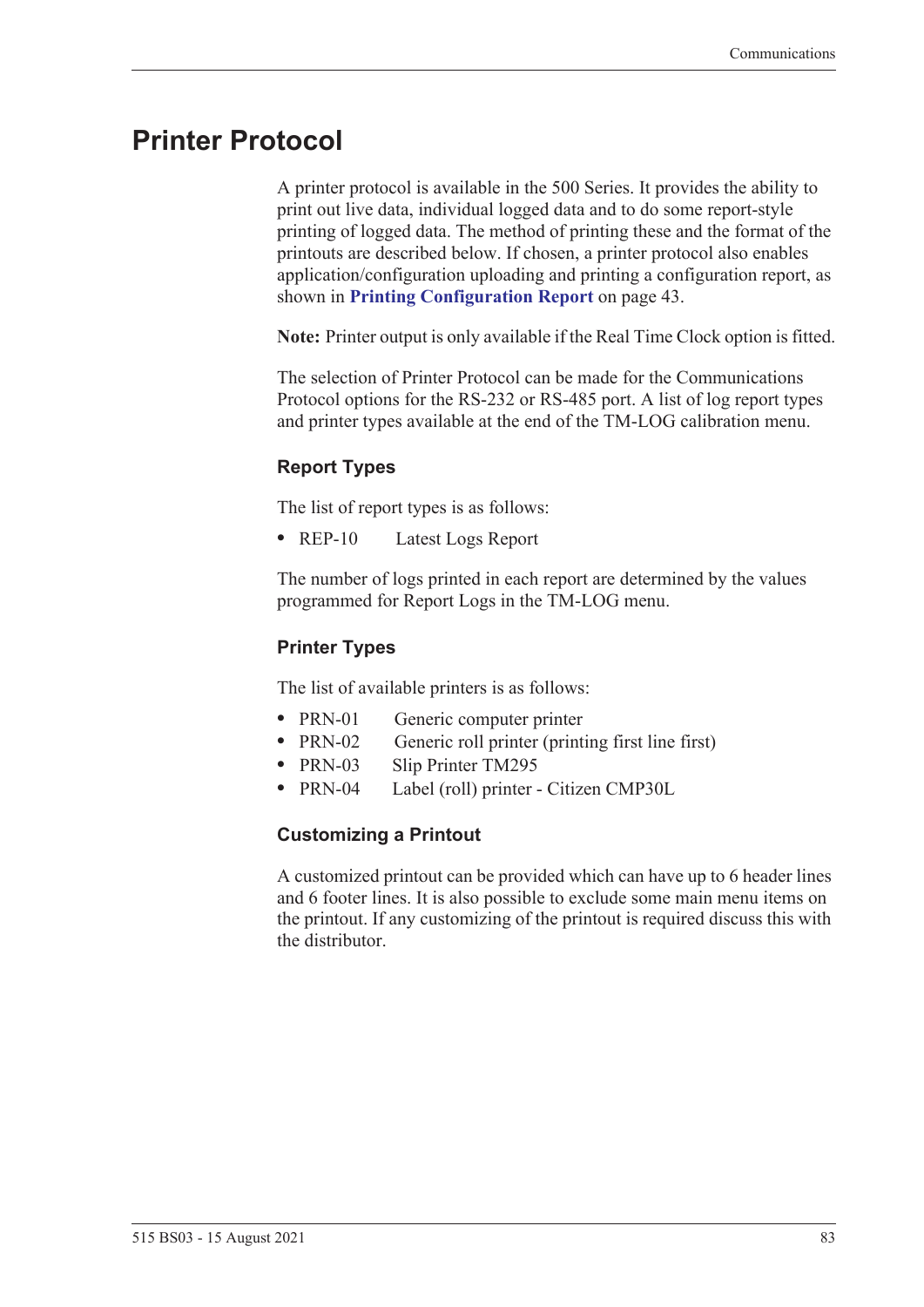# Printer Protocol

A printer protocol is available in the 500 Series. It provides the ability to print out live data, individual logged data and to do some report-style printing of logged data. The method of printing these and the format of the printouts are described below. If chosen, a printer protocol also enables application/configuration uploading and printing a configuration report, as shown in **Printing Configuration Report** on page 43.

**Note:** Printer output is only available if the Real Time Clock option is fitted.

The selection of Printer Protocol can be made for the Communications Protocol options for the RS-232 or RS-485 port. A list of log report types and printer types available at the end of the TM-LOG calibration menu.

### Report Types

The list of report types is as follows:

- REP-10 Latest Logs Report

The number of logs printed in each report are determined by the values programmed for Report Logs in the TM-LOG menu.

### Printer Types

The list of available printers is as follows:

- PRN-01 Generic computer printer
- PRN-02 Generic roll printer (printing first line first)
- PRN-03 Slip Printer TM295
- PRN-04 Label (roll) printer - Citizen CMP30L

### Customizing a Printout

A customized printout can be provided which can have up to 6 header lines and 6 footer lines. It is also possible to exclude some main menu items on the printout. If any customizing of the printout is required discuss this with the distributor.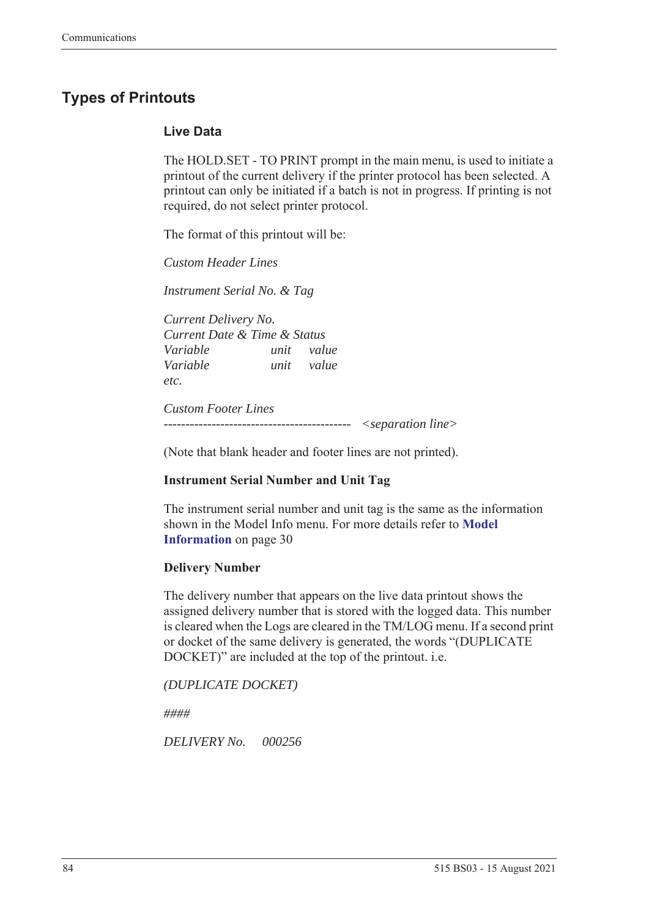## Types of Printouts

### Live Data

The HOLD.SET - TO PRINT prompt in the main menu, is used to initiate a printout of the current delivery if the printer protocol has been selected. A printout can only be initiated if a batch is not in progress. If printing is not required, do not select printer protocol.

The format of this printout will be:

*Custom Header Lines*

*Instrument Serial No. & Tag*

*Current Delivery No.*
*Current Date & Time & Status*

| *Variable* | *unit* | *value* |
|---|---|---|
| *Variable* | *unit* | *value* |

*etc.*

*Custom Footer Lines*
------------------------------------------- *<separation line>*

(Note that blank header and footer lines are not printed).

**Instrument Serial Number and Unit Tag**

The instrument serial number and unit tag is the same as the information shown in the Model Info menu. For more details refer to **Model Information** on page 30

**Delivery Number**

The delivery number that appears on the live data printout shows the assigned delivery number that is stored with the logged data. This number is cleared when the Logs are cleared in the TM/LOG menu. If a second print or docket of the same delivery is generated, the words "(DUPLICATE DOCKET)" are included at the top of the printout. i.e.

*(DUPLICATE DOCKET)*

*####*

*DELIVERY No.     000256*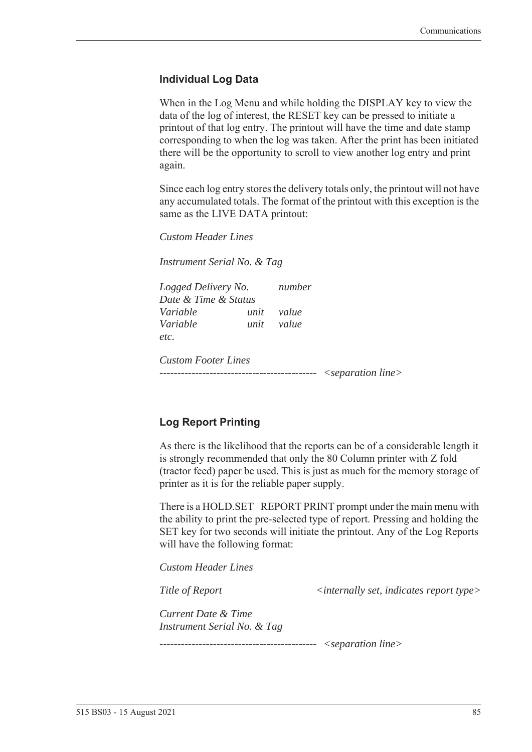### Individual Log Data

When in the Log Menu and while holding the DISPLAY key to view the data of the log of interest, the RESET key can be pressed to initiate a printout of that log entry. The printout will have the time and date stamp corresponding to when the log was taken. After the print has been initiated there will be the opportunity to scroll to view another log entry and print again.

Since each log entry stores the delivery totals only, the printout will not have any accumulated totals. The format of the printout with this exception is the same as the LIVE DATA printout:

*Custom Header Lines*

*Instrument Serial No. & Tag*

*Logged Delivery No.* *number*
*Date & Time & Status*
*Variable* *unit* *value*
*Variable* *unit* *value*
*etc.*

*Custom Footer Lines*
*------------------------------------------- <separation line>*

### Log Report Printing

As there is the likelihood that the reports can be of a considerable length it is strongly recommended that only the 80 Column printer with Z fold (tractor feed) paper be used. This is just as much for the memory storage of printer as it is for the reliable paper supply.

There is a HOLD.SET REPORT PRINT prompt under the main menu with the ability to print the pre-selected type of report. Pressing and holding the SET key for two seconds will initiate the printout. Any of the Log Reports will have the following format:

*Custom Header Lines*

*Title of Report* *<internally set, indicates report type>*

*Current Date & Time*
*Instrument Serial No. & Tag*

*------------------------------------------- <separation line>*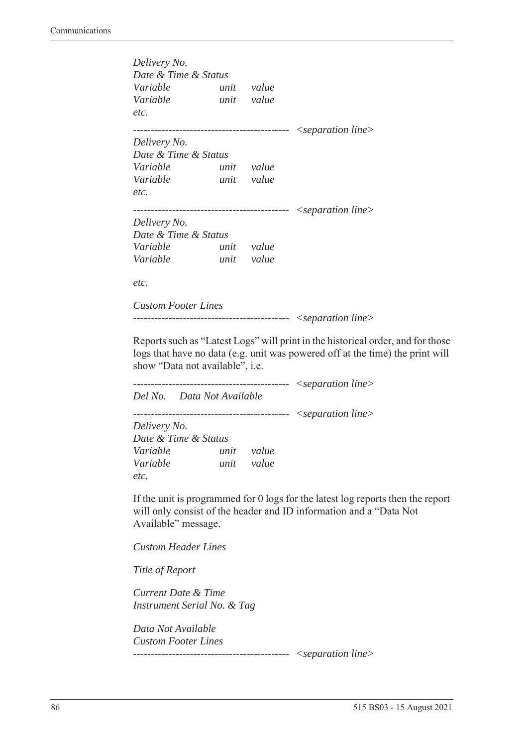*Delivery No.*
*Date & Time & Status*
*Variable unit value*
*Variable unit value*
*etc.*

------------------------------------------- *<separation line>*

*Delivery No.*
*Date & Time & Status*
*Variable unit value*
*Variable unit value*
*etc.*

------------------------------------------- *<separation line>*

*Delivery No.*
*Date & Time & Status*
*Variable unit value*
*Variable unit value*

*etc.*

*Custom Footer Lines*
------------------------------------------- *<separation line>*

Reports such as "Latest Logs" will print in the historical order, and for those logs that have no data (e.g. unit was powered off at the time) the print will show "Data not available", i.e.

------------------------------------------- *<separation line>*

*Del No. Data Not Available*

------------------------------------------- *<separation line>*

*Delivery No.*
*Date & Time & Status*
*Variable unit value*
*Variable unit value*
*etc.*

If the unit is programmed for 0 logs for the latest log reports then the report will only consist of the header and ID information and a "Data Not Available" message.

*Custom Header Lines*

*Title of Report*

*Current Date & Time*
*Instrument Serial No. & Tag*

*Data Not Available*
*Custom Footer Lines*
------------------------------------------- *<separation line>*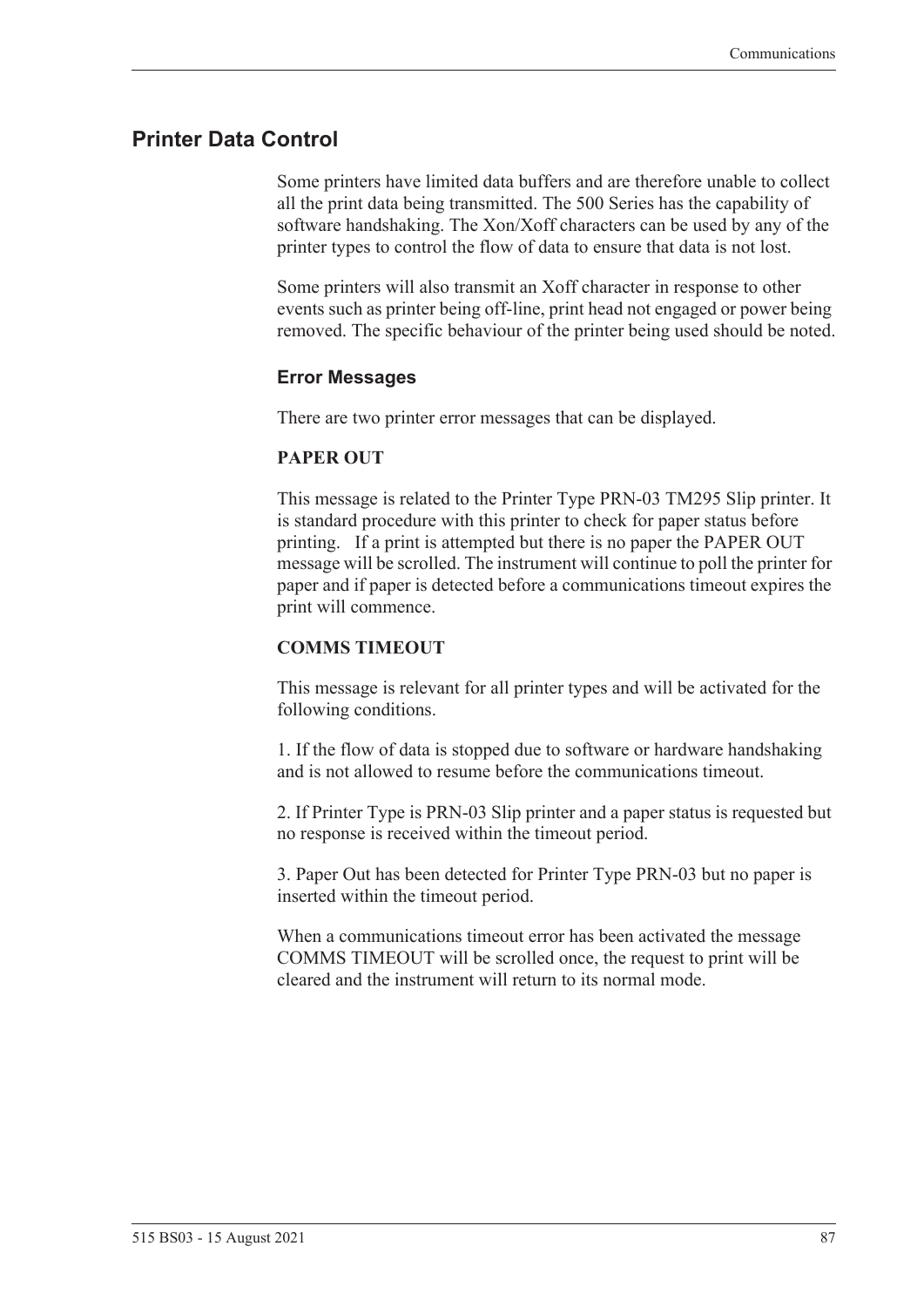## Printer Data Control

Some printers have limited data buffers and are therefore unable to collect all the print data being transmitted. The 500 Series has the capability of software handshaking. The Xon/Xoff characters can be used by any of the printer types to control the flow of data to ensure that data is not lost.

Some printers will also transmit an Xoff character in response to other events such as printer being off-line, print head not engaged or power being removed. The specific behaviour of the printer being used should be noted.

### Error Messages

There are two printer error messages that can be displayed.

#### PAPER OUT

This message is related to the Printer Type PRN-03 TM295 Slip printer. It is standard procedure with this printer to check for paper status before printing. If a print is attempted but there is no paper the PAPER OUT message will be scrolled. The instrument will continue to poll the printer for paper and if paper is detected before a communications timeout expires the print will commence.

#### COMMS TIMEOUT

This message is relevant for all printer types and will be activated for the following conditions.

1. If the flow of data is stopped due to software or hardware handshaking and is not allowed to resume before the communications timeout.

2. If Printer Type is PRN-03 Slip printer and a paper status is requested but no response is received within the timeout period.

3. Paper Out has been detected for Printer Type PRN-03 but no paper is inserted within the timeout period.

When a communications timeout error has been activated the message COMMS TIMEOUT will be scrolled once, the request to print will be cleared and the instrument will return to its normal mode.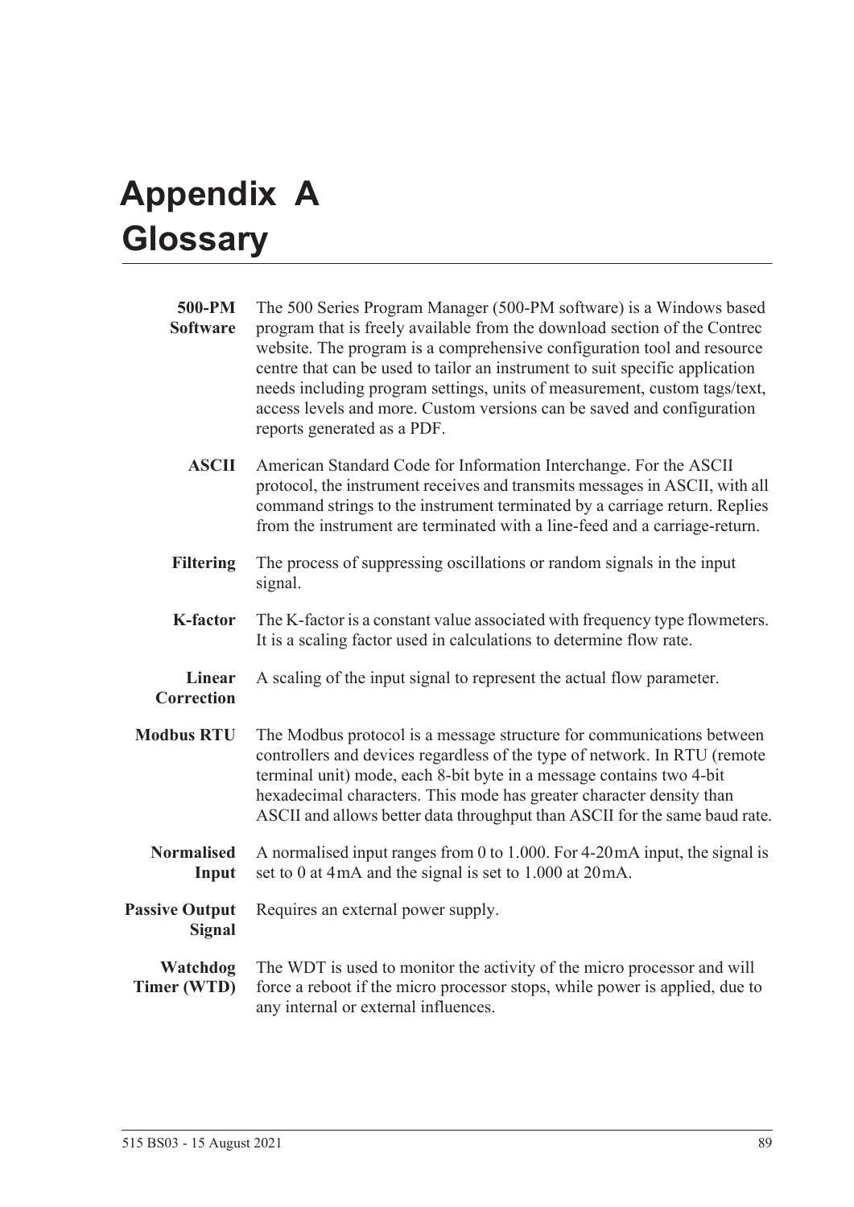# Appendix A Glossary

**500-PM Software** The 500 Series Program Manager (500-PM software) is a Windows based program that is freely available from the download section of the Contrec website. The program is a comprehensive configuration tool and resource centre that can be used to tailor an instrument to suit specific application needs including program settings, units of measurement, custom tags/text, access levels and more. Custom versions can be saved and configuration reports generated as a PDF.

**ASCII** American Standard Code for Information Interchange. For the ASCII protocol, the instrument receives and transmits messages in ASCII, with all command strings to the instrument terminated by a carriage return. Replies from the instrument are terminated with a line-feed and a carriage-return.

**Filtering** The process of suppressing oscillations or random signals in the input signal.

**K-factor** The K-factor is a constant value associated with frequency type flowmeters. It is a scaling factor used in calculations to determine flow rate.

**Linear Correction** A scaling of the input signal to represent the actual flow parameter.

**Modbus RTU** The Modbus protocol is a message structure for communications between controllers and devices regardless of the type of network. In RTU (remote terminal unit) mode, each 8-bit byte in a message contains two 4-bit hexadecimal characters. This mode has greater character density than ASCII and allows better data throughput than ASCII for the same baud rate.

**Normalised Input** A normalised input ranges from 0 to 1.000. For 4-20 mA input, the signal is set to 0 at 4 mA and the signal is set to 1.000 at 20 mA.

**Passive Output Signal** Requires an external power supply.

**Watchdog Timer (WTD)** The WDT is used to monitor the activity of the micro processor and will force a reboot if the micro processor stops, while power is applied, due to any internal or external influences.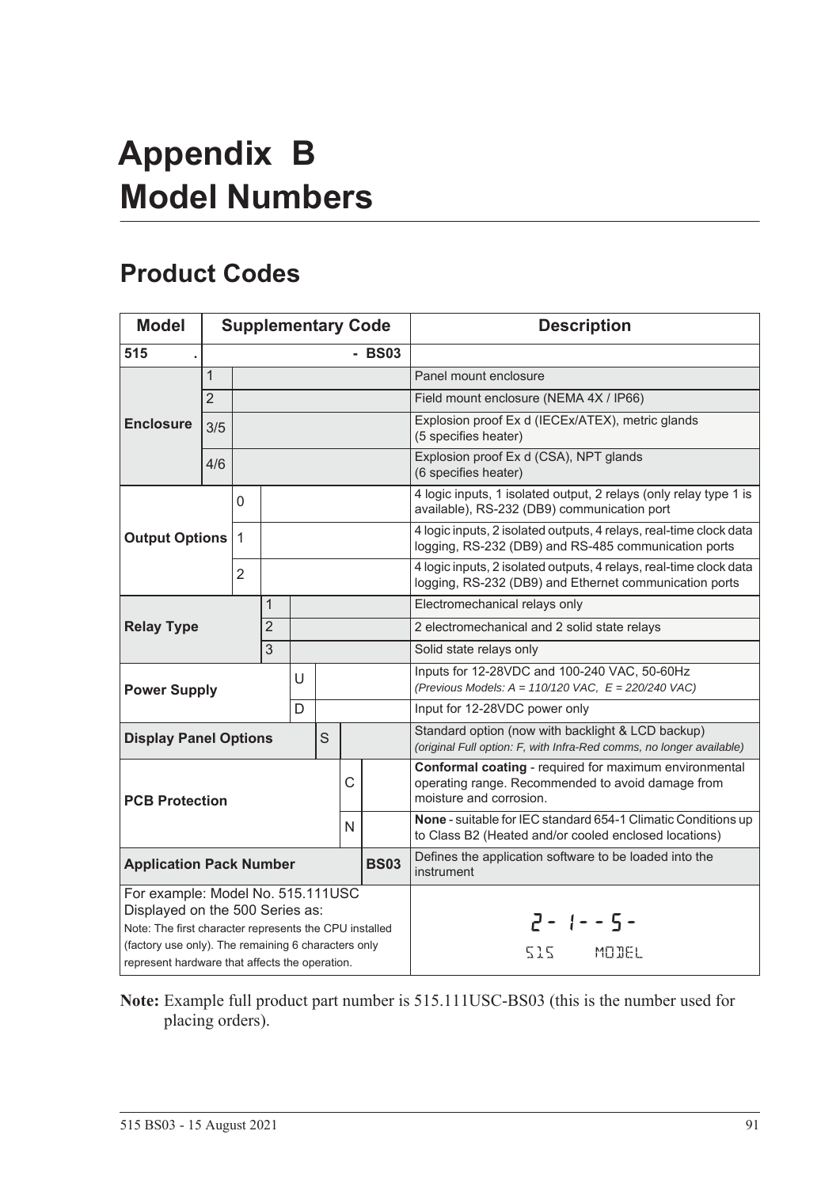# Appendix B Model Numbers

## Product Codes

| Model | Supplementary Code | | | | | | | Description |
|---|---|---|---|---|---|---|---|---|
| **515** | **.** | | | | | | **- BS03** | |
| **Enclosure** | 1 | | | | | | | Panel mount enclosure |
| | 2 | | | | | | | Field mount enclosure (NEMA 4X / IP66) |
| | 3/5 | | | | | | | Explosion proof Ex d (IECEx/ATEX), metric glands (5 specifies heater) |
| | 4/6 | | | | | | | Explosion proof Ex d (CSA), NPT glands (6 specifies heater) |
| **Output Options** | | 0 | | | | | | 4 logic inputs, 1 isolated output, 2 relays (only relay type 1 is available), RS-232 (DB9) communication port |
| | | 1 | | | | | | 4 logic inputs, 2 isolated outputs, 4 relays, real-time clock data logging, RS-232 (DB9) and RS-485 communication ports |
| | | 2 | | | | | | 4 logic inputs, 2 isolated outputs, 4 relays, real-time clock data logging, RS-232 (DB9) and Ethernet communication ports |
| **Relay Type** | | | 1 | | | | | Electromechanical relays only |
| | | | 2 | | | | | 2 electromechanical and 2 solid state relays |
| | | | 3 | | | | | Solid state relays only |
| **Power Supply** | | | | U | | | | Inputs for 12-28VDC and 100-240 VAC, 50-60Hz *(Previous Models: A = 110/120 VAC, E = 220/240 VAC)* |
| | | | | D | | | | Input for 12-28VDC power only |
| **Display Panel Options** | | | | | S | | | Standard option (now with backlight & LCD backup) *(original Full option: F, with Infra-Red comms, no longer available)* |
| **PCB Protection** | | | | | | C | | **Conformal coating** - required for maximum environmental operating range. Recommended to avoid damage from moisture and corrosion. |
| | | | | | | N | | **None** - suitable for IEC standard 654-1 Climatic Conditions up to Class B2 (Heated and/or cooled enclosed locations) |
| **Application Pack Number** | | | | | | | **BS03** | Defines the application software to be loaded into the instrument |
| For example: Model No. 515.111USC Displayed on the 500 Series as: Note: The first character represents the CPU installed (factory use only). The remaining 6 characters only represent hardware that affects the operation. | | | | | | | | 2 - 1 - - 5 - 515 MODEL |

**Note:** Example full product part number is 515.111USC-BS03 (this is the number used for placing orders).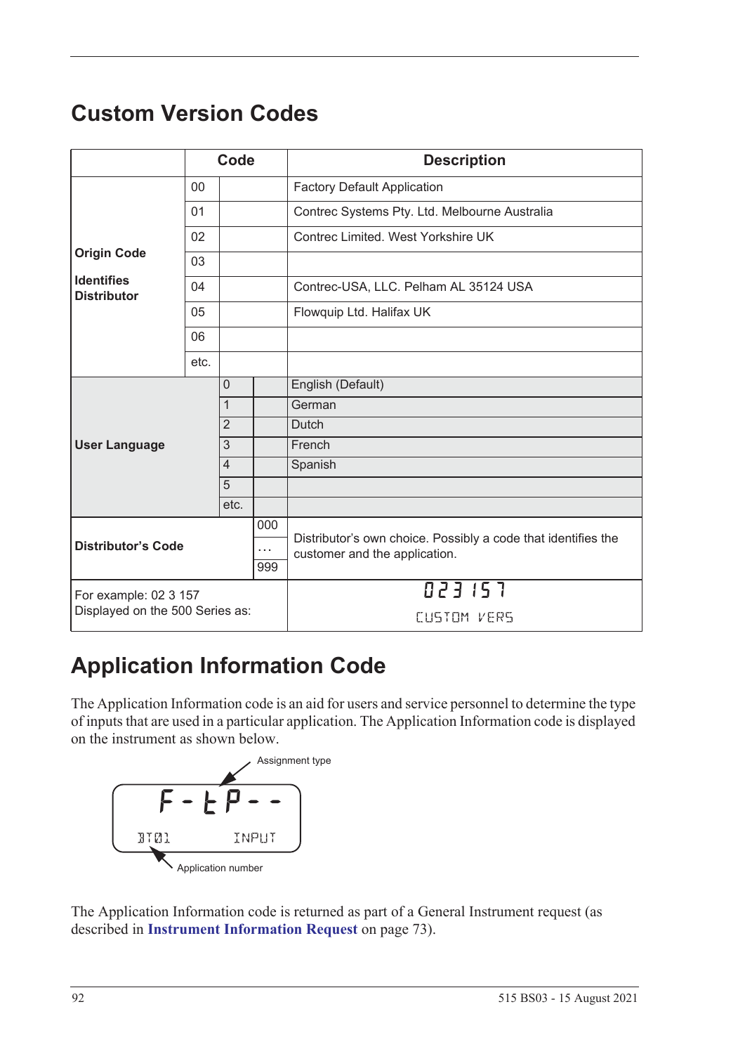# Custom Version Codes

| | Code | | | Description |
|---|---|---|---|---|
| **Origin Code** **Identifies Distributor** | 00 | | | Factory Default Application |
| | 01 | | | Contrec Systems Pty. Ltd. Melbourne Australia |
| | 02 | | | Contrec Limited. West Yorkshire UK |
| | 03 | | | |
| | 04 | | | Contrec-USA, LLC. Pelham AL 35124 USA |
| | 05 | | | Flowquip Ltd. Halifax UK |
| | 06 | | | |
| | etc. | | | |
| **User Language** | | 0 | | English (Default) |
| | | 1 | | German |
| | | 2 | | Dutch |
| | | 3 | | French |
| | | 4 | | Spanish |
| | | 5 | | |
| | | etc. | | |
| **Distributor's Code** | | | 000 … 999 | Distributor's own choice. Possibly a code that identifies the customer and the application. |
| For example: 02 3 157 Displayed on the 500 Series as: | | | | 023 157 CUSTOM VERS |

# Application Information Code

The Application Information code is an aid for users and service personnel to determine the type of inputs that are used in a particular application. The Application Information code is displayed on the instrument as shown below.

```
F-tP--
BT01        INPUT
```

Assignment type

Application number

The Application Information code is returned as part of a General Instrument request (as described in **Instrument Information Request** on page 73).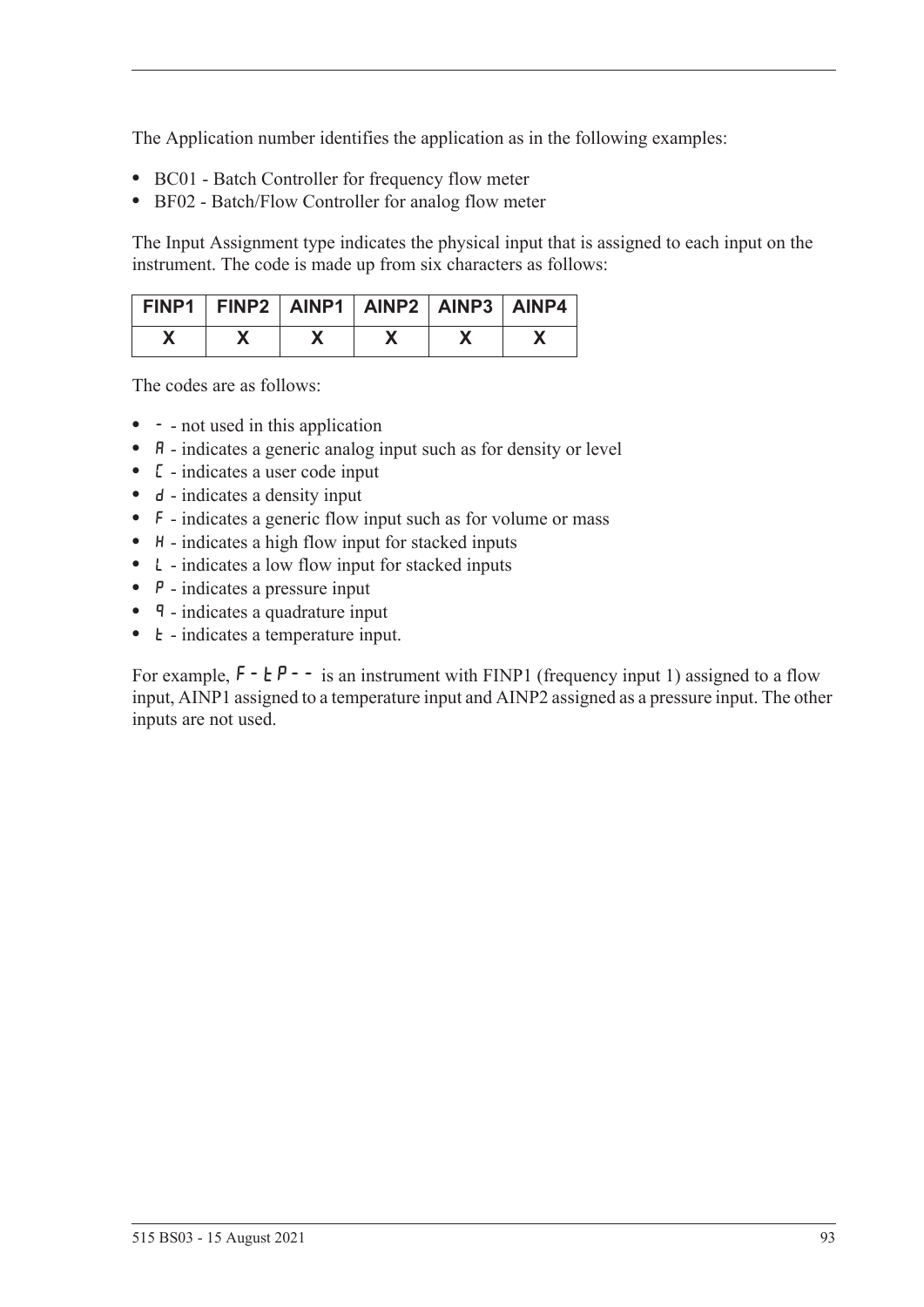The Application number identifies the application as in the following examples:

- BC01 - Batch Controller for frequency flow meter
- BF02 - Batch/Flow Controller for analog flow meter

The Input Assignment type indicates the physical input that is assigned to each input on the instrument. The code is made up from six characters as follows:

| FINP1 | FINP2 | AINP1 | AINP2 | AINP3 | AINP4 |
|---|---|---|---|---|---|
| X | X | X | X | X | X |

The codes are as follows:

- - - not used in this application
- A - indicates a generic analog input such as for density or level
- C - indicates a user code input
- d - indicates a density input
- F - indicates a generic flow input such as for volume or mass
- H - indicates a high flow input for stacked inputs
- L - indicates a low flow input for stacked inputs
- P - indicates a pressure input
- q - indicates a quadrature input
- t - indicates a temperature input.

For example, F-tP-- is an instrument with FINP1 (frequency input 1) assigned to a flow input, AINP1 assigned to a temperature input and AINP2 assigned as a pressure input. The other inputs are not used.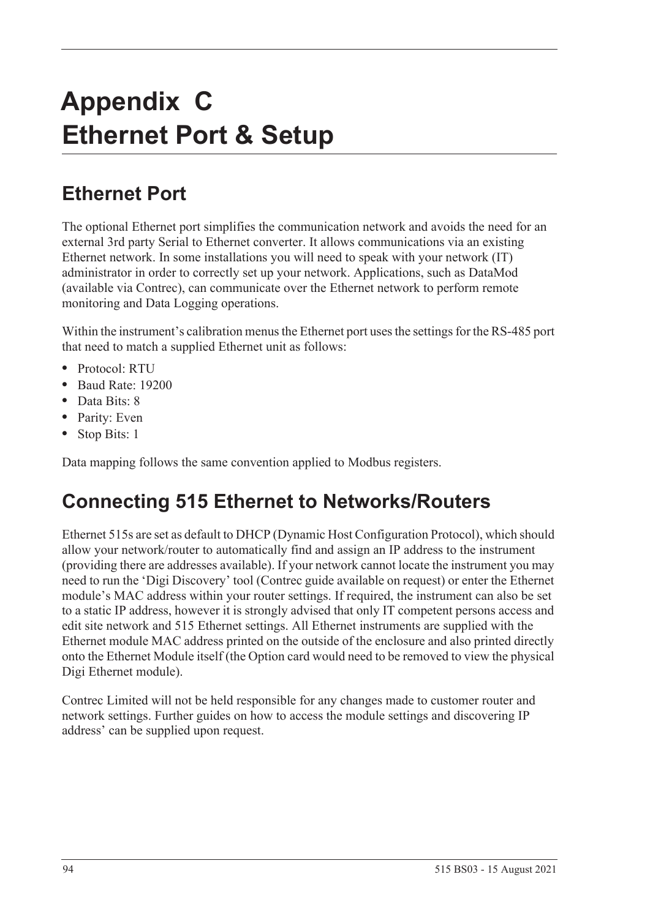# Appendix C
# Ethernet Port & Setup

## Ethernet Port

The optional Ethernet port simplifies the communication network and avoids the need for an external 3rd party Serial to Ethernet converter. It allows communications via an existing Ethernet network. In some installations you will need to speak with your network (IT) administrator in order to correctly set up your network. Applications, such as DataMod (available via Contrec), can communicate over the Ethernet network to perform remote monitoring and Data Logging operations.

Within the instrument's calibration menus the Ethernet port uses the settings for the RS-485 port that need to match a supplied Ethernet unit as follows:

- Protocol: RTU
- Baud Rate: 19200
- Data Bits: 8
- Parity: Even
- Stop Bits: 1

Data mapping follows the same convention applied to Modbus registers.

## Connecting 515 Ethernet to Networks/Routers

Ethernet 515s are set as default to DHCP (Dynamic Host Configuration Protocol), which should allow your network/router to automatically find and assign an IP address to the instrument (providing there are addresses available). If your network cannot locate the instrument you may need to run the 'Digi Discovery' tool (Contrec guide available on request) or enter the Ethernet module's MAC address within your router settings. If required, the instrument can also be set to a static IP address, however it is strongly advised that only IT competent persons access and edit site network and 515 Ethernet settings. All Ethernet instruments are supplied with the Ethernet module MAC address printed on the outside of the enclosure and also printed directly onto the Ethernet Module itself (the Option card would need to be removed to view the physical Digi Ethernet module).

Contrec Limited will not be held responsible for any changes made to customer router and network settings. Further guides on how to access the module settings and discovering IP address' can be supplied upon request.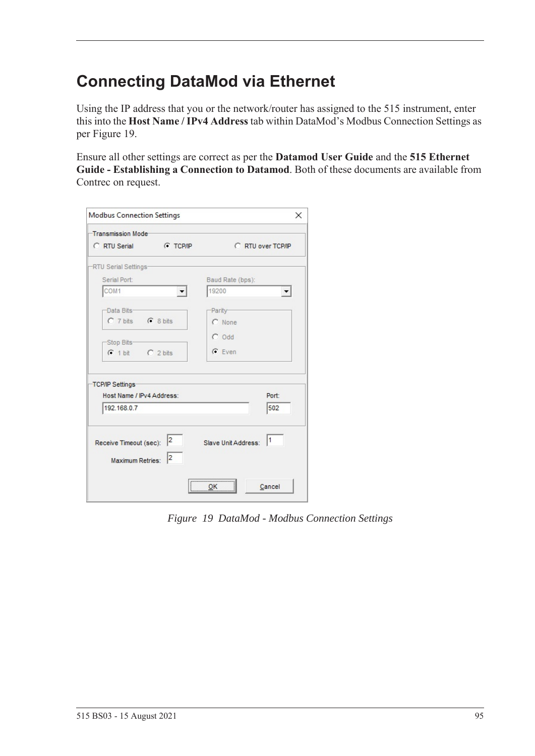# Connecting DataMod via Ethernet

Using the IP address that you or the network/router has assigned to the 515 instrument, enter this into the **Host Name / IPv4 Address** tab within DataMod's Modbus Connection Settings as per Figure 19.

Ensure all other settings are correct as per the **Datamod User Guide** and the **515 Ethernet Guide - Establishing a Connection to Datamod**. Both of these documents are available from Contrec on request.

*Figure 19 DataMod - Modbus Connection Settings*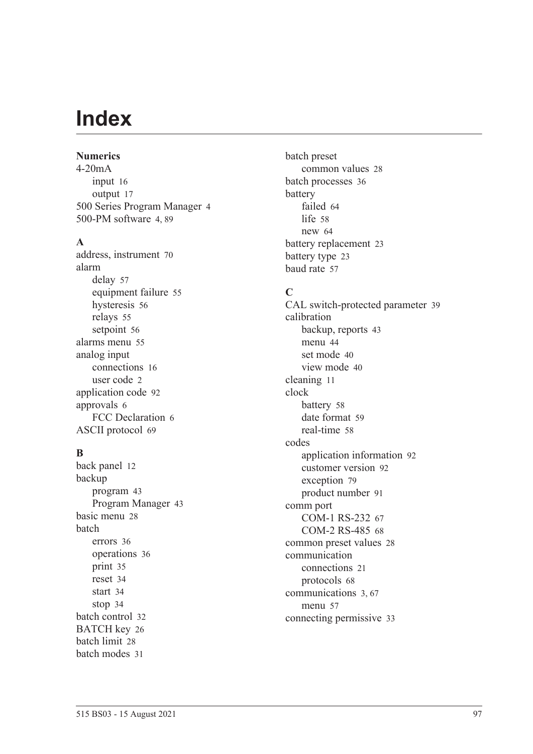# Index

**Numerics**

4-20mA
- input 16
- output 17

500 Series Program Manager 4

500-PM software 4, 89

**A**

address, instrument 70

alarm
- delay 57
- equipment failure 55
- hysteresis 56
- relays 55
- setpoint 56

alarms menu 55

analog input
- connections 16
- user code 2

application code 92

approvals 6
- FCC Declaration 6

ASCII protocol 69

**B**

back panel 12

backup
- program 43
- Program Manager 43

basic menu 28

batch
- errors 36
- operations 36
- print 35
- reset 34
- start 34
- stop 34

batch control 32

BATCH key 26

batch limit 28

batch modes 31

batch preset
- common values 28

batch processes 36

battery
- failed 64
- life 58
- new 64

battery replacement 23

battery type 23

baud rate 57

**C**

CAL switch-protected parameter 39

calibration
- backup, reports 43
- menu 44
- set mode 40
- view mode 40

cleaning 11

clock
- battery 58
- date format 59
- real-time 58

codes
- application information 92
- customer version 92
- exception 79
- product number 91

comm port
- COM-1 RS-232 67
- COM-2 RS-485 68

common preset values 28

communication
- connections 21
- protocols 68

communications 3, 67
- menu 57

connecting permissive 33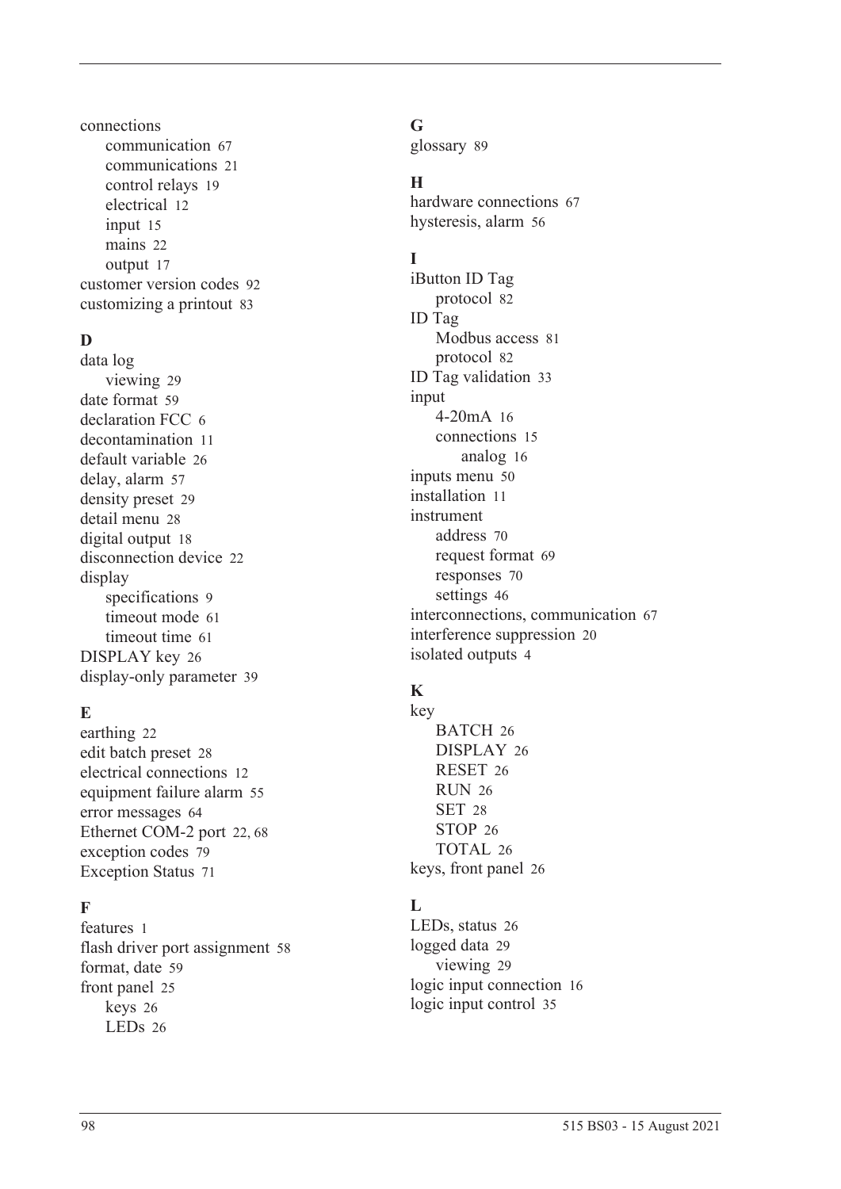connections
- communication 67
- communications 21
- control relays 19
- electrical 12
- input 15
- mains 22
- output 17

customer version codes 92
customizing a printout 83

### D

data log
- viewing 29

date format 59
declaration FCC 6
decontamination 11
default variable 26
delay, alarm 57
density preset 29
detail menu 28
digital output 18
disconnection device 22
display
- specifications 9
- timeout mode 61
- timeout time 61

DISPLAY key 26
display-only parameter 39

### E

earthing 22
edit batch preset 28
electrical connections 12
equipment failure alarm 55
error messages 64
Ethernet COM-2 port 22, 68
exception codes 79
Exception Status 71

### F

features 1
flash driver port assignment 58
format, date 59
front panel 25
- keys 26
- LEDs 26

### G

glossary 89

### H

hardware connections 67
hysteresis, alarm 56

### I

iButton ID Tag
- protocol 82

ID Tag
- Modbus access 81
- protocol 82

ID Tag validation 33
input
- 4-20mA 16
- connections 15
  - analog 16

inputs menu 50
installation 11
instrument
- address 70
- request format 69
- responses 70
- settings 46

interconnections, communication 67
interference suppression 20
isolated outputs 4

### K

key
- BATCH 26
- DISPLAY 26
- RESET 26
- RUN 26
- SET 28
- STOP 26
- TOTAL 26

keys, front panel 26

### L

LEDs, status 26
logged data 29
- viewing 29

logic input connection 16
logic input control 35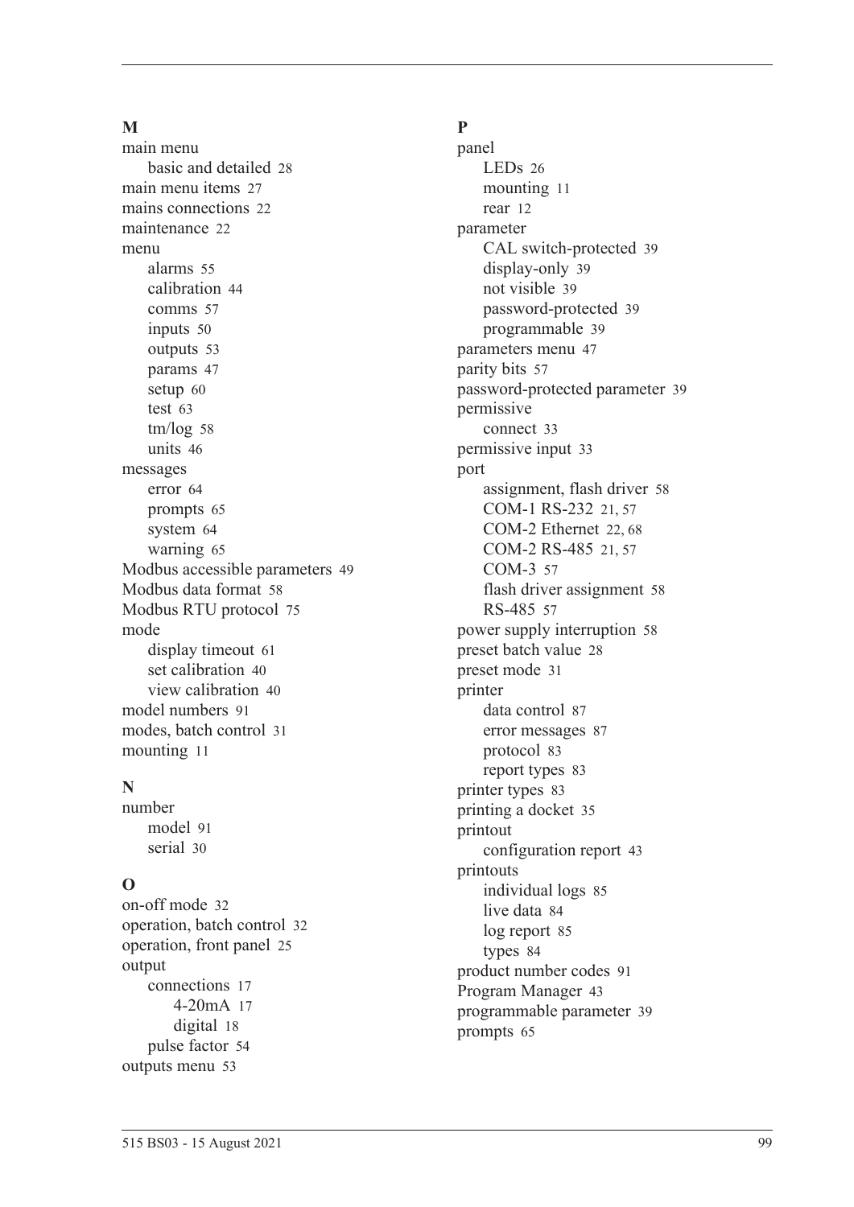**M**

main menu
- basic and detailed 28

main menu items 27
mains connections 22
maintenance 22
menu
- alarms 55
- calibration 44
- comms 57
- inputs 50
- outputs 53
- params 47
- setup 60
- test 63
- tm/log 58
- units 46

messages
- error 64
- prompts 65
- system 64
- warning 65

Modbus accessible parameters 49
Modbus data format 58
Modbus RTU protocol 75
mode
- display timeout 61
- set calibration 40
- view calibration 40

model numbers 91
modes, batch control 31
mounting 11

**N**

number
- model 91
- serial 30

**O**

on-off mode 32
operation, batch control 32
operation, front panel 25
output
- connections 17
    - 4-20mA 17
    - digital 18
- pulse factor 54

outputs menu 53

**P**

panel
- LEDs 26
- mounting 11
- rear 12

parameter
- CAL switch-protected 39
- display-only 39
- not visible 39
- password-protected 39
- programmable 39

parameters menu 47
parity bits 57
password-protected parameter 39
permissive
- connect 33

permissive input 33
port
- assignment, flash driver 58
- COM-1 RS-232 21, 57
- COM-2 Ethernet 22, 68
- COM-2 RS-485 21, 57
- COM-3 57
- flash driver assignment 58
- RS-485 57

power supply interruption 58
preset batch value 28
preset mode 31
printer
- data control 87
- error messages 87
- protocol 83
- report types 83

printer types 83
printing a docket 35
printout
- configuration report 43

printouts
- individual logs 85
- live data 84
- log report 85
- types 84

product number codes 91
Program Manager 43
programmable parameter 39
prompts 65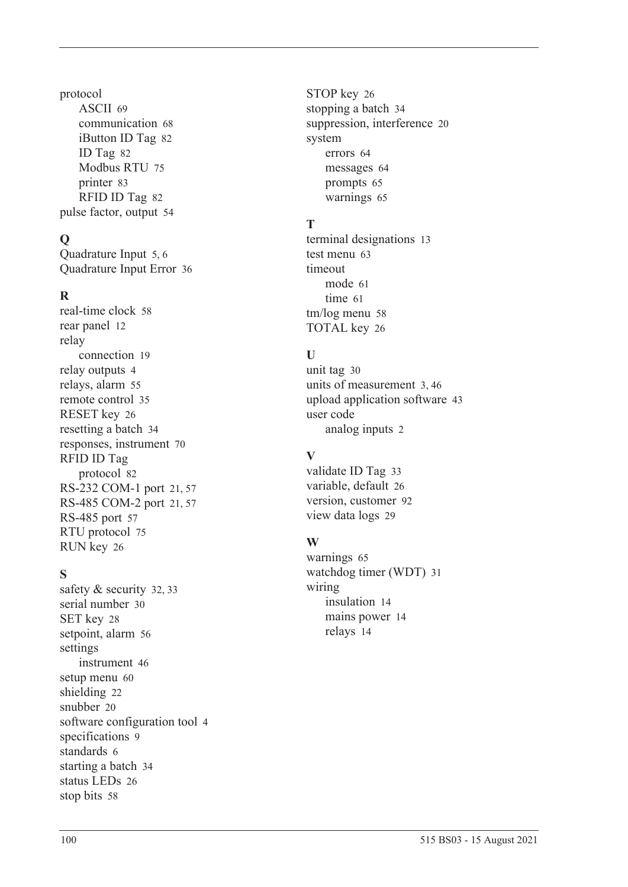protocol
  ASCII 69
  communication 68
  iButton ID Tag 82
  ID Tag 82
  Modbus RTU 75
  printer 83
  RFID ID Tag 82
pulse factor, output 54

**Q**

Quadrature Input 5, 6
Quadrature Input Error 36

**R**

real-time clock 58
rear panel 12
relay
  connection 19
relay outputs 4
relays, alarm 55
remote control 35
RESET key 26
resetting a batch 34
responses, instrument 70
RFID ID Tag
  protocol 82
RS-232 COM-1 port 21, 57
RS-485 COM-2 port 21, 57
RS-485 port 57
RTU protocol 75
RUN key 26

**S**

safety & security 32, 33
serial number 30
SET key 28
setpoint, alarm 56
settings
  instrument 46
setup menu 60
shielding 22
snubber 20
software configuration tool 4
specifications 9
standards 6
starting a batch 34
status LEDs 26
stop bits 58
STOP key 26
stopping a batch 34
suppression, interference 20
system
  errors 64
  messages 64
  prompts 65
  warnings 65

**T**

terminal designations 13
test menu 63
timeout
  mode 61
  time 61
tm/log menu 58
TOTAL key 26

**U**

unit tag 30
units of measurement 3, 46
upload application software 43
user code
  analog inputs 2

**V**

validate ID Tag 33
variable, default 26
version, customer 92
view data logs 29

**W**

warnings 65
watchdog timer (WDT) 31
wiring
  insulation 14
  mains power 14
  relays 14